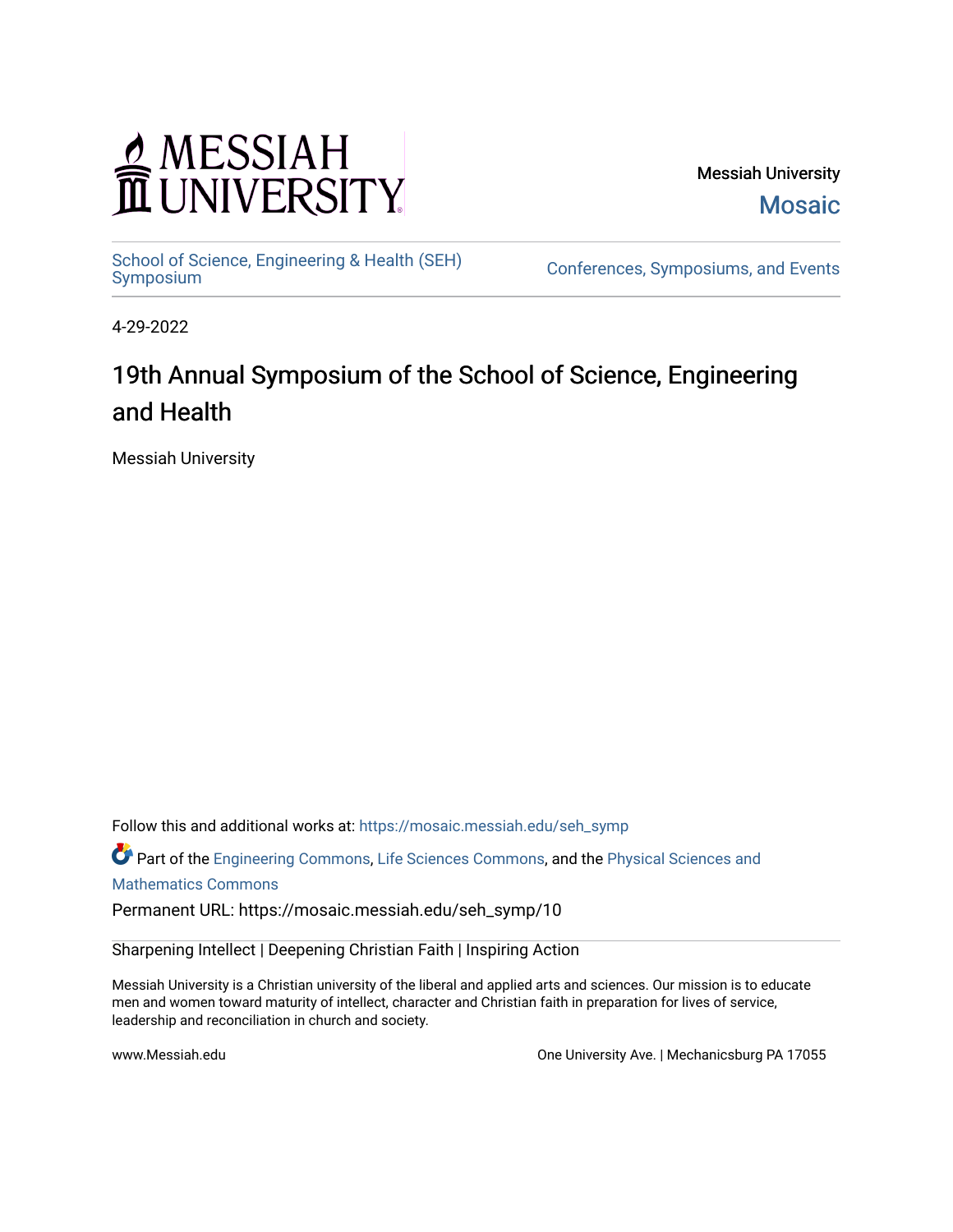MESSIAH UNIVERSITY

Messiah University
Mosaic

School of Science, Engineering & Health (SEH) Symposium

Conferences, Symposiums, and Events

4-29-2022

# 19th Annual Symposium of the School of Science, Engineering and Health

Messiah University

Follow this and additional works at: https://mosaic.messiah.edu/seh_symp

Part of the Engineering Commons, Life Sciences Commons, and the Physical Sciences and Mathematics Commons

Permanent URL: https://mosaic.messiah.edu/seh_symp/10

Sharpening Intellect | Deepening Christian Faith | Inspiring Action

Messiah University is a Christian university of the liberal and applied arts and sciences. Our mission is to educate men and women toward maturity of intellect, character and Christian faith in preparation for lives of service, leadership and reconciliation in church and society.

www.Messiah.edu

One University Ave. | Mechanicsburg PA 17055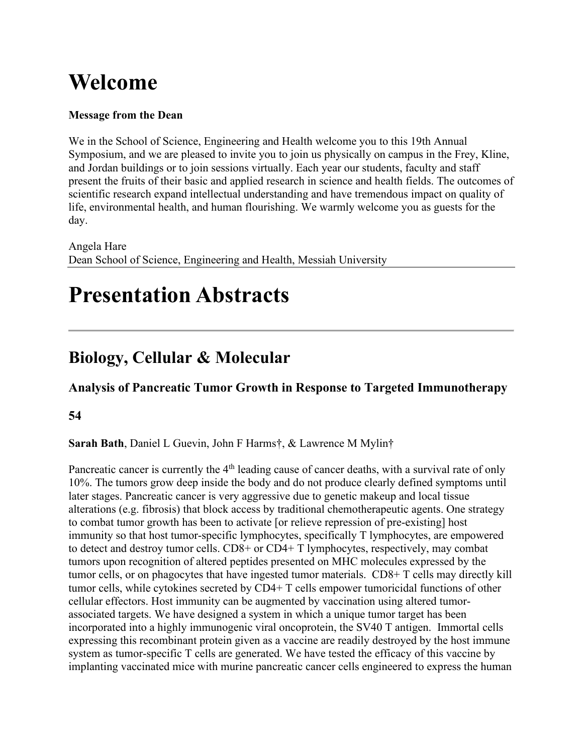# Welcome

**Message from the Dean**

We in the School of Science, Engineering and Health welcome you to this 19th Annual Symposium, and we are pleased to invite you to join us physically on campus in the Frey, Kline, and Jordan buildings or to join sessions virtually. Each year our students, faculty and staff present the fruits of their basic and applied research in science and health fields. The outcomes of scientific research expand intellectual understanding and have tremendous impact on quality of life, environmental health, and human flourishing. We warmly welcome you as guests for the day.

Angela Hare
Dean School of Science, Engineering and Health, Messiah University

# Presentation Abstracts

---

## Biology, Cellular & Molecular

### Analysis of Pancreatic Tumor Growth in Response to Targeted Immunotherapy

**54**

**Sarah Bath**, Daniel L Guevin, John F Harms†, & Lawrence M Mylin†

Pancreatic cancer is currently the 4th leading cause of cancer deaths, with a survival rate of only 10%. The tumors grow deep inside the body and do not produce clearly defined symptoms until later stages. Pancreatic cancer is very aggressive due to genetic makeup and local tissue alterations (e.g. fibrosis) that block access by traditional chemotherapeutic agents. One strategy to combat tumor growth has been to activate [or relieve repression of pre-existing] host immunity so that host tumor-specific lymphocytes, specifically T lymphocytes, are empowered to detect and destroy tumor cells. CD8+ or CD4+ T lymphocytes, respectively, may combat tumors upon recognition of altered peptides presented on MHC molecules expressed by the tumor cells, or on phagocytes that have ingested tumor materials. CD8+ T cells may directly kill tumor cells, while cytokines secreted by CD4+ T cells empower tumoricidal functions of other cellular effectors. Host immunity can be augmented by vaccination using altered tumor-associated targets. We have designed a system in which a unique tumor target has been incorporated into a highly immunogenic viral oncoprotein, the SV40 T antigen. Immortal cells expressing this recombinant protein given as a vaccine are readily destroyed by the host immune system as tumor-specific T cells are generated. We have tested the efficacy of this vaccine by implanting vaccinated mice with murine pancreatic cancer cells engineered to express the human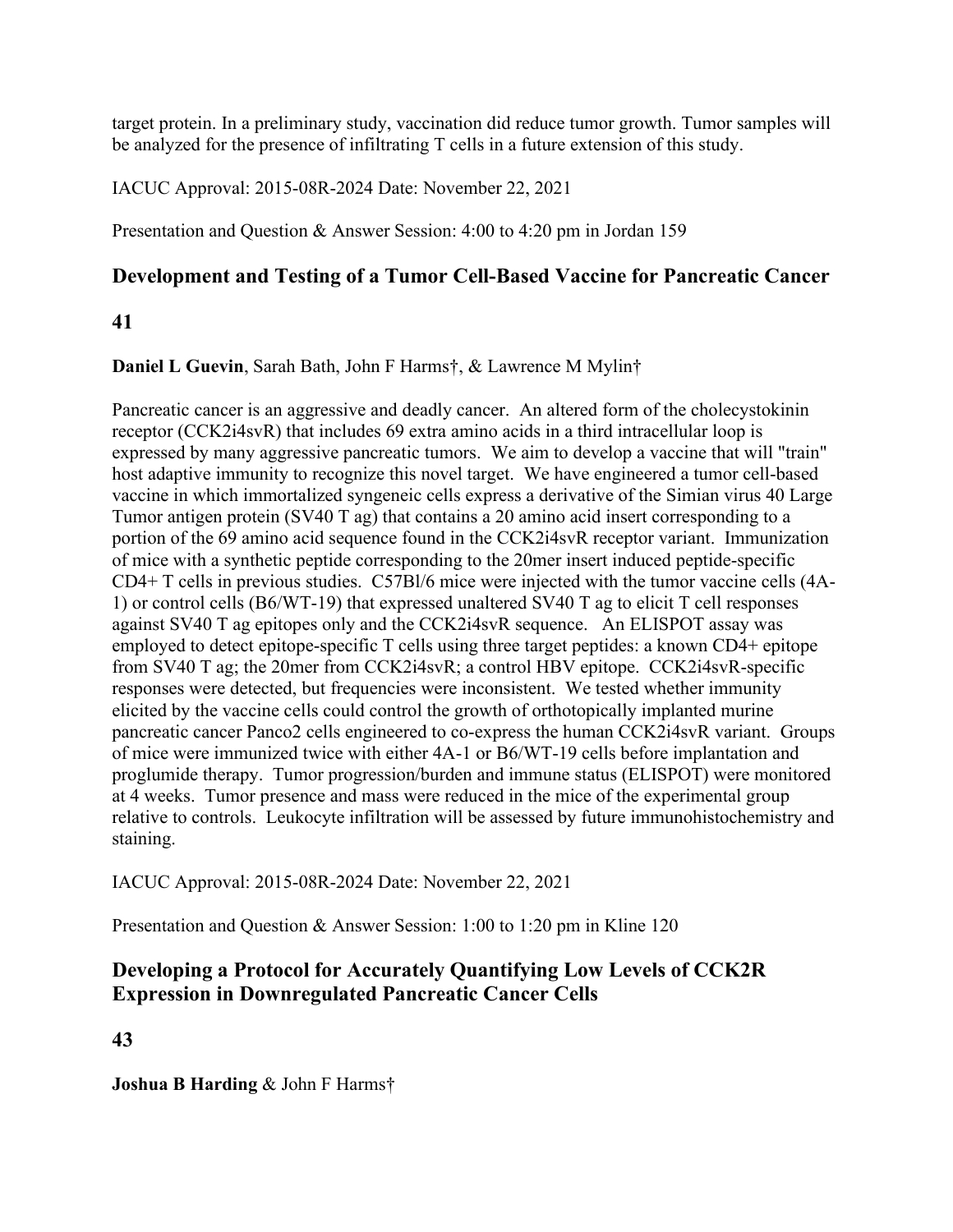target protein. In a preliminary study, vaccination did reduce tumor growth. Tumor samples will be analyzed for the presence of infiltrating T cells in a future extension of this study.

IACUC Approval: 2015-08R-2024 Date: November 22, 2021

Presentation and Question & Answer Session: 4:00 to 4:20 pm in Jordan 159

## Development and Testing of a Tumor Cell-Based Vaccine for Pancreatic Cancer

## 41

**Daniel L Guevin**, Sarah Bath, John F Harms†, & Lawrence M Mylin†

Pancreatic cancer is an aggressive and deadly cancer. An altered form of the cholecystokinin receptor (CCK2i4svR) that includes 69 extra amino acids in a third intracellular loop is expressed by many aggressive pancreatic tumors. We aim to develop a vaccine that will "train" host adaptive immunity to recognize this novel target. We have engineered a tumor cell-based vaccine in which immortalized syngeneic cells express a derivative of the Simian virus 40 Large Tumor antigen protein (SV40 T ag) that contains a 20 amino acid insert corresponding to a portion of the 69 amino acid sequence found in the CCK2i4svR receptor variant. Immunization of mice with a synthetic peptide corresponding to the 20mer insert induced peptide-specific CD4+ T cells in previous studies. C57Bl/6 mice were injected with the tumor vaccine cells (4A-1) or control cells (B6/WT-19) that expressed unaltered SV40 T ag to elicit T cell responses against SV40 T ag epitopes only and the CCK2i4svR sequence. An ELISPOT assay was employed to detect epitope-specific T cells using three target peptides: a known CD4+ epitope from SV40 T ag; the 20mer from CCK2i4svR; a control HBV epitope. CCK2i4svR-specific responses were detected, but frequencies were inconsistent. We tested whether immunity elicited by the vaccine cells could control the growth of orthotopically implanted murine pancreatic cancer Panco2 cells engineered to co-express the human CCK2i4svR variant. Groups of mice were immunized twice with either 4A-1 or B6/WT-19 cells before implantation and proglumide therapy. Tumor progression/burden and immune status (ELISPOT) were monitored at 4 weeks. Tumor presence and mass were reduced in the mice of the experimental group relative to controls. Leukocyte infiltration will be assessed by future immunohistochemistry and staining.

IACUC Approval: 2015-08R-2024 Date: November 22, 2021

Presentation and Question & Answer Session: 1:00 to 1:20 pm in Kline 120

## Developing a Protocol for Accurately Quantifying Low Levels of CCK2R Expression in Downregulated Pancreatic Cancer Cells

## 43

**Joshua B Harding** & John F Harms†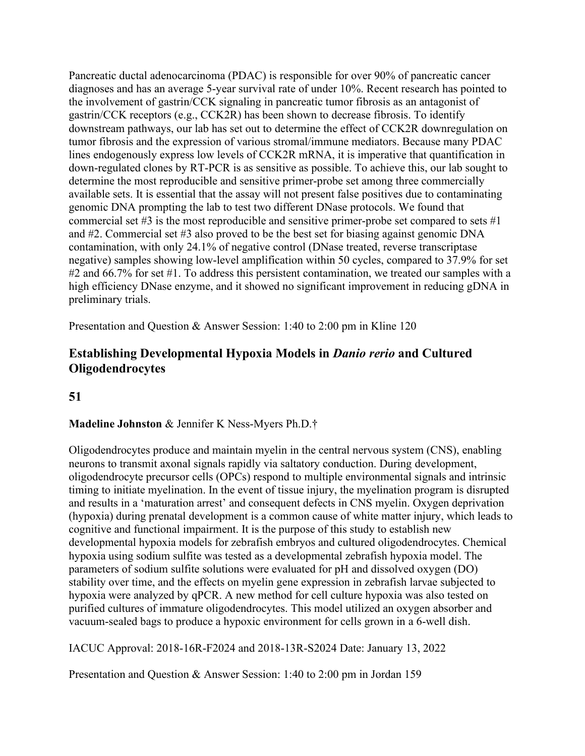Pancreatic ductal adenocarcinoma (PDAC) is responsible for over 90% of pancreatic cancer diagnoses and has an average 5-year survival rate of under 10%. Recent research has pointed to the involvement of gastrin/CCK signaling in pancreatic tumor fibrosis as an antagonist of gastrin/CCK receptors (e.g., CCK2R) has been shown to decrease fibrosis. To identify downstream pathways, our lab has set out to determine the effect of CCK2R downregulation on tumor fibrosis and the expression of various stromal/immune mediators. Because many PDAC lines endogenously express low levels of CCK2R mRNA, it is imperative that quantification in down-regulated clones by RT-PCR is as sensitive as possible. To achieve this, our lab sought to determine the most reproducible and sensitive primer-probe set among three commercially available sets. It is essential that the assay will not present false positives due to contaminating genomic DNA prompting the lab to test two different DNase protocols. We found that commercial set #3 is the most reproducible and sensitive primer-probe set compared to sets #1 and #2. Commercial set #3 also proved to be the best set for biasing against genomic DNA contamination, with only 24.1% of negative control (DNase treated, reverse transcriptase negative) samples showing low-level amplification within 50 cycles, compared to 37.9% for set #2 and 66.7% for set #1. To address this persistent contamination, we treated our samples with a high efficiency DNase enzyme, and it showed no significant improvement in reducing gDNA in preliminary trials.

Presentation and Question & Answer Session: 1:40 to 2:00 pm in Kline 120

## Establishing Developmental Hypoxia Models in *Danio rerio* and Cultured Oligodendrocytes

## 51

**Madeline Johnston** & Jennifer K Ness-Myers Ph.D.†

Oligodendrocytes produce and maintain myelin in the central nervous system (CNS), enabling neurons to transmit axonal signals rapidly via saltatory conduction. During development, oligodendrocyte precursor cells (OPCs) respond to multiple environmental signals and intrinsic timing to initiate myelination. In the event of tissue injury, the myelination program is disrupted and results in a 'maturation arrest' and consequent defects in CNS myelin. Oxygen deprivation (hypoxia) during prenatal development is a common cause of white matter injury, which leads to cognitive and functional impairment. It is the purpose of this study to establish new developmental hypoxia models for zebrafish embryos and cultured oligodendrocytes. Chemical hypoxia using sodium sulfite was tested as a developmental zebrafish hypoxia model. The parameters of sodium sulfite solutions were evaluated for pH and dissolved oxygen (DO) stability over time, and the effects on myelin gene expression in zebrafish larvae subjected to hypoxia were analyzed by qPCR. A new method for cell culture hypoxia was also tested on purified cultures of immature oligodendrocytes. This model utilized an oxygen absorber and vacuum-sealed bags to produce a hypoxic environment for cells grown in a 6-well dish.

IACUC Approval: 2018-16R-F2024 and 2018-13R-S2024 Date: January 13, 2022

Presentation and Question & Answer Session: 1:40 to 2:00 pm in Jordan 159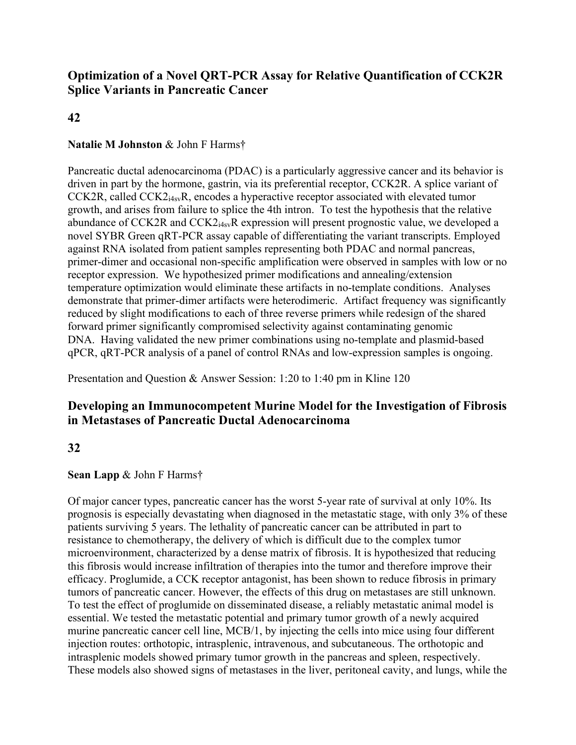## Optimization of a Novel QRT-PCR Assay for Relative Quantification of CCK2R Splice Variants in Pancreatic Cancer

### 42

**Natalie M Johnston** & John F Harms†

Pancreatic ductal adenocarcinoma (PDAC) is a particularly aggressive cancer and its behavior is driven in part by the hormone, gastrin, via its preferential receptor, CCK2R. A splice variant of CCK2R, called $CCK2_{i4sv}R$, encodes a hyperactive receptor associated with elevated tumor growth, and arises from failure to splice the 4th intron. To test the hypothesis that the relative abundance of CCK2R and $CCK2_{i4sv}R$ expression will present prognostic value, we developed a novel SYBR Green qRT-PCR assay capable of differentiating the variant transcripts. Employed against RNA isolated from patient samples representing both PDAC and normal pancreas, primer-dimer and occasional non-specific amplification were observed in samples with low or no receptor expression. We hypothesized primer modifications and annealing/extension temperature optimization would eliminate these artifacts in no-template conditions. Analyses demonstrate that primer-dimer artifacts were heterodimeric. Artifact frequency was significantly reduced by slight modifications to each of three reverse primers while redesign of the shared forward primer significantly compromised selectivity against contaminating genomic DNA. Having validated the new primer combinations using no-template and plasmid-based qPCR, qRT-PCR analysis of a panel of control RNAs and low-expression samples is ongoing.

Presentation and Question & Answer Session: 1:20 to 1:40 pm in Kline 120

## Developing an Immunocompetent Murine Model for the Investigation of Fibrosis in Metastases of Pancreatic Ductal Adenocarcinoma

### 32

**Sean Lapp** & John F Harms†

Of major cancer types, pancreatic cancer has the worst 5-year rate of survival at only 10%. Its prognosis is especially devastating when diagnosed in the metastatic stage, with only 3% of these patients surviving 5 years. The lethality of pancreatic cancer can be attributed in part to resistance to chemotherapy, the delivery of which is difficult due to the complex tumor microenvironment, characterized by a dense matrix of fibrosis. It is hypothesized that reducing this fibrosis would increase infiltration of therapies into the tumor and therefore improve their efficacy. Proglumide, a CCK receptor antagonist, has been shown to reduce fibrosis in primary tumors of pancreatic cancer. However, the effects of this drug on metastases are still unknown. To test the effect of proglumide on disseminated disease, a reliably metastatic animal model is essential. We tested the metastatic potential and primary tumor growth of a newly acquired murine pancreatic cancer cell line, MCB/1, by injecting the cells into mice using four different injection routes: orthotopic, intrasplenic, intravenous, and subcutaneous. The orthotopic and intrasplenic models showed primary tumor growth in the pancreas and spleen, respectively. These models also showed signs of metastases in the liver, peritoneal cavity, and lungs, while the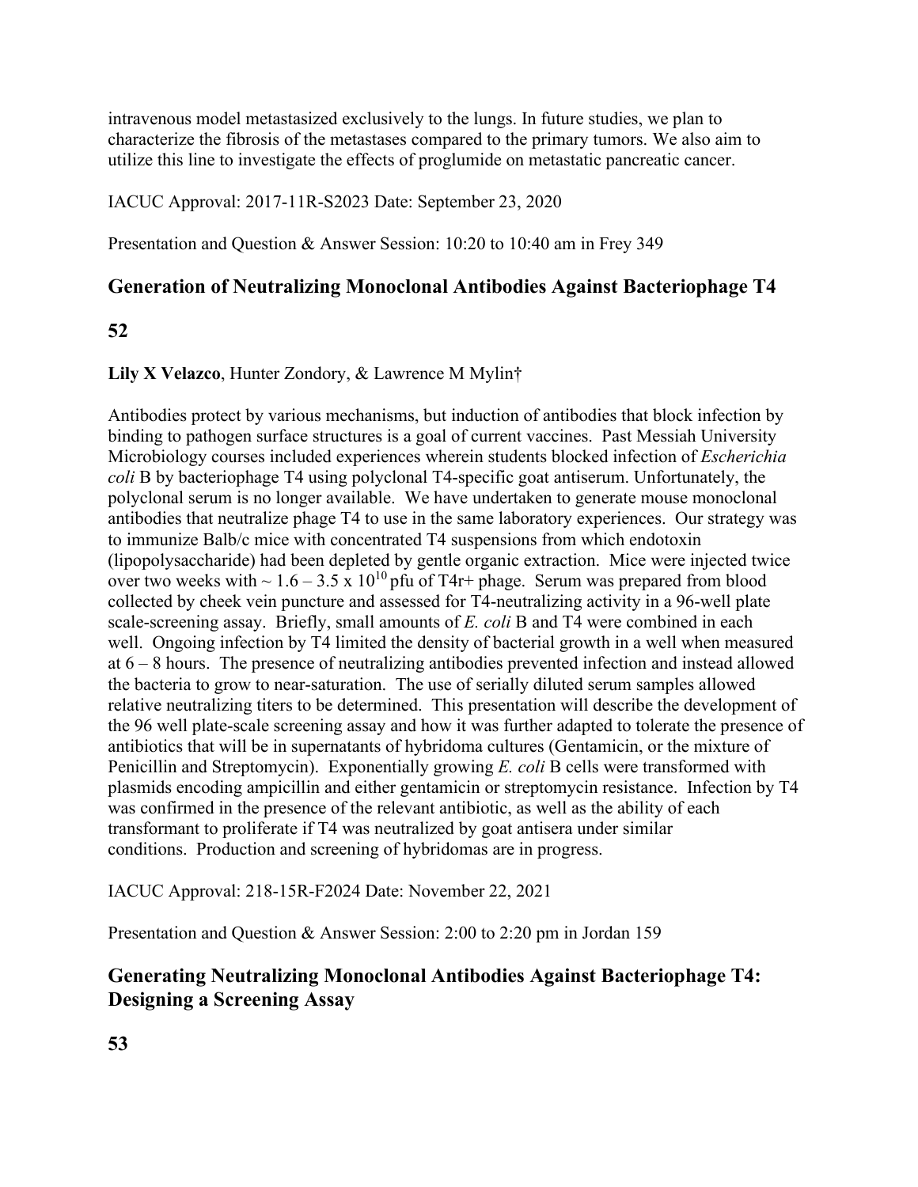intravenous model metastasized exclusively to the lungs. In future studies, we plan to characterize the fibrosis of the metastases compared to the primary tumors. We also aim to utilize this line to investigate the effects of proglumide on metastatic pancreatic cancer.

IACUC Approval: 2017-11R-S2023 Date: September 23, 2020

Presentation and Question & Answer Session: 10:20 to 10:40 am in Frey 349

## Generation of Neutralizing Monoclonal Antibodies Against Bacteriophage T4

## 52

**Lily X Velazco**, Hunter Zondory, & Lawrence M Mylin†

Antibodies protect by various mechanisms, but induction of antibodies that block infection by binding to pathogen surface structures is a goal of current vaccines. Past Messiah University Microbiology courses included experiences wherein students blocked infection of *Escherichia coli* B by bacteriophage T4 using polyclonal T4-specific goat antiserum. Unfortunately, the polyclonal serum is no longer available. We have undertaken to generate mouse monoclonal antibodies that neutralize phage T4 to use in the same laboratory experiences. Our strategy was to immunize Balb/c mice with concentrated T4 suspensions from which endotoxin (lipopolysaccharide) had been depleted by gentle organic extraction. Mice were injected twice over two weeks with ~ $1.6 – 3.5 \times 10^{10}$ pfu of T4r+ phage. Serum was prepared from blood collected by cheek vein puncture and assessed for T4-neutralizing activity in a 96-well plate scale-screening assay. Briefly, small amounts of *E. coli* B and T4 were combined in each well. Ongoing infection by T4 limited the density of bacterial growth in a well when measured at 6 – 8 hours. The presence of neutralizing antibodies prevented infection and instead allowed the bacteria to grow to near-saturation. The use of serially diluted serum samples allowed relative neutralizing titers to be determined. This presentation will describe the development of the 96 well plate-scale screening assay and how it was further adapted to tolerate the presence of antibiotics that will be in supernatants of hybridoma cultures (Gentamicin, or the mixture of Penicillin and Streptomycin). Exponentially growing *E. coli* B cells were transformed with plasmids encoding ampicillin and either gentamicin or streptomycin resistance. Infection by T4 was confirmed in the presence of the relevant antibiotic, as well as the ability of each transformant to proliferate if T4 was neutralized by goat antisera under similar conditions. Production and screening of hybridomas are in progress.

IACUC Approval: 218-15R-F2024 Date: November 22, 2021

Presentation and Question & Answer Session: 2:00 to 2:20 pm in Jordan 159

## Generating Neutralizing Monoclonal Antibodies Against Bacteriophage T4: Designing a Screening Assay

## 53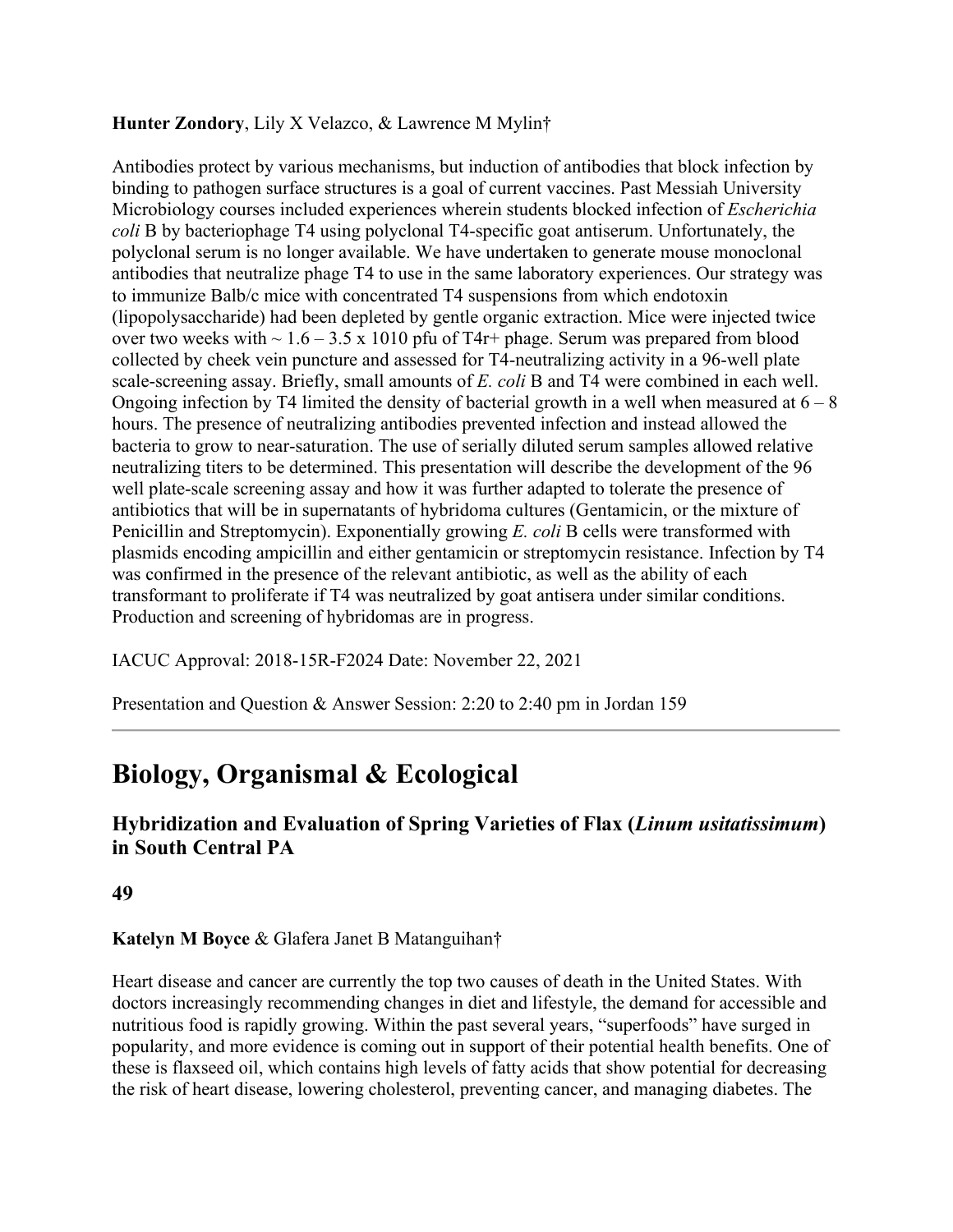**Hunter Zondory**, Lily X Velazco, & Lawrence M Mylin†

Antibodies protect by various mechanisms, but induction of antibodies that block infection by binding to pathogen surface structures is a goal of current vaccines. Past Messiah University Microbiology courses included experiences wherein students blocked infection of *Escherichia coli* B by bacteriophage T4 using polyclonal T4-specific goat antiserum. Unfortunately, the polyclonal serum is no longer available. We have undertaken to generate mouse monoclonal antibodies that neutralize phage T4 to use in the same laboratory experiences. Our strategy was to immunize Balb/c mice with concentrated T4 suspensions from which endotoxin (lipopolysaccharide) had been depleted by gentle organic extraction. Mice were injected twice over two weeks with ~ 1.6 – 3.5 x 1010 pfu of T4r+ phage. Serum was prepared from blood collected by cheek vein puncture and assessed for T4-neutralizing activity in a 96-well plate scale-screening assay. Briefly, small amounts of *E. coli* B and T4 were combined in each well. Ongoing infection by T4 limited the density of bacterial growth in a well when measured at 6 – 8 hours. The presence of neutralizing antibodies prevented infection and instead allowed the bacteria to grow to near-saturation. The use of serially diluted serum samples allowed relative neutralizing titers to be determined. This presentation will describe the development of the 96 well plate-scale screening assay and how it was further adapted to tolerate the presence of antibiotics that will be in supernatants of hybridoma cultures (Gentamicin, or the mixture of Penicillin and Streptomycin). Exponentially growing *E. coli* B cells were transformed with plasmids encoding ampicillin and either gentamicin or streptomycin resistance. Infection by T4 was confirmed in the presence of the relevant antibiotic, as well as the ability of each transformant to proliferate if T4 was neutralized by goat antisera under similar conditions. Production and screening of hybridomas are in progress.

IACUC Approval: 2018-15R-F2024 Date: November 22, 2021

Presentation and Question & Answer Session: 2:20 to 2:40 pm in Jordan 159

---

# Biology, Organismal & Ecological

### Hybridization and Evaluation of Spring Varieties of Flax (*Linum usitatissimum*) in South Central PA

**49**

**Katelyn M Boyce** & Glafera Janet B Matanguihan†

Heart disease and cancer are currently the top two causes of death in the United States. With doctors increasingly recommending changes in diet and lifestyle, the demand for accessible and nutritious food is rapidly growing. Within the past several years, "superfoods" have surged in popularity, and more evidence is coming out in support of their potential health benefits. One of these is flaxseed oil, which contains high levels of fatty acids that show potential for decreasing the risk of heart disease, lowering cholesterol, preventing cancer, and managing diabetes. The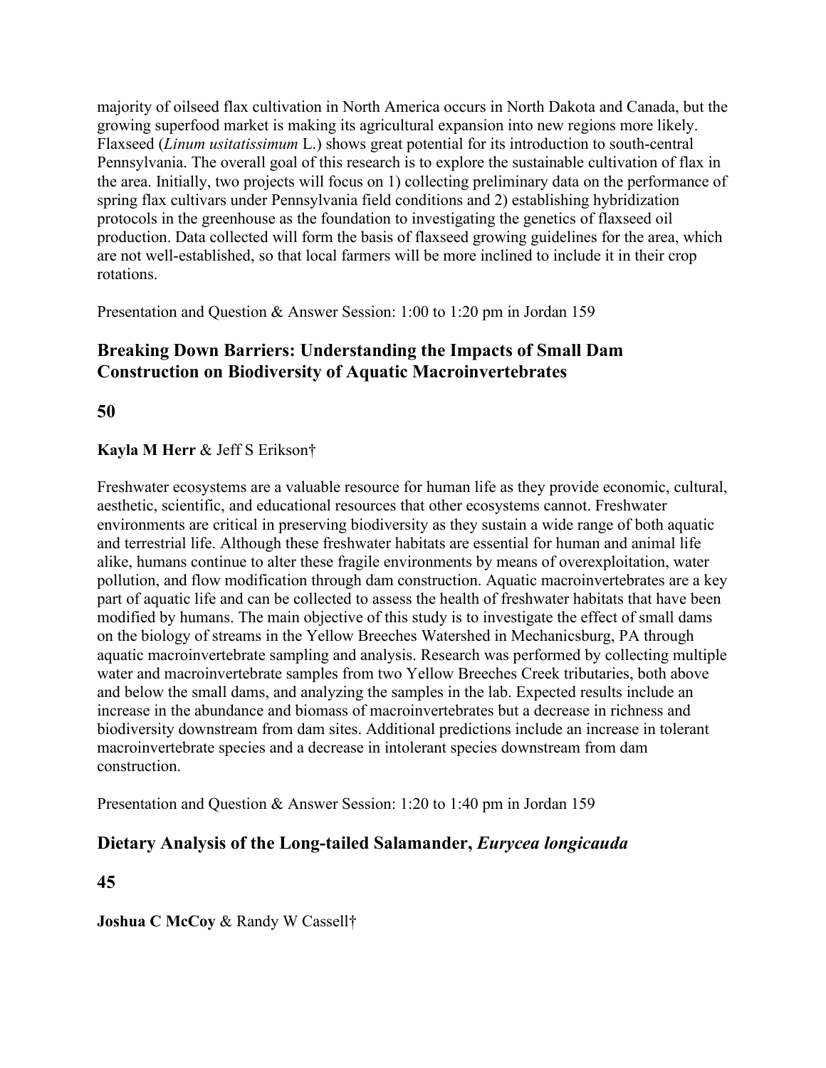majority of oilseed flax cultivation in North America occurs in North Dakota and Canada, but the growing superfood market is making its agricultural expansion into new regions more likely. Flaxseed (*Linum usitatissimum* L.) shows great potential for its introduction to south-central Pennsylvania. The overall goal of this research is to explore the sustainable cultivation of flax in the area. Initially, two projects will focus on 1) collecting preliminary data on the performance of spring flax cultivars under Pennsylvania field conditions and 2) establishing hybridization protocols in the greenhouse as the foundation to investigating the genetics of flaxseed oil production. Data collected will form the basis of flaxseed growing guidelines for the area, which are not well-established, so that local farmers will be more inclined to include it in their crop rotations.

Presentation and Question & Answer Session: 1:00 to 1:20 pm in Jordan 159

## Breaking Down Barriers: Understanding the Impacts of Small Dam Construction on Biodiversity of Aquatic Macroinvertebrates

**50**

**Kayla M Herr** & Jeff S Erikson†

Freshwater ecosystems are a valuable resource for human life as they provide economic, cultural, aesthetic, scientific, and educational resources that other ecosystems cannot. Freshwater environments are critical in preserving biodiversity as they sustain a wide range of both aquatic and terrestrial life. Although these freshwater habitats are essential for human and animal life alike, humans continue to alter these fragile environments by means of overexploitation, water pollution, and flow modification through dam construction. Aquatic macroinvertebrates are a key part of aquatic life and can be collected to assess the health of freshwater habitats that have been modified by humans. The main objective of this study is to investigate the effect of small dams on the biology of streams in the Yellow Breeches Watershed in Mechanicsburg, PA through aquatic macroinvertebrate sampling and analysis. Research was performed by collecting multiple water and macroinvertebrate samples from two Yellow Breeches Creek tributaries, both above and below the small dams, and analyzing the samples in the lab. Expected results include an increase in the abundance and biomass of macroinvertebrates but a decrease in richness and biodiversity downstream from dam sites. Additional predictions include an increase in tolerant macroinvertebrate species and a decrease in intolerant species downstream from dam construction.

Presentation and Question & Answer Session: 1:20 to 1:40 pm in Jordan 159

## Dietary Analysis of the Long-tailed Salamander, *Eurycea longicauda*

**45**

**Joshua C McCoy** & Randy W Cassell†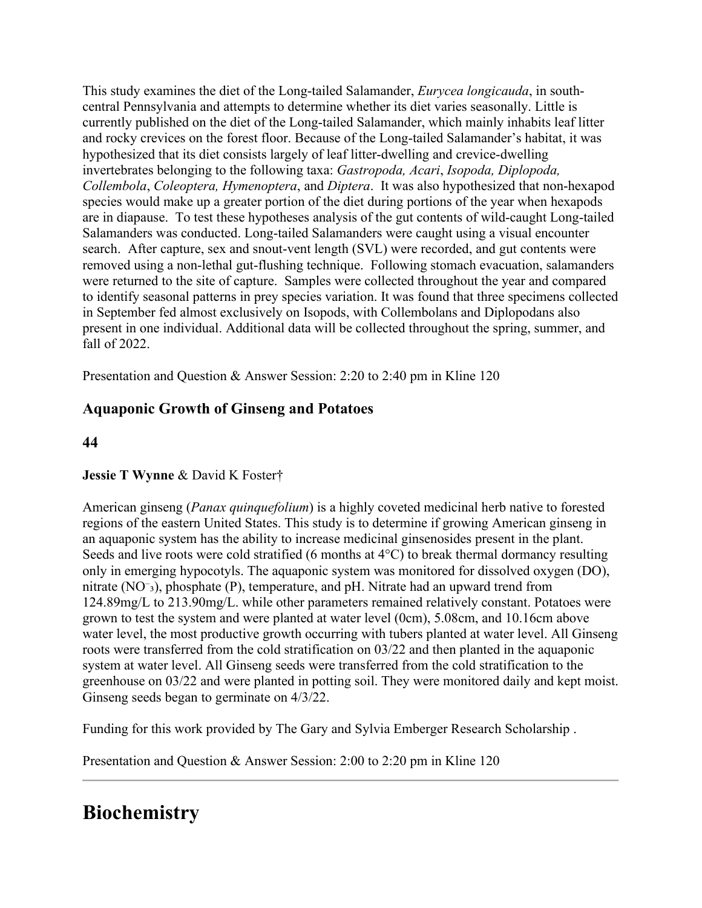This study examines the diet of the Long-tailed Salamander, *Eurycea longicauda*, in south-central Pennsylvania and attempts to determine whether its diet varies seasonally. Little is currently published on the diet of the Long-tailed Salamander, which mainly inhabits leaf litter and rocky crevices on the forest floor. Because of the Long-tailed Salamander's habitat, it was hypothesized that its diet consists largely of leaf litter-dwelling and crevice-dwelling invertebrates belonging to the following taxa: *Gastropoda, Acari*, *Isopoda, Diplopoda, Collembola*, *Coleoptera, Hymenoptera*, and *Diptera*. It was also hypothesized that non-hexapod species would make up a greater portion of the diet during portions of the year when hexapods are in diapause. To test these hypotheses analysis of the gut contents of wild-caught Long-tailed Salamanders was conducted. Long-tailed Salamanders were caught using a visual encounter search. After capture, sex and snout-vent length (SVL) were recorded, and gut contents were removed using a non-lethal gut-flushing technique. Following stomach evacuation, salamanders were returned to the site of capture. Samples were collected throughout the year and compared to identify seasonal patterns in prey species variation. It was found that three specimens collected in September fed almost exclusively on Isopods, with Collembolans and Diplopodans also present in one individual. Additional data will be collected throughout the spring, summer, and fall of 2022.

Presentation and Question & Answer Session: 2:20 to 2:40 pm in Kline 120

### Aquaponic Growth of Ginseng and Potatoes

**44**

**Jessie T Wynne** & David K Foster†

American ginseng (*Panax quinquefolium*) is a highly coveted medicinal herb native to forested regions of the eastern United States. This study is to determine if growing American ginseng in an aquaponic system has the ability to increase medicinal ginsenosides present in the plant. Seeds and live roots were cold stratified (6 months at 4°C) to break thermal dormancy resulting only in emerging hypocotyls. The aquaponic system was monitored for dissolved oxygen (DO), nitrate ($NO^-_3$), phosphate (P), temperature, and pH. Nitrate had an upward trend from 124.89mg/L to 213.90mg/L. while other parameters remained relatively constant. Potatoes were grown to test the system and were planted at water level (0cm), 5.08cm, and 10.16cm above water level, the most productive growth occurring with tubers planted at water level. All Ginseng roots were transferred from the cold stratification on 03/22 and then planted in the aquaponic system at water level. All Ginseng seeds were transferred from the cold stratification to the greenhouse on 03/22 and were planted in potting soil. They were monitored daily and kept moist. Ginseng seeds began to germinate on 4/3/22.

Funding for this work provided by The Gary and Sylvia Emberger Research Scholarship .

Presentation and Question & Answer Session: 2:00 to 2:20 pm in Kline 120

---

# Biochemistry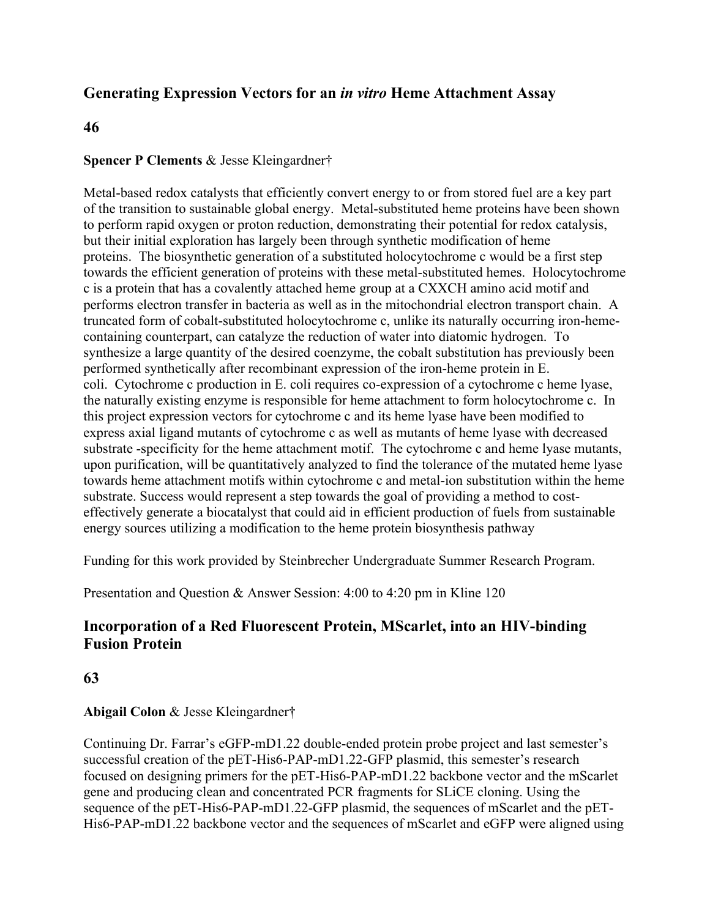## Generating Expression Vectors for an *in vitro* Heme Attachment Assay

## 46

**Spencer P Clements** & Jesse Kleingardner†

Metal-based redox catalysts that efficiently convert energy to or from stored fuel are a key part of the transition to sustainable global energy. Metal-substituted heme proteins have been shown to perform rapid oxygen or proton reduction, demonstrating their potential for redox catalysis, but their initial exploration has largely been through synthetic modification of heme proteins. The biosynthetic generation of a substituted holocytochrome c would be a first step towards the efficient generation of proteins with these metal-substituted hemes. Holocytochrome c is a protein that has a covalently attached heme group at a CXXCH amino acid motif and performs electron transfer in bacteria as well as in the mitochondrial electron transport chain. A truncated form of cobalt-substituted holocytochrome c, unlike its naturally occurring iron-heme-containing counterpart, can catalyze the reduction of water into diatomic hydrogen. To synthesize a large quantity of the desired coenzyme, the cobalt substitution has previously been performed synthetically after recombinant expression of the iron-heme protein in E. coli. Cytochrome c production in E. coli requires co-expression of a cytochrome c heme lyase, the naturally existing enzyme is responsible for heme attachment to form holocytochrome c. In this project expression vectors for cytochrome c and its heme lyase have been modified to express axial ligand mutants of cytochrome c as well as mutants of heme lyase with decreased substrate -specificity for the heme attachment motif. The cytochrome c and heme lyase mutants, upon purification, will be quantitatively analyzed to find the tolerance of the mutated heme lyase towards heme attachment motifs within cytochrome c and metal-ion substitution within the heme substrate. Success would represent a step towards the goal of providing a method to cost-effectively generate a biocatalyst that could aid in efficient production of fuels from sustainable energy sources utilizing a modification to the heme protein biosynthesis pathway

Funding for this work provided by Steinbrecher Undergraduate Summer Research Program.

Presentation and Question & Answer Session: 4:00 to 4:20 pm in Kline 120

## Incorporation of a Red Fluorescent Protein, MScarlet, into an HIV-binding Fusion Protein

## 63

**Abigail Colon** & Jesse Kleingardner†

Continuing Dr. Farrar's eGFP-mD1.22 double-ended protein probe project and last semester's successful creation of the pET-His6-PAP-mD1.22-GFP plasmid, this semester's research focused on designing primers for the pET-His6-PAP-mD1.22 backbone vector and the mScarlet gene and producing clean and concentrated PCR fragments for SLiCE cloning. Using the sequence of the pET-His6-PAP-mD1.22-GFP plasmid, the sequences of mScarlet and the pET-His6-PAP-mD1.22 backbone vector and the sequences of mScarlet and eGFP were aligned using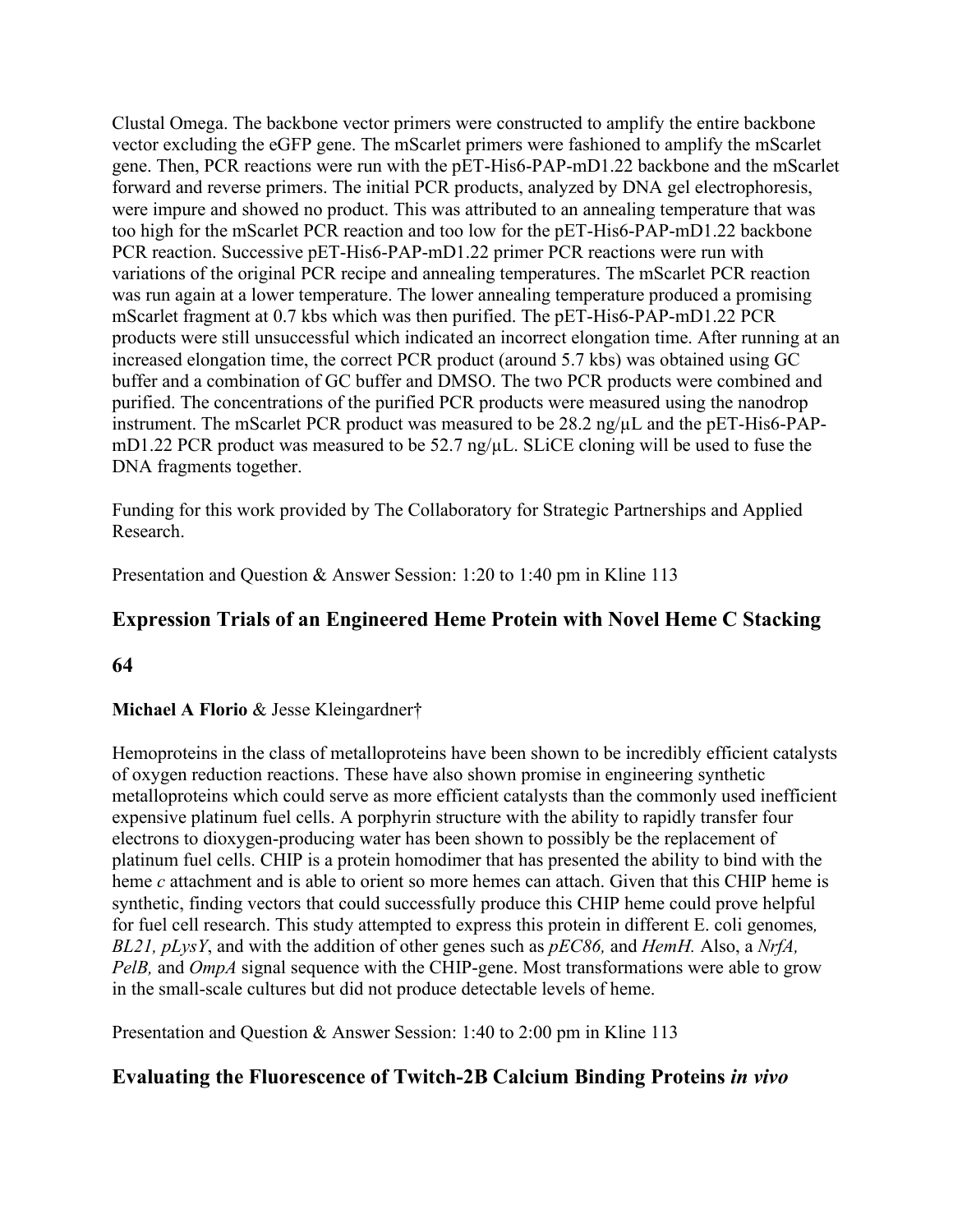Clustal Omega. The backbone vector primers were constructed to amplify the entire backbone vector excluding the eGFP gene. The mScarlet primers were fashioned to amplify the mScarlet gene. Then, PCR reactions were run with the pET-His6-PAP-mD1.22 backbone and the mScarlet forward and reverse primers. The initial PCR products, analyzed by DNA gel electrophoresis, were impure and showed no product. This was attributed to an annealing temperature that was too high for the mScarlet PCR reaction and too low for the pET-His6-PAP-mD1.22 backbone PCR reaction. Successive pET-His6-PAP-mD1.22 primer PCR reactions were run with variations of the original PCR recipe and annealing temperatures. The mScarlet PCR reaction was run again at a lower temperature. The lower annealing temperature produced a promising mScarlet fragment at 0.7 kbs which was then purified. The pET-His6-PAP-mD1.22 PCR products were still unsuccessful which indicated an incorrect elongation time. After running at an increased elongation time, the correct PCR product (around 5.7 kbs) was obtained using GC buffer and a combination of GC buffer and DMSO. The two PCR products were combined and purified. The concentrations of the purified PCR products were measured using the nanodrop instrument. The mScarlet PCR product was measured to be 28.2 ng/μL and the pET-His6-PAP-mD1.22 PCR product was measured to be 52.7 ng/μL. SLiCE cloning will be used to fuse the DNA fragments together.

Funding for this work provided by The Collaboratory for Strategic Partnerships and Applied Research.

Presentation and Question & Answer Session: 1:20 to 1:40 pm in Kline 113

## Expression Trials of an Engineered Heme Protein with Novel Heme C Stacking

## 64

**Michael A Florio** & Jesse Kleingardner†

Hemoproteins in the class of metalloproteins have been shown to be incredibly efficient catalysts of oxygen reduction reactions. These have also shown promise in engineering synthetic metalloproteins which could serve as more efficient catalysts than the commonly used inefficient expensive platinum fuel cells. A porphyrin structure with the ability to rapidly transfer four electrons to dioxygen-producing water has been shown to possibly be the replacement of platinum fuel cells. CHIP is a protein homodimer that has presented the ability to bind with the heme *c* attachment and is able to orient so more hemes can attach. Given that this CHIP heme is synthetic, finding vectors that could successfully produce this CHIP heme could prove helpful for fuel cell research. This study attempted to express this protein in different E. coli genomes*, BL21, pLysY*, and with the addition of other genes such as *pEC86,* and *HemH.* Also, a *NrfA, PelB,* and *OmpA* signal sequence with the CHIP-gene. Most transformations were able to grow in the small-scale cultures but did not produce detectable levels of heme.

Presentation and Question & Answer Session: 1:40 to 2:00 pm in Kline 113

## Evaluating the Fluorescence of Twitch-2B Calcium Binding Proteins *in vivo*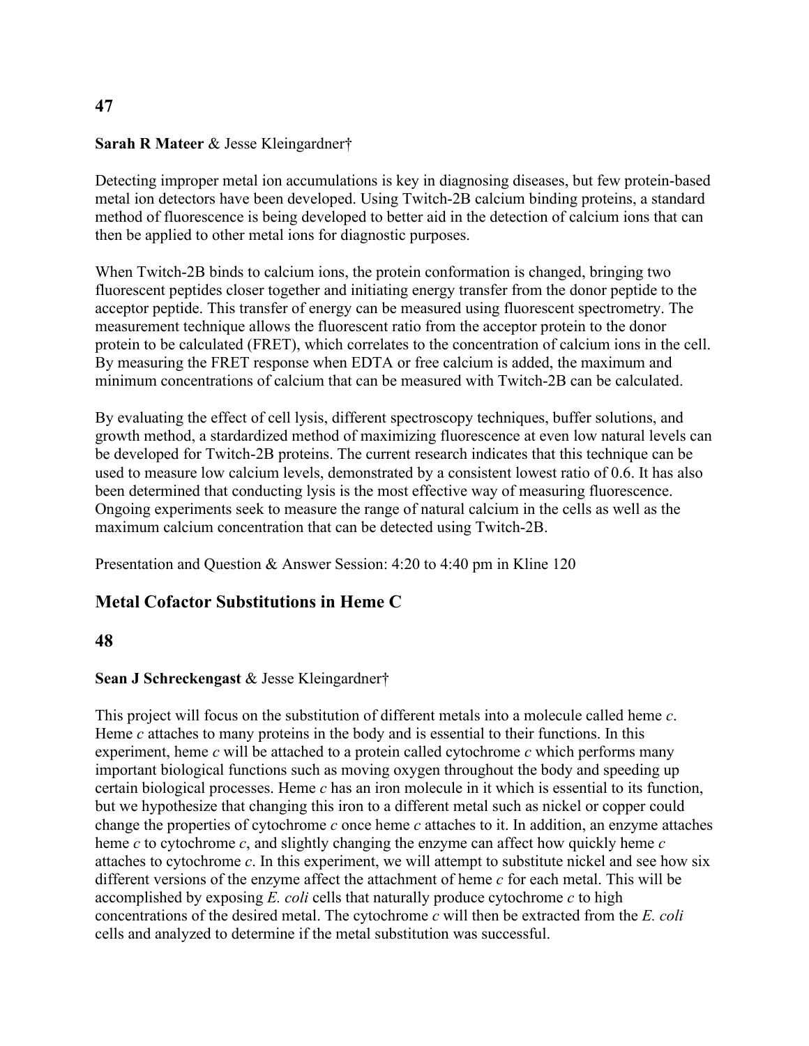**47**

**Sarah R Mateer** & Jesse Kleingardner†

Detecting improper metal ion accumulations is key in diagnosing diseases, but few protein-based metal ion detectors have been developed. Using Twitch-2B calcium binding proteins, a standard method of fluorescence is being developed to better aid in the detection of calcium ions that can then be applied to other metal ions for diagnostic purposes.

When Twitch-2B binds to calcium ions, the protein conformation is changed, bringing two fluorescent peptides closer together and initiating energy transfer from the donor peptide to the acceptor peptide. This transfer of energy can be measured using fluorescent spectrometry. The measurement technique allows the fluorescent ratio from the acceptor protein to the donor protein to be calculated (FRET), which correlates to the concentration of calcium ions in the cell. By measuring the FRET response when EDTA or free calcium is added, the maximum and minimum concentrations of calcium that can be measured with Twitch-2B can be calculated.

By evaluating the effect of cell lysis, different spectroscopy techniques, buffer solutions, and growth method, a stardardized method of maximizing fluorescence at even low natural levels can be developed for Twitch-2B proteins. The current research indicates that this technique can be used to measure low calcium levels, demonstrated by a consistent lowest ratio of 0.6. It has also been determined that conducting lysis is the most effective way of measuring fluorescence. Ongoing experiments seek to measure the range of natural calcium in the cells as well as the maximum calcium concentration that can be detected using Twitch-2B.

Presentation and Question & Answer Session: 4:20 to 4:40 pm in Kline 120

## Metal Cofactor Substitutions in Heme C

**48**

**Sean J Schreckengast** & Jesse Kleingardner†

This project will focus on the substitution of different metals into a molecule called heme *c*. Heme *c* attaches to many proteins in the body and is essential to their functions. In this experiment, heme *c* will be attached to a protein called cytochrome *c* which performs many important biological functions such as moving oxygen throughout the body and speeding up certain biological processes. Heme *c* has an iron molecule in it which is essential to its function, but we hypothesize that changing this iron to a different metal such as nickel or copper could change the properties of cytochrome *c* once heme *c* attaches to it. In addition, an enzyme attaches heme *c* to cytochrome *c*, and slightly changing the enzyme can affect how quickly heme *c* attaches to cytochrome *c*. In this experiment, we will attempt to substitute nickel and see how six different versions of the enzyme affect the attachment of heme *c* for each metal. This will be accomplished by exposing *E. coli* cells that naturally produce cytochrome *c* to high concentrations of the desired metal. The cytochrome *c* will then be extracted from the *E. coli* cells and analyzed to determine if the metal substitution was successful.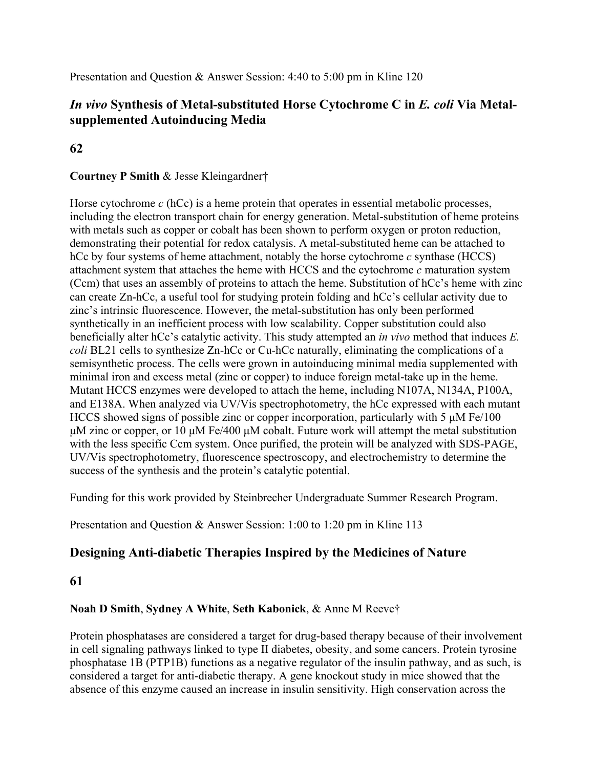Presentation and Question & Answer Session: 4:40 to 5:00 pm in Kline 120

## *In vivo* Synthesis of Metal-substituted Horse Cytochrome C in *E. coli* Via Metal-supplemented Autoinducing Media

## 62

**Courtney P Smith** & Jesse Kleingardner†

Horse cytochrome *c* (hCc) is a heme protein that operates in essential metabolic processes, including the electron transport chain for energy generation. Metal-substitution of heme proteins with metals such as copper or cobalt has been shown to perform oxygen or proton reduction, demonstrating their potential for redox catalysis. A metal-substituted heme can be attached to hCc by four systems of heme attachment, notably the horse cytochrome *c* synthase (HCCS) attachment system that attaches the heme with HCCS and the cytochrome *c* maturation system (Ccm) that uses an assembly of proteins to attach the heme. Substitution of hCc's heme with zinc can create Zn-hCc, a useful tool for studying protein folding and hCc's cellular activity due to zinc's intrinsic fluorescence. However, the metal-substitution has only been performed synthetically in an inefficient process with low scalability. Copper substitution could also beneficially alter hCc's catalytic activity. This study attempted an *in vivo* method that induces *E. coli* BL21 cells to synthesize Zn-hCc or Cu-hCc naturally, eliminating the complications of a semisynthetic process. The cells were grown in autoinducing minimal media supplemented with minimal iron and excess metal (zinc or copper) to induce foreign metal-take up in the heme. Mutant HCCS enzymes were developed to attach the heme, including N107A, N134A, P100A, and E138A. When analyzed via UV/Vis spectrophotometry, the hCc expressed with each mutant HCCS showed signs of possible zinc or copper incorporation, particularly with 5 μM Fe/100 μM zinc or copper, or 10 μM Fe/400 μM cobalt. Future work will attempt the metal substitution with the less specific Ccm system. Once purified, the protein will be analyzed with SDS-PAGE, UV/Vis spectrophotometry, fluorescence spectroscopy, and electrochemistry to determine the success of the synthesis and the protein's catalytic potential.

Funding for this work provided by Steinbrecher Undergraduate Summer Research Program.

Presentation and Question & Answer Session: 1:00 to 1:20 pm in Kline 113

## Designing Anti-diabetic Therapies Inspired by the Medicines of Nature

## 61

**Noah D Smith**, **Sydney A White**, **Seth Kabonick**, & Anne M Reeve†

Protein phosphatases are considered a target for drug-based therapy because of their involvement in cell signaling pathways linked to type II diabetes, obesity, and some cancers. Protein tyrosine phosphatase 1B (PTP1B) functions as a negative regulator of the insulin pathway, and as such, is considered a target for anti-diabetic therapy. A gene knockout study in mice showed that the absence of this enzyme caused an increase in insulin sensitivity. High conservation across the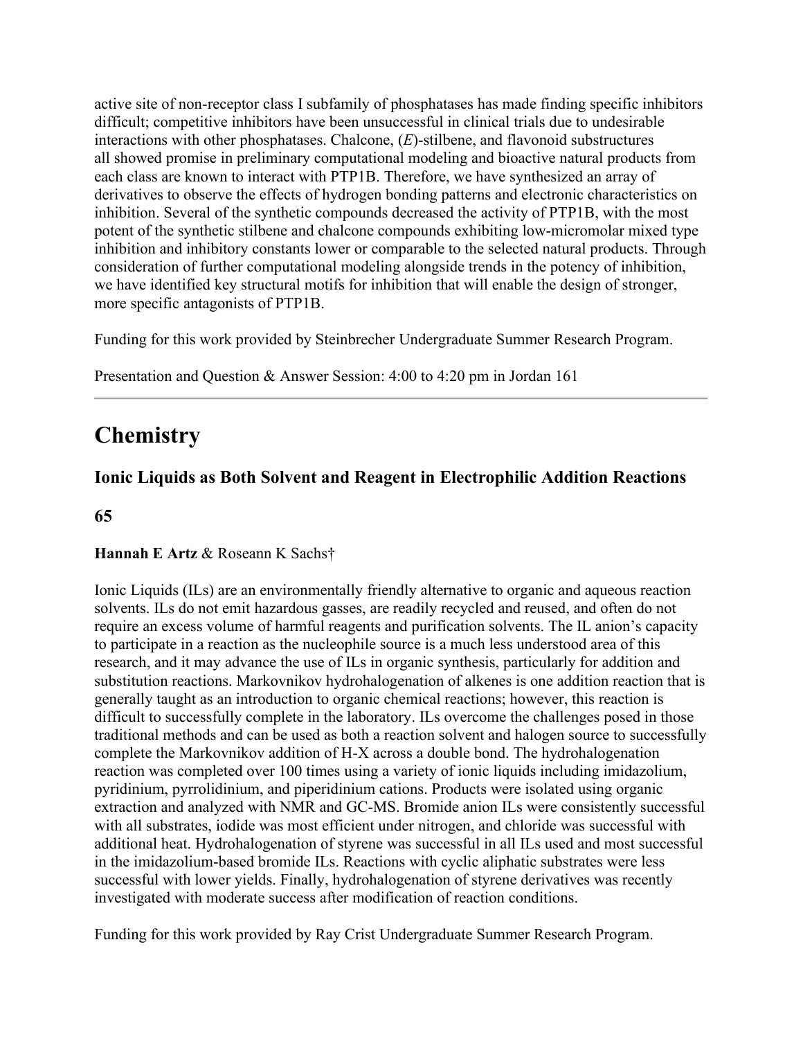active site of non-receptor class I subfamily of phosphatases has made finding specific inhibitors difficult; competitive inhibitors have been unsuccessful in clinical trials due to undesirable interactions with other phosphatases. Chalcone, (*E*)-stilbene, and flavonoid substructures all showed promise in preliminary computational modeling and bioactive natural products from each class are known to interact with PTP1B. Therefore, we have synthesized an array of derivatives to observe the effects of hydrogen bonding patterns and electronic characteristics on inhibition. Several of the synthetic compounds decreased the activity of PTP1B, with the most potent of the synthetic stilbene and chalcone compounds exhibiting low-micromolar mixed type inhibition and inhibitory constants lower or comparable to the selected natural products. Through consideration of further computational modeling alongside trends in the potency of inhibition, we have identified key structural motifs for inhibition that will enable the design of stronger, more specific antagonists of PTP1B.

Funding for this work provided by Steinbrecher Undergraduate Summer Research Program.

Presentation and Question & Answer Session: 4:00 to 4:20 pm in Jordan 161

---

# Chemistry

### Ionic Liquids as Both Solvent and Reagent in Electrophilic Addition Reactions

### 65

**Hannah E Artz** & Roseann K Sachs†

Ionic Liquids (ILs) are an environmentally friendly alternative to organic and aqueous reaction solvents. ILs do not emit hazardous gasses, are readily recycled and reused, and often do not require an excess volume of harmful reagents and purification solvents. The IL anion's capacity to participate in a reaction as the nucleophile source is a much less understood area of this research, and it may advance the use of ILs in organic synthesis, particularly for addition and substitution reactions. Markovnikov hydrohalogenation of alkenes is one addition reaction that is generally taught as an introduction to organic chemical reactions; however, this reaction is difficult to successfully complete in the laboratory. ILs overcome the challenges posed in those traditional methods and can be used as both a reaction solvent and halogen source to successfully complete the Markovnikov addition of H-X across a double bond. The hydrohalogenation reaction was completed over 100 times using a variety of ionic liquids including imidazolium, pyridinium, pyrrolidinium, and piperidinium cations. Products were isolated using organic extraction and analyzed with NMR and GC-MS. Bromide anion ILs were consistently successful with all substrates, iodide was most efficient under nitrogen, and chloride was successful with additional heat. Hydrohalogenation of styrene was successful in all ILs used and most successful in the imidazolium-based bromide ILs. Reactions with cyclic aliphatic substrates were less successful with lower yields. Finally, hydrohalogenation of styrene derivatives was recently investigated with moderate success after modification of reaction conditions.

Funding for this work provided by Ray Crist Undergraduate Summer Research Program.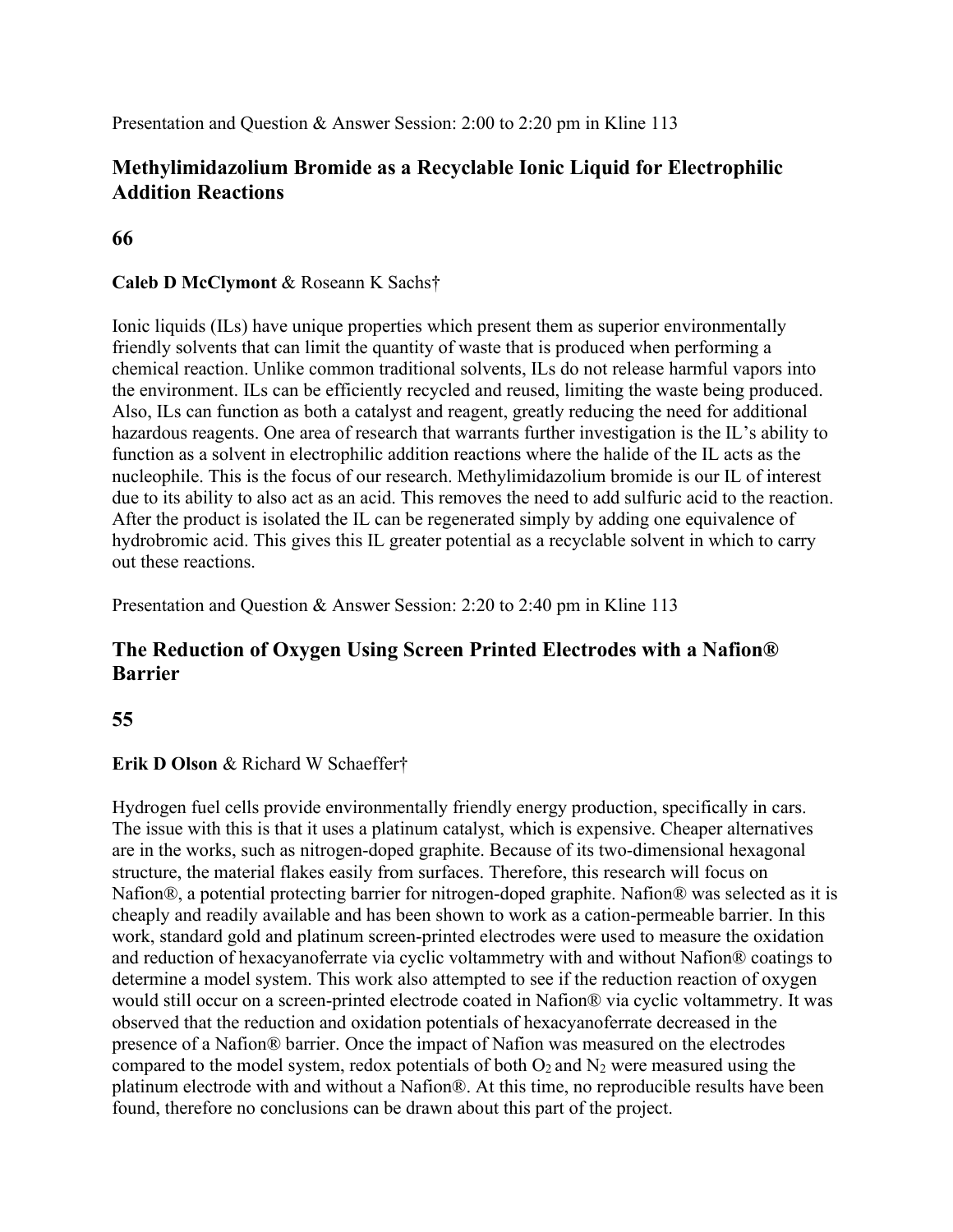Presentation and Question & Answer Session: 2:00 to 2:20 pm in Kline 113

## Methylimidazolium Bromide as a Recyclable Ionic Liquid for Electrophilic Addition Reactions

## 66

**Caleb D McClymont** & Roseann K Sachs†

Ionic liquids (ILs) have unique properties which present them as superior environmentally friendly solvents that can limit the quantity of waste that is produced when performing a chemical reaction. Unlike common traditional solvents, ILs do not release harmful vapors into the environment. ILs can be efficiently recycled and reused, limiting the waste being produced. Also, ILs can function as both a catalyst and reagent, greatly reducing the need for additional hazardous reagents. One area of research that warrants further investigation is the IL's ability to function as a solvent in electrophilic addition reactions where the halide of the IL acts as the nucleophile. This is the focus of our research. Methylimidazolium bromide is our IL of interest due to its ability to also act as an acid. This removes the need to add sulfuric acid to the reaction. After the product is isolated the IL can be regenerated simply by adding one equivalence of hydrobromic acid. This gives this IL greater potential as a recyclable solvent in which to carry out these reactions.

Presentation and Question & Answer Session: 2:20 to 2:40 pm in Kline 113

## The Reduction of Oxygen Using Screen Printed Electrodes with a Nafion® Barrier

## 55

**Erik D Olson** & Richard W Schaeffer†

Hydrogen fuel cells provide environmentally friendly energy production, specifically in cars. The issue with this is that it uses a platinum catalyst, which is expensive. Cheaper alternatives are in the works, such as nitrogen-doped graphite. Because of its two-dimensional hexagonal structure, the material flakes easily from surfaces. Therefore, this research will focus on Nafion®, a potential protecting barrier for nitrogen-doped graphite. Nafion® was selected as it is cheaply and readily available and has been shown to work as a cation-permeable barrier. In this work, standard gold and platinum screen-printed electrodes were used to measure the oxidation and reduction of hexacyanoferrate via cyclic voltammetry with and without Nafion® coatings to determine a model system. This work also attempted to see if the reduction reaction of oxygen would still occur on a screen-printed electrode coated in Nafion® via cyclic voltammetry. It was observed that the reduction and oxidation potentials of hexacyanoferrate decreased in the presence of a Nafion® barrier. Once the impact of Nafion was measured on the electrodes compared to the model system, redox potentials of both $O_2$ and $N_2$ were measured using the platinum electrode with and without a Nafion®. At this time, no reproducible results have been found, therefore no conclusions can be drawn about this part of the project.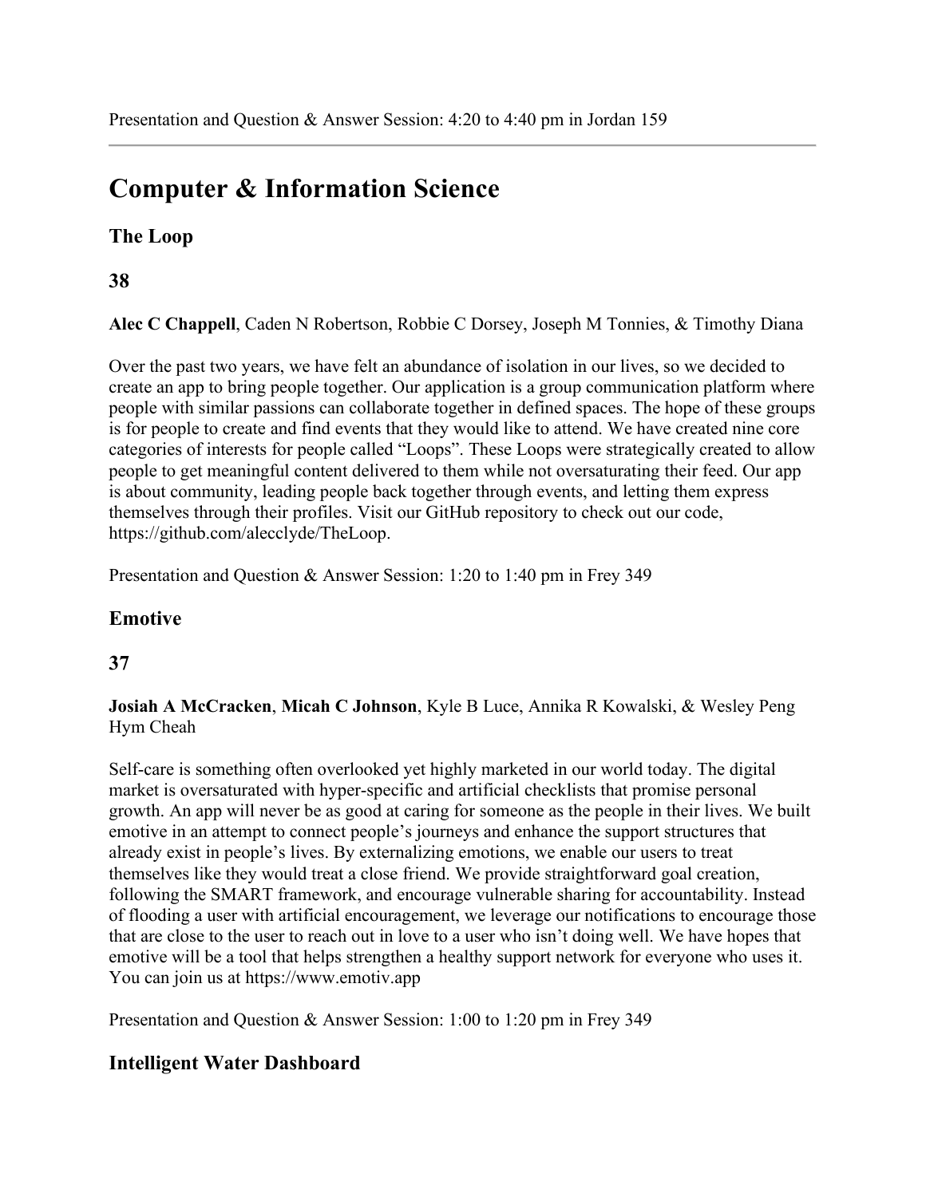Presentation and Question & Answer Session: 4:20 to 4:40 pm in Jordan 159

---

# Computer & Information Science

## The Loop

### 38

**Alec C Chappell**, Caden N Robertson, Robbie C Dorsey, Joseph M Tonnies, & Timothy Diana

Over the past two years, we have felt an abundance of isolation in our lives, so we decided to create an app to bring people together. Our application is a group communication platform where people with similar passions can collaborate together in defined spaces. The hope of these groups is for people to create and find events that they would like to attend. We have created nine core categories of interests for people called "Loops". These Loops were strategically created to allow people to get meaningful content delivered to them while not oversaturating their feed. Our app is about community, leading people back together through events, and letting them express themselves through their profiles. Visit our GitHub repository to check out our code, https://github.com/alecclyde/TheLoop.

Presentation and Question & Answer Session: 1:20 to 1:40 pm in Frey 349

## Emotive

### 37

**Josiah A McCracken**, **Micah C Johnson**, Kyle B Luce, Annika R Kowalski, & Wesley Peng Hym Cheah

Self-care is something often overlooked yet highly marketed in our world today. The digital market is oversaturated with hyper-specific and artificial checklists that promise personal growth. An app will never be as good at caring for someone as the people in their lives. We built emotive in an attempt to connect people's journeys and enhance the support structures that already exist in people's lives. By externalizing emotions, we enable our users to treat themselves like they would treat a close friend. We provide straightforward goal creation, following the SMART framework, and encourage vulnerable sharing for accountability. Instead of flooding a user with artificial encouragement, we leverage our notifications to encourage those that are close to the user to reach out in love to a user who isn't doing well. We have hopes that emotive will be a tool that helps strengthen a healthy support network for everyone who uses it. You can join us at https://www.emotiv.app

Presentation and Question & Answer Session: 1:00 to 1:20 pm in Frey 349

## Intelligent Water Dashboard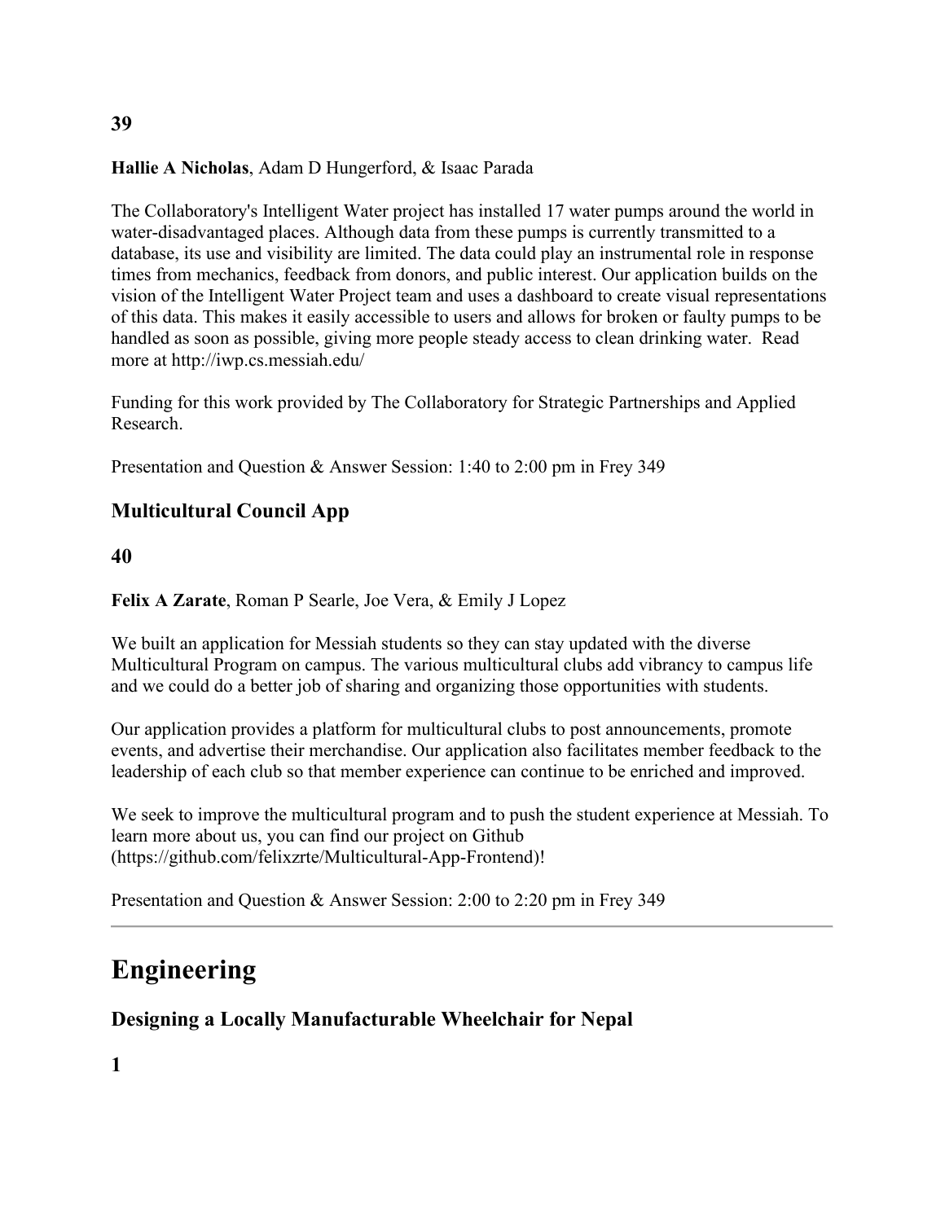**39**

**Hallie A Nicholas**, Adam D Hungerford, & Isaac Parada

The Collaboratory's Intelligent Water project has installed 17 water pumps around the world in water-disadvantaged places. Although data from these pumps is currently transmitted to a database, its use and visibility are limited. The data could play an instrumental role in response times from mechanics, feedback from donors, and public interest. Our application builds on the vision of the Intelligent Water Project team and uses a dashboard to create visual representations of this data. This makes it easily accessible to users and allows for broken or faulty pumps to be handled as soon as possible, giving more people steady access to clean drinking water. Read more at http://iwp.cs.messiah.edu/

Funding for this work provided by The Collaboratory for Strategic Partnerships and Applied Research.

Presentation and Question & Answer Session: 1:40 to 2:00 pm in Frey 349

### Multicultural Council App

**40**

**Felix A Zarate**, Roman P Searle, Joe Vera, & Emily J Lopez

We built an application for Messiah students so they can stay updated with the diverse Multicultural Program on campus. The various multicultural clubs add vibrancy to campus life and we could do a better job of sharing and organizing those opportunities with students.

Our application provides a platform for multicultural clubs to post announcements, promote events, and advertise their merchandise. Our application also facilitates member feedback to the leadership of each club so that member experience can continue to be enriched and improved.

We seek to improve the multicultural program and to push the student experience at Messiah. To learn more about us, you can find our project on Github (https://github.com/felixzrte/Multicultural-App-Frontend)!

Presentation and Question & Answer Session: 2:00 to 2:20 pm in Frey 349

---

## Engineering

### Designing a Locally Manufacturable Wheelchair for Nepal

**1**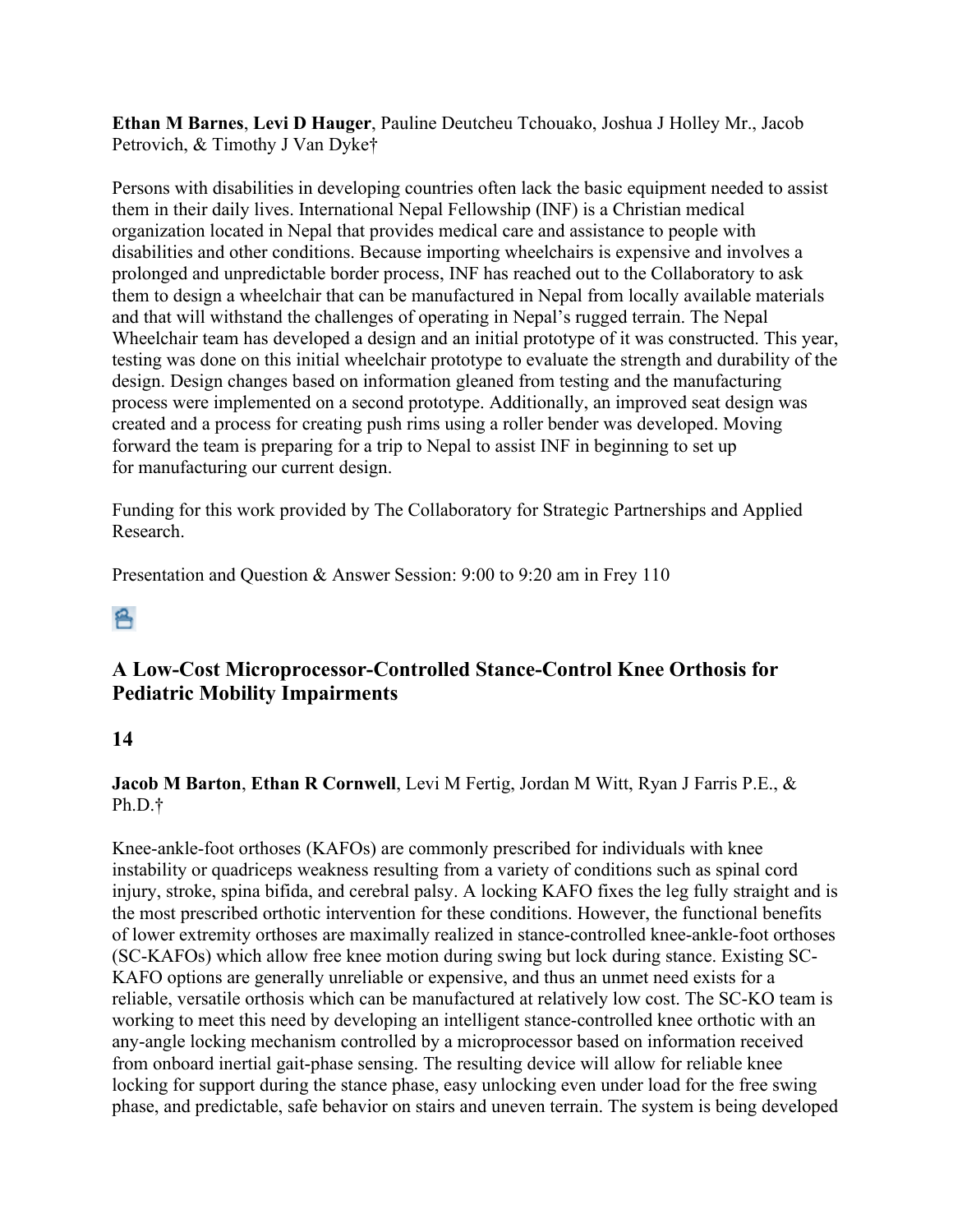**Ethan M Barnes**, **Levi D Hauger**, Pauline Deutcheu Tchouako, Joshua J Holley Mr., Jacob Petrovich, & Timothy J Van Dyke†

Persons with disabilities in developing countries often lack the basic equipment needed to assist them in their daily lives. International Nepal Fellowship (INF) is a Christian medical organization located in Nepal that provides medical care and assistance to people with disabilities and other conditions. Because importing wheelchairs is expensive and involves a prolonged and unpredictable border process, INF has reached out to the Collaboratory to ask them to design a wheelchair that can be manufactured in Nepal from locally available materials and that will withstand the challenges of operating in Nepal's rugged terrain. The Nepal Wheelchair team has developed a design and an initial prototype of it was constructed. This year, testing was done on this initial wheelchair prototype to evaluate the strength and durability of the design. Design changes based on information gleaned from testing and the manufacturing process were implemented on a second prototype. Additionally, an improved seat design was created and a process for creating push rims using a roller bender was developed. Moving forward the team is preparing for a trip to Nepal to assist INF in beginning to set up for manufacturing our current design.

Funding for this work provided by The Collaboratory for Strategic Partnerships and Applied Research.

Presentation and Question & Answer Session: 9:00 to 9:20 am in Frey 110

## A Low-Cost Microprocessor-Controlled Stance-Control Knee Orthosis for Pediatric Mobility Impairments

### 14

**Jacob M Barton**, **Ethan R Cornwell**, Levi M Fertig, Jordan M Witt, Ryan J Farris P.E., & Ph.D.†

Knee-ankle-foot orthoses (KAFOs) are commonly prescribed for individuals with knee instability or quadriceps weakness resulting from a variety of conditions such as spinal cord injury, stroke, spina bifida, and cerebral palsy. A locking KAFO fixes the leg fully straight and is the most prescribed orthotic intervention for these conditions. However, the functional benefits of lower extremity orthoses are maximally realized in stance-controlled knee-ankle-foot orthoses (SC-KAFOs) which allow free knee motion during swing but lock during stance. Existing SC-KAFO options are generally unreliable or expensive, and thus an unmet need exists for a reliable, versatile orthosis which can be manufactured at relatively low cost. The SC-KO team is working to meet this need by developing an intelligent stance-controlled knee orthotic with an any-angle locking mechanism controlled by a microprocessor based on information received from onboard inertial gait-phase sensing. The resulting device will allow for reliable knee locking for support during the stance phase, easy unlocking even under load for the free swing phase, and predictable, safe behavior on stairs and uneven terrain. The system is being developed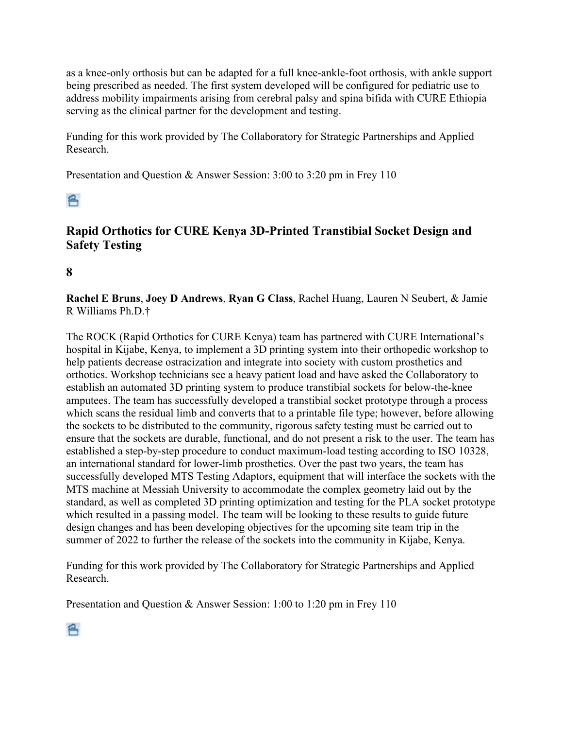as a knee-only orthosis but can be adapted for a full knee-ankle-foot orthosis, with ankle support being prescribed as needed. The first system developed will be configured for pediatric use to address mobility impairments arising from cerebral palsy and spina bifida with CURE Ethiopia serving as the clinical partner for the development and testing.

Funding for this work provided by The Collaboratory for Strategic Partnerships and Applied Research.

Presentation and Question & Answer Session: 3:00 to 3:20 pm in Frey 110

### Rapid Orthotics for CURE Kenya 3D-Printed Transtibial Socket Design and Safety Testing

### 8

**Rachel E Bruns**, **Joey D Andrews**, **Ryan G Class**, Rachel Huang, Lauren N Seubert, & Jamie R Williams Ph.D.†

The ROCK (Rapid Orthotics for CURE Kenya) team has partnered with CURE International's hospital in Kijabe, Kenya, to implement a 3D printing system into their orthopedic workshop to help patients decrease ostracization and integrate into society with custom prosthetics and orthotics. Workshop technicians see a heavy patient load and have asked the Collaboratory to establish an automated 3D printing system to produce transtibial sockets for below-the-knee amputees. The team has successfully developed a transtibial socket prototype through a process which scans the residual limb and converts that to a printable file type; however, before allowing the sockets to be distributed to the community, rigorous safety testing must be carried out to ensure that the sockets are durable, functional, and do not present a risk to the user. The team has established a step-by-step procedure to conduct maximum-load testing according to ISO 10328, an international standard for lower-limb prosthetics. Over the past two years, the team has successfully developed MTS Testing Adaptors, equipment that will interface the sockets with the MTS machine at Messiah University to accommodate the complex geometry laid out by the standard, as well as completed 3D printing optimization and testing for the PLA socket prototype which resulted in a passing model. The team will be looking to these results to guide future design changes and has been developing objectives for the upcoming site team trip in the summer of 2022 to further the release of the sockets into the community in Kijabe, Kenya.

Funding for this work provided by The Collaboratory for Strategic Partnerships and Applied Research.

Presentation and Question & Answer Session: 1:00 to 1:20 pm in Frey 110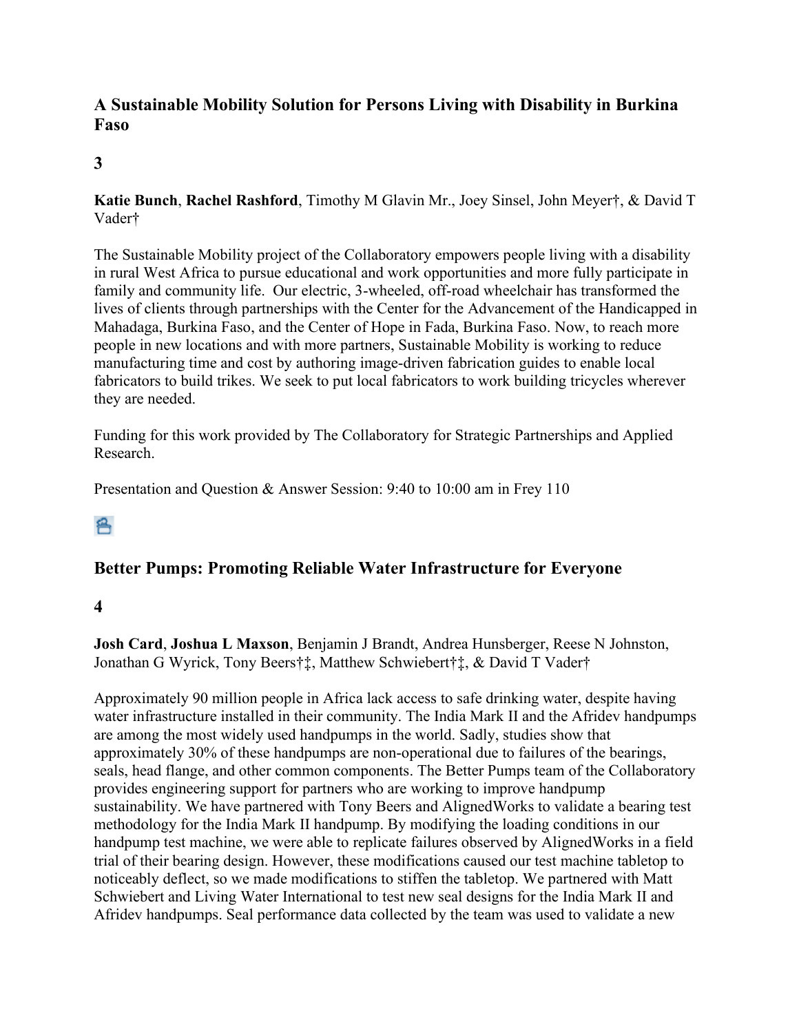### A Sustainable Mobility Solution for Persons Living with Disability in Burkina Faso

**3**

**Katie Bunch**, **Rachel Rashford**, Timothy M Glavin Mr., Joey Sinsel, John Meyer†, & David T Vader†

The Sustainable Mobility project of the Collaboratory empowers people living with a disability in rural West Africa to pursue educational and work opportunities and more fully participate in family and community life. Our electric, 3-wheeled, off-road wheelchair has transformed the lives of clients through partnerships with the Center for the Advancement of the Handicapped in Mahadaga, Burkina Faso, and the Center of Hope in Fada, Burkina Faso. Now, to reach more people in new locations and with more partners, Sustainable Mobility is working to reduce manufacturing time and cost by authoring image-driven fabrication guides to enable local fabricators to build trikes. We seek to put local fabricators to work building tricycles wherever they are needed.

Funding for this work provided by The Collaboratory for Strategic Partnerships and Applied Research.

Presentation and Question & Answer Session: 9:40 to 10:00 am in Frey 110

### Better Pumps: Promoting Reliable Water Infrastructure for Everyone

**4**

**Josh Card**, **Joshua L Maxson**, Benjamin J Brandt, Andrea Hunsberger, Reese N Johnston, Jonathan G Wyrick, Tony Beers†‡, Matthew Schwiebert†‡, & David T Vader†

Approximately 90 million people in Africa lack access to safe drinking water, despite having water infrastructure installed in their community. The India Mark II and the Afridev handpumps are among the most widely used handpumps in the world. Sadly, studies show that approximately 30% of these handpumps are non-operational due to failures of the bearings, seals, head flange, and other common components. The Better Pumps team of the Collaboratory provides engineering support for partners who are working to improve handpump sustainability. We have partnered with Tony Beers and AlignedWorks to validate a bearing test methodology for the India Mark II handpump. By modifying the loading conditions in our handpump test machine, we were able to replicate failures observed by AlignedWorks in a field trial of their bearing design. However, these modifications caused our test machine tabletop to noticeably deflect, so we made modifications to stiffen the tabletop. We partnered with Matt Schwiebert and Living Water International to test new seal designs for the India Mark II and Afridev handpumps. Seal performance data collected by the team was used to validate a new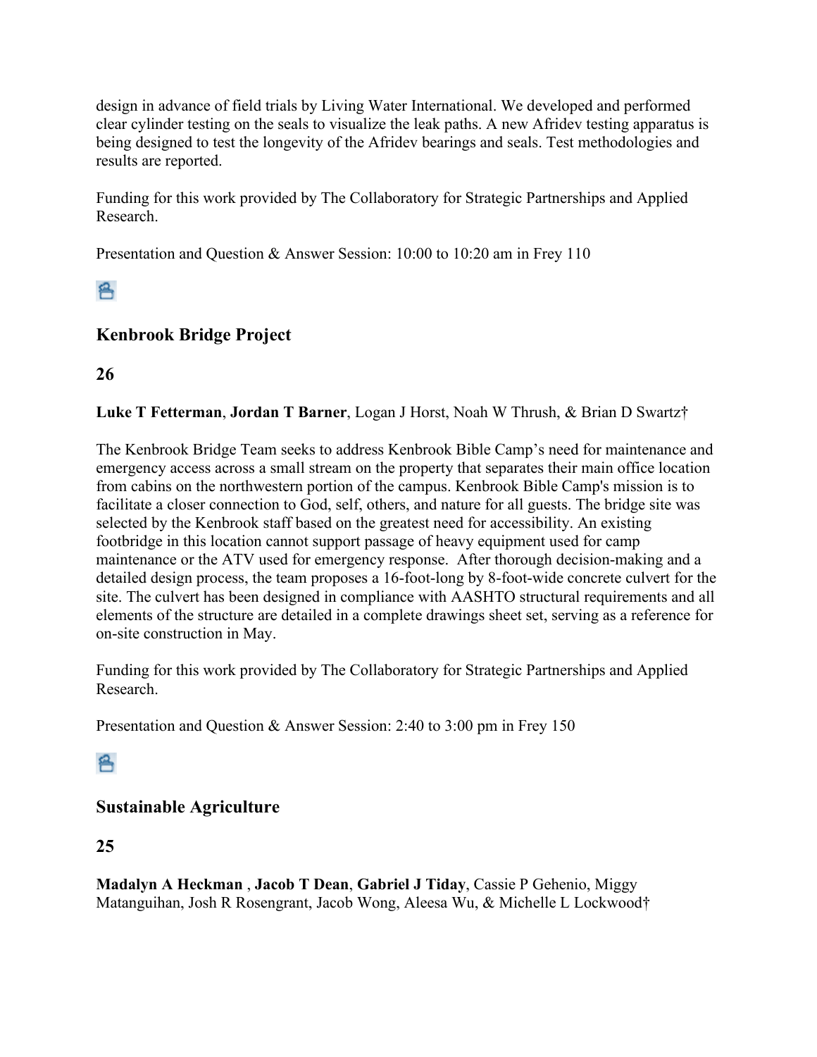design in advance of field trials by Living Water International. We developed and performed clear cylinder testing on the seals to visualize the leak paths. A new Afridev testing apparatus is being designed to test the longevity of the Afridev bearings and seals. Test methodologies and results are reported.

Funding for this work provided by The Collaboratory for Strategic Partnerships and Applied Research.

Presentation and Question & Answer Session: 10:00 to 10:20 am in Frey 110

### Kenbrook Bridge Project

**26**

**Luke T Fetterman**, **Jordan T Barner**, Logan J Horst, Noah W Thrush, & Brian D Swartz†

The Kenbrook Bridge Team seeks to address Kenbrook Bible Camp's need for maintenance and emergency access across a small stream on the property that separates their main office location from cabins on the northwestern portion of the campus. Kenbrook Bible Camp's mission is to facilitate a closer connection to God, self, others, and nature for all guests. The bridge site was selected by the Kenbrook staff based on the greatest need for accessibility. An existing footbridge in this location cannot support passage of heavy equipment used for camp maintenance or the ATV used for emergency response. After thorough decision-making and a detailed design process, the team proposes a 16-foot-long by 8-foot-wide concrete culvert for the site. The culvert has been designed in compliance with AASHTO structural requirements and all elements of the structure are detailed in a complete drawings sheet set, serving as a reference for on-site construction in May.

Funding for this work provided by The Collaboratory for Strategic Partnerships and Applied Research.

Presentation and Question & Answer Session: 2:40 to 3:00 pm in Frey 150

### Sustainable Agriculture

**25**

**Madalyn A Heckman** , **Jacob T Dean**, **Gabriel J Tiday**, Cassie P Gehenio, Miggy Matanguihan, Josh R Rosengrant, Jacob Wong, Aleesa Wu, & Michelle L Lockwood†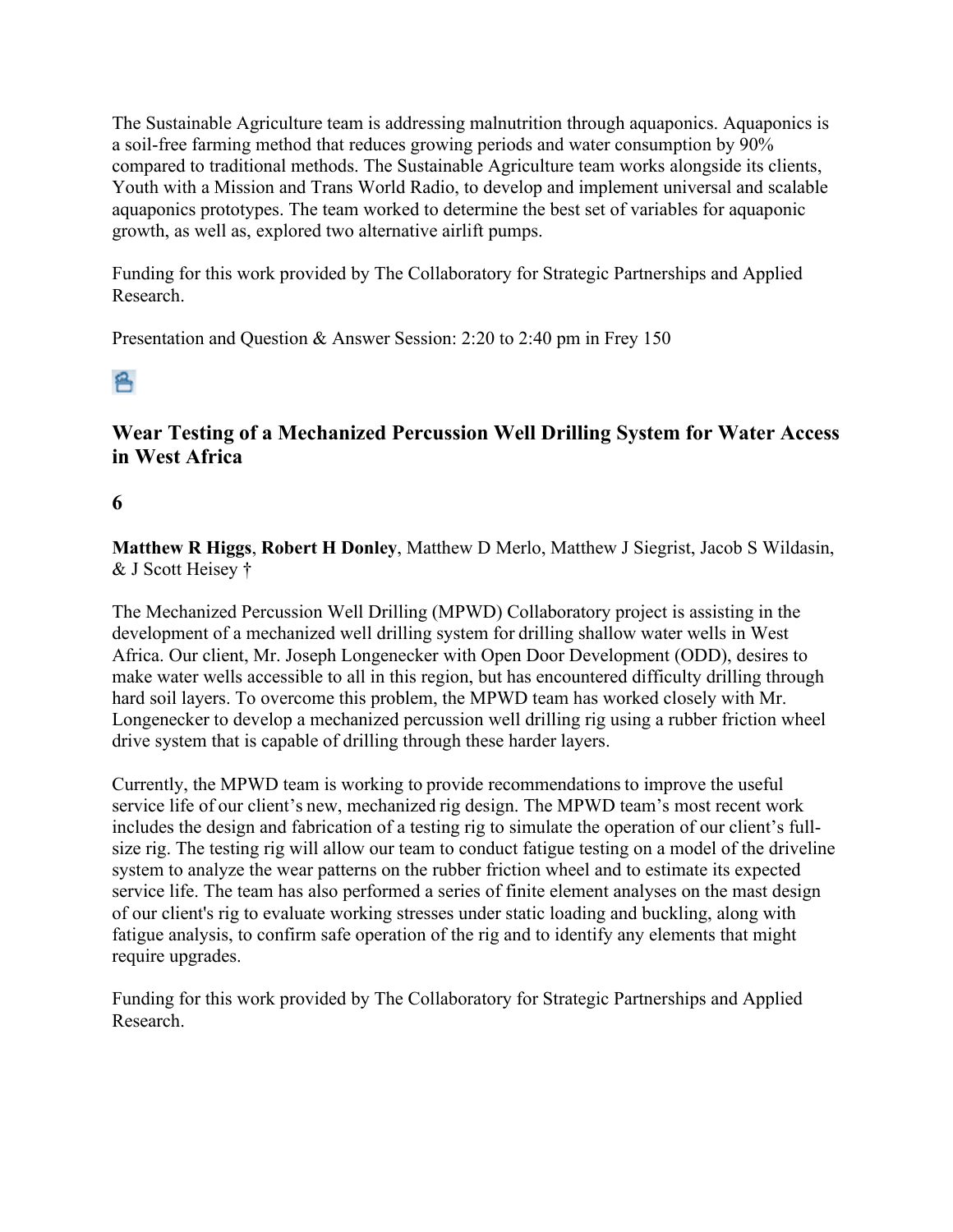The Sustainable Agriculture team is addressing malnutrition through aquaponics. Aquaponics is a soil-free farming method that reduces growing periods and water consumption by 90% compared to traditional methods. The Sustainable Agriculture team works alongside its clients, Youth with a Mission and Trans World Radio, to develop and implement universal and scalable aquaponics prototypes. The team worked to determine the best set of variables for aquaponic growth, as well as, explored two alternative airlift pumps.

Funding for this work provided by The Collaboratory for Strategic Partnerships and Applied Research.

Presentation and Question & Answer Session: 2:20 to 2:40 pm in Frey 150

### Wear Testing of a Mechanized Percussion Well Drilling System for Water Access in West Africa

**6**

**Matthew R Higgs**, **Robert H Donley**, Matthew D Merlo, Matthew J Siegrist, Jacob S Wildasin, & J Scott Heisey †

The Mechanized Percussion Well Drilling (MPWD) Collaboratory project is assisting in the development of a mechanized well drilling system for drilling shallow water wells in West Africa. Our client, Mr. Joseph Longenecker with Open Door Development (ODD), desires to make water wells accessible to all in this region, but has encountered difficulty drilling through hard soil layers. To overcome this problem, the MPWD team has worked closely with Mr. Longenecker to develop a mechanized percussion well drilling rig using a rubber friction wheel drive system that is capable of drilling through these harder layers.

Currently, the MPWD team is working to provide recommendations to improve the useful service life of our client's new, mechanized rig design. The MPWD team's most recent work includes the design and fabrication of a testing rig to simulate the operation of our client's full-size rig. The testing rig will allow our team to conduct fatigue testing on a model of the driveline system to analyze the wear patterns on the rubber friction wheel and to estimate its expected service life. The team has also performed a series of finite element analyses on the mast design of our client's rig to evaluate working stresses under static loading and buckling, along with fatigue analysis, to confirm safe operation of the rig and to identify any elements that might require upgrades.

Funding for this work provided by The Collaboratory for Strategic Partnerships and Applied Research.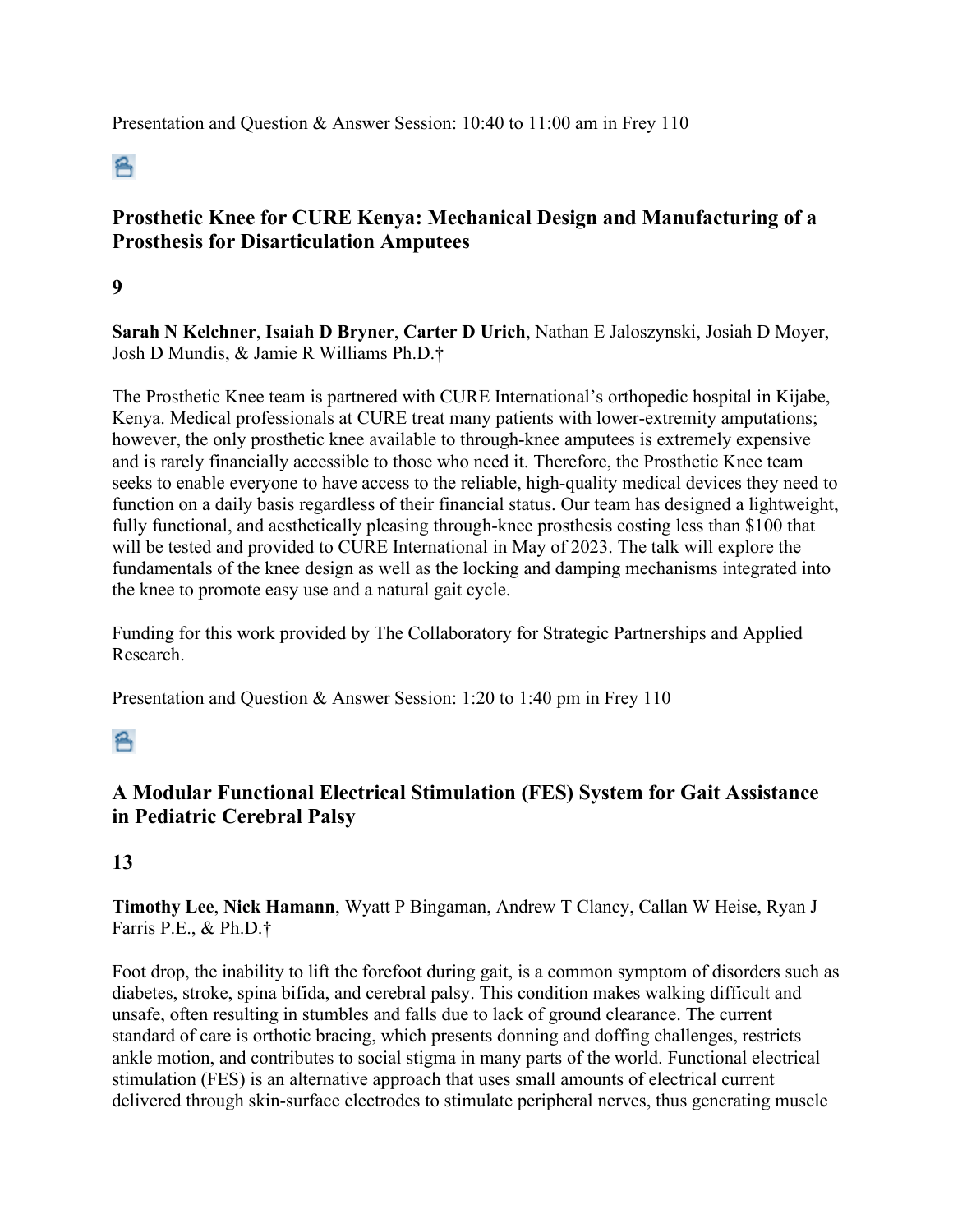Presentation and Question & Answer Session: 10:40 to 11:00 am in Frey 110

## Prosthetic Knee for CURE Kenya: Mechanical Design and Manufacturing of a Prosthesis for Disarticulation Amputees

**9**

**Sarah N Kelchner**, **Isaiah D Bryner**, **Carter D Urich**, Nathan E Jaloszynski, Josiah D Moyer, Josh D Mundis, & Jamie R Williams Ph.D.†

The Prosthetic Knee team is partnered with CURE International's orthopedic hospital in Kijabe, Kenya. Medical professionals at CURE treat many patients with lower-extremity amputations; however, the only prosthetic knee available to through-knee amputees is extremely expensive and is rarely financially accessible to those who need it. Therefore, the Prosthetic Knee team seeks to enable everyone to have access to the reliable, high-quality medical devices they need to function on a daily basis regardless of their financial status. Our team has designed a lightweight, fully functional, and aesthetically pleasing through-knee prosthesis costing less than $100 that will be tested and provided to CURE International in May of 2023. The talk will explore the fundamentals of the knee design as well as the locking and damping mechanisms integrated into the knee to promote easy use and a natural gait cycle.

Funding for this work provided by The Collaboratory for Strategic Partnerships and Applied Research.

Presentation and Question & Answer Session: 1:20 to 1:40 pm in Frey 110

## A Modular Functional Electrical Stimulation (FES) System for Gait Assistance in Pediatric Cerebral Palsy

**13**

**Timothy Lee**, **Nick Hamann**, Wyatt P Bingaman, Andrew T Clancy, Callan W Heise, Ryan J Farris P.E., & Ph.D.†

Foot drop, the inability to lift the forefoot during gait, is a common symptom of disorders such as diabetes, stroke, spina bifida, and cerebral palsy. This condition makes walking difficult and unsafe, often resulting in stumbles and falls due to lack of ground clearance. The current standard of care is orthotic bracing, which presents donning and doffing challenges, restricts ankle motion, and contributes to social stigma in many parts of the world. Functional electrical stimulation (FES) is an alternative approach that uses small amounts of electrical current delivered through skin-surface electrodes to stimulate peripheral nerves, thus generating muscle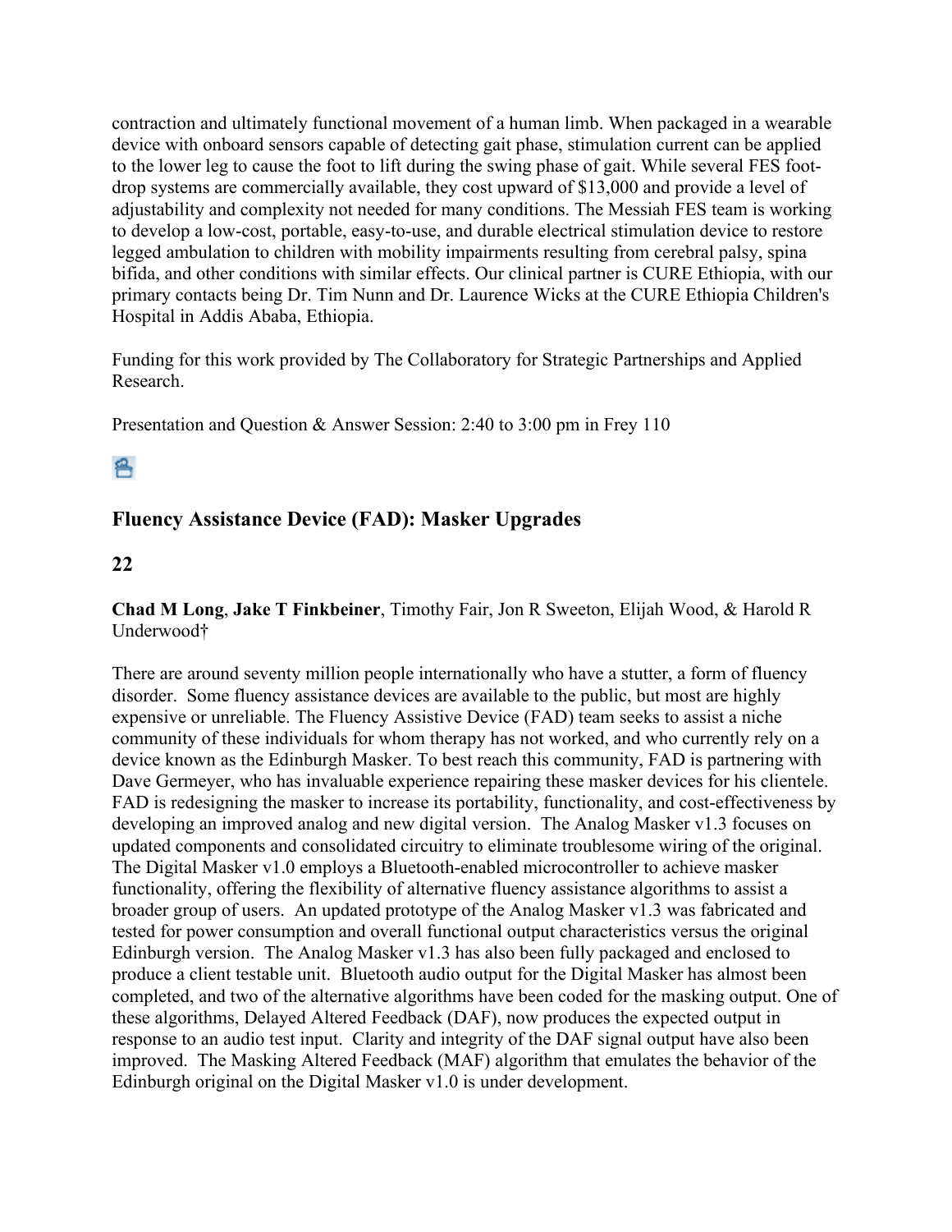contraction and ultimately functional movement of a human limb. When packaged in a wearable device with onboard sensors capable of detecting gait phase, stimulation current can be applied to the lower leg to cause the foot to lift during the swing phase of gait. While several FES foot-drop systems are commercially available, they cost upward of $13,000 and provide a level of adjustability and complexity not needed for many conditions. The Messiah FES team is working to develop a low-cost, portable, easy-to-use, and durable electrical stimulation device to restore legged ambulation to children with mobility impairments resulting from cerebral palsy, spina bifida, and other conditions with similar effects. Our clinical partner is CURE Ethiopia, with our primary contacts being Dr. Tim Nunn and Dr. Laurence Wicks at the CURE Ethiopia Children's Hospital in Addis Ababa, Ethiopia.

Funding for this work provided by The Collaboratory for Strategic Partnerships and Applied Research.

Presentation and Question & Answer Session: 2:40 to 3:00 pm in Frey 110

## Fluency Assistance Device (FAD): Masker Upgrades

### 22

**Chad M Long**, **Jake T Finkbeiner**, Timothy Fair, Jon R Sweeton, Elijah Wood, & Harold R Underwood†

There are around seventy million people internationally who have a stutter, a form of fluency disorder. Some fluency assistance devices are available to the public, but most are highly expensive or unreliable. The Fluency Assistive Device (FAD) team seeks to assist a niche community of these individuals for whom therapy has not worked, and who currently rely on a device known as the Edinburgh Masker. To best reach this community, FAD is partnering with Dave Germeyer, who has invaluable experience repairing these masker devices for his clientele. FAD is redesigning the masker to increase its portability, functionality, and cost-effectiveness by developing an improved analog and new digital version. The Analog Masker v1.3 focuses on updated components and consolidated circuitry to eliminate troublesome wiring of the original. The Digital Masker v1.0 employs a Bluetooth-enabled microcontroller to achieve masker functionality, offering the flexibility of alternative fluency assistance algorithms to assist a broader group of users. An updated prototype of the Analog Masker v1.3 was fabricated and tested for power consumption and overall functional output characteristics versus the original Edinburgh version. The Analog Masker v1.3 has also been fully packaged and enclosed to produce a client testable unit. Bluetooth audio output for the Digital Masker has almost been completed, and two of the alternative algorithms have been coded for the masking output. One of these algorithms, Delayed Altered Feedback (DAF), now produces the expected output in response to an audio test input. Clarity and integrity of the DAF signal output have also been improved. The Masking Altered Feedback (MAF) algorithm that emulates the behavior of the Edinburgh original on the Digital Masker v1.0 is under development.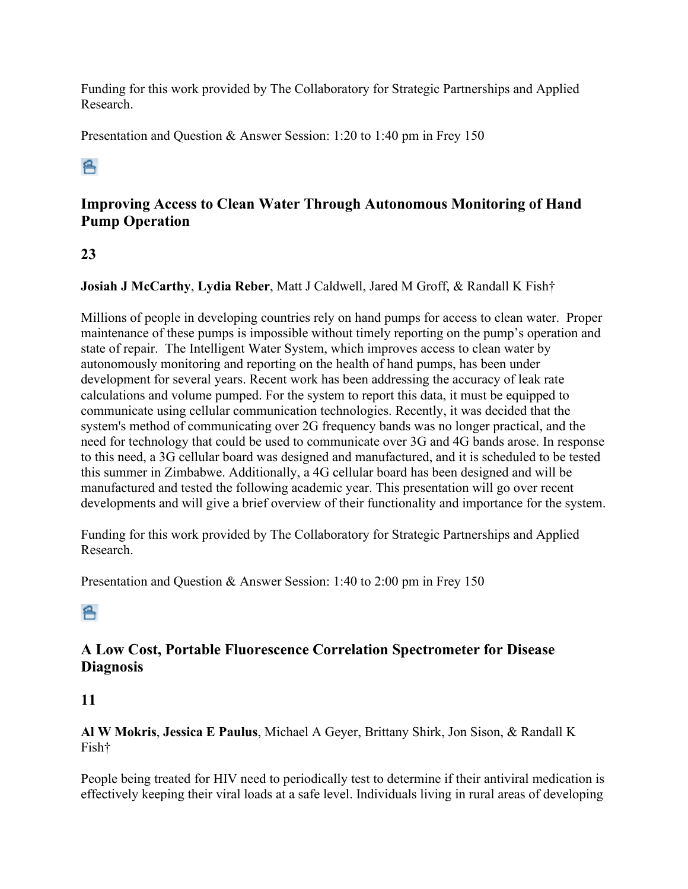Funding for this work provided by The Collaboratory for Strategic Partnerships and Applied Research.

Presentation and Question & Answer Session: 1:20 to 1:40 pm in Frey 150

## Improving Access to Clean Water Through Autonomous Monitoring of Hand Pump Operation

### 23

**Josiah J McCarthy**, **Lydia Reber**, Matt J Caldwell, Jared M Groff, & Randall K Fish†

Millions of people in developing countries rely on hand pumps for access to clean water. Proper maintenance of these pumps is impossible without timely reporting on the pump's operation and state of repair. The Intelligent Water System, which improves access to clean water by autonomously monitoring and reporting on the health of hand pumps, has been under development for several years. Recent work has been addressing the accuracy of leak rate calculations and volume pumped. For the system to report this data, it must be equipped to communicate using cellular communication technologies. Recently, it was decided that the system's method of communicating over 2G frequency bands was no longer practical, and the need for technology that could be used to communicate over 3G and 4G bands arose. In response to this need, a 3G cellular board was designed and manufactured, and it is scheduled to be tested this summer in Zimbabwe. Additionally, a 4G cellular board has been designed and will be manufactured and tested the following academic year. This presentation will go over recent developments and will give a brief overview of their functionality and importance for the system.

Funding for this work provided by The Collaboratory for Strategic Partnerships and Applied Research.

Presentation and Question & Answer Session: 1:40 to 2:00 pm in Frey 150

## A Low Cost, Portable Fluorescence Correlation Spectrometer for Disease Diagnosis

### 11

**Al W Mokris**, **Jessica E Paulus**, Michael A Geyer, Brittany Shirk, Jon Sison, & Randall K Fish†

People being treated for HIV need to periodically test to determine if their antiviral medication is effectively keeping their viral loads at a safe level. Individuals living in rural areas of developing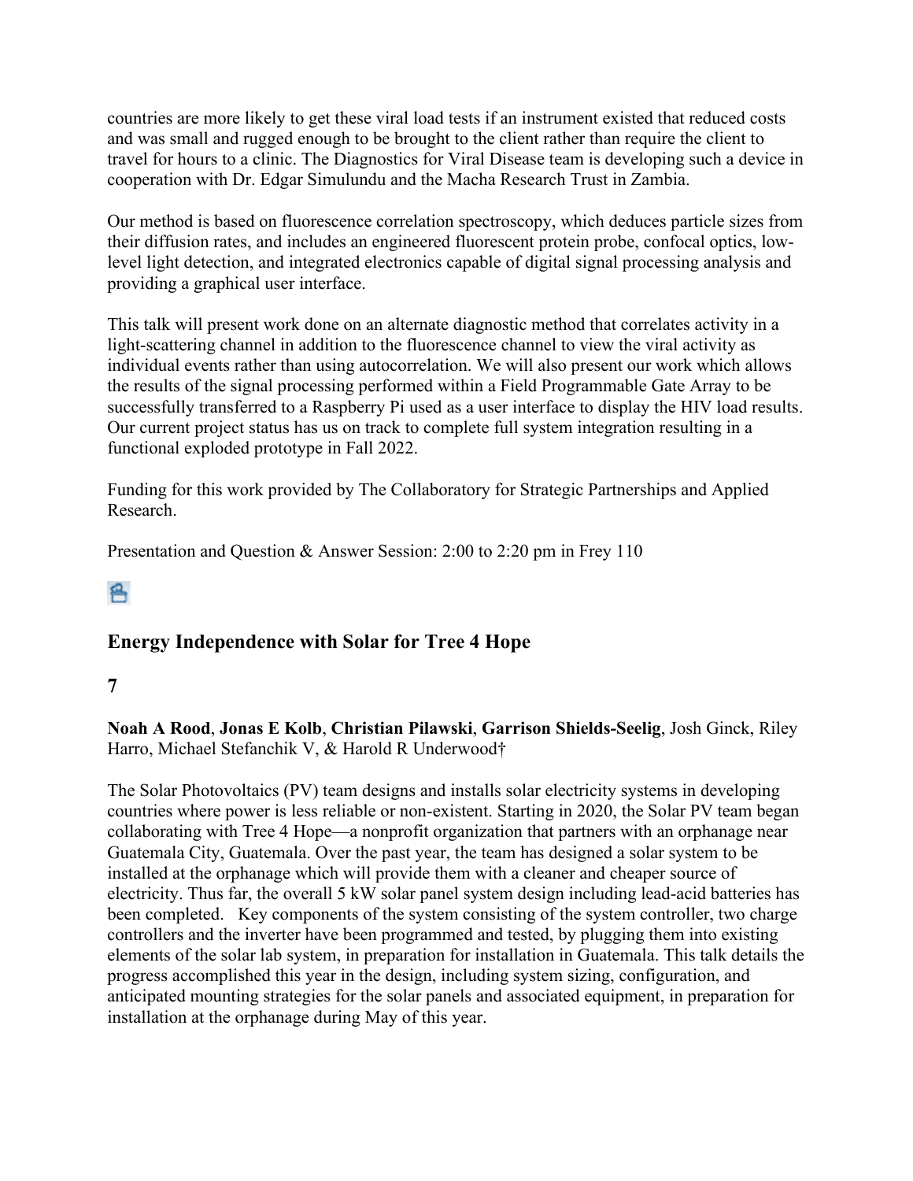countries are more likely to get these viral load tests if an instrument existed that reduced costs and was small and rugged enough to be brought to the client rather than require the client to travel for hours to a clinic. The Diagnostics for Viral Disease team is developing such a device in cooperation with Dr. Edgar Simulundu and the Macha Research Trust in Zambia.

Our method is based on fluorescence correlation spectroscopy, which deduces particle sizes from their diffusion rates, and includes an engineered fluorescent protein probe, confocal optics, low-level light detection, and integrated electronics capable of digital signal processing analysis and providing a graphical user interface.

This talk will present work done on an alternate diagnostic method that correlates activity in a light-scattering channel in addition to the fluorescence channel to view the viral activity as individual events rather than using autocorrelation. We will also present our work which allows the results of the signal processing performed within a Field Programmable Gate Array to be successfully transferred to a Raspberry Pi used as a user interface to display the HIV load results. Our current project status has us on track to complete full system integration resulting in a functional exploded prototype in Fall 2022.

Funding for this work provided by The Collaboratory for Strategic Partnerships and Applied Research.

Presentation and Question & Answer Session: 2:00 to 2:20 pm in Frey 110

## Energy Independence with Solar for Tree 4 Hope

**7**

**Noah A Rood**, **Jonas E Kolb**, **Christian Pilawski**, **Garrison Shields-Seelig**, Josh Ginck, Riley Harro, Michael Stefanchik V, & Harold R Underwood†

The Solar Photovoltaics (PV) team designs and installs solar electricity systems in developing countries where power is less reliable or non-existent. Starting in 2020, the Solar PV team began collaborating with Tree 4 Hope—a nonprofit organization that partners with an orphanage near Guatemala City, Guatemala. Over the past year, the team has designed a solar system to be installed at the orphanage which will provide them with a cleaner and cheaper source of electricity. Thus far, the overall 5 kW solar panel system design including lead-acid batteries has been completed. Key components of the system consisting of the system controller, two charge controllers and the inverter have been programmed and tested, by plugging them into existing elements of the solar lab system, in preparation for installation in Guatemala. This talk details the progress accomplished this year in the design, including system sizing, configuration, and anticipated mounting strategies for the solar panels and associated equipment, in preparation for installation at the orphanage during May of this year.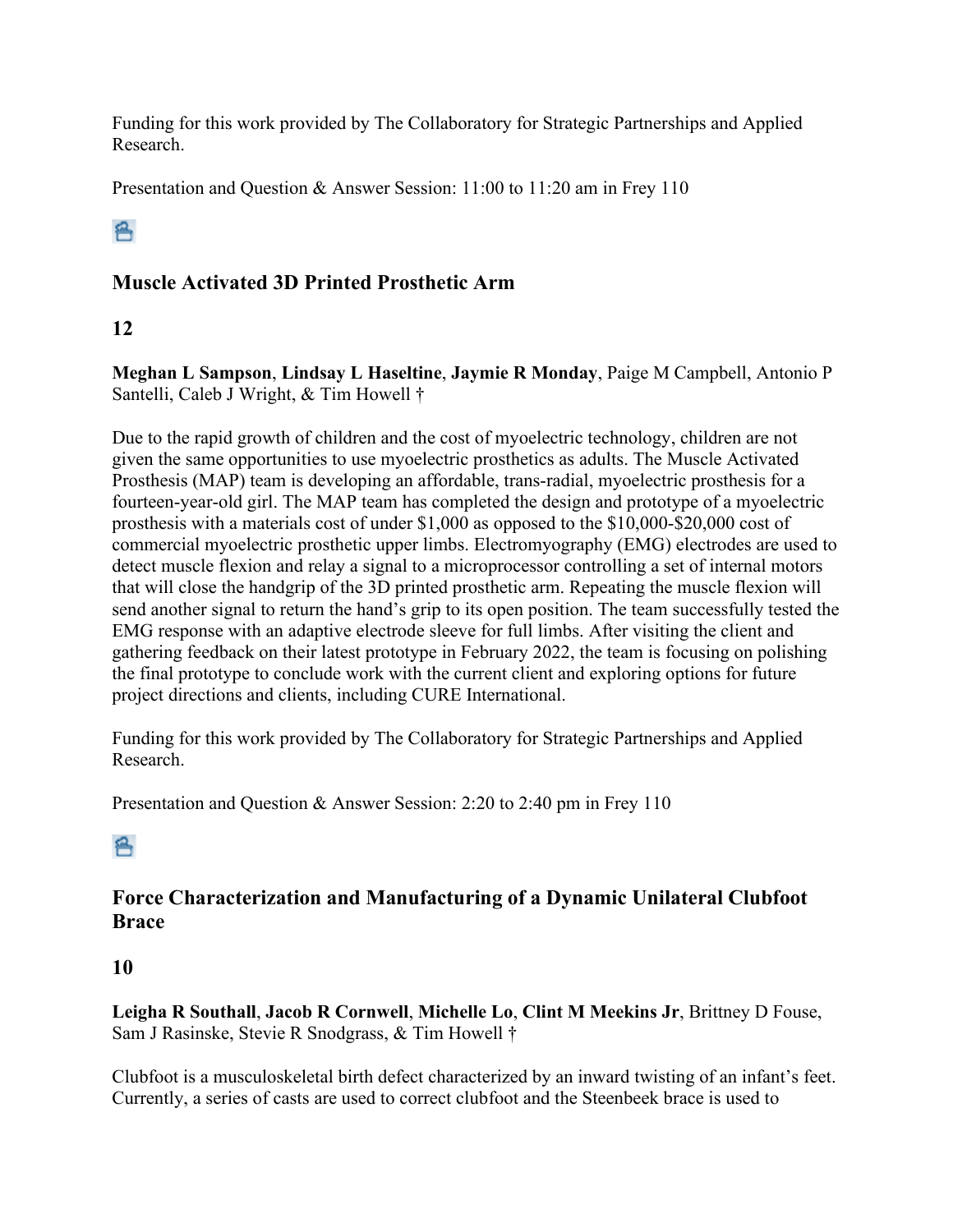Funding for this work provided by The Collaboratory for Strategic Partnerships and Applied Research.

Presentation and Question & Answer Session: 11:00 to 11:20 am in Frey 110

## Muscle Activated 3D Printed Prosthetic Arm

## 12

**Meghan L Sampson**, **Lindsay L Haseltine**, **Jaymie R Monday**, Paige M Campbell, Antonio P Santelli, Caleb J Wright, & Tim Howell †

Due to the rapid growth of children and the cost of myoelectric technology, children are not given the same opportunities to use myoelectric prosthetics as adults. The Muscle Activated Prosthesis (MAP) team is developing an affordable, trans-radial, myoelectric prosthesis for a fourteen-year-old girl. The MAP team has completed the design and prototype of a myoelectric prosthesis with a materials cost of under $1,000 as opposed to the $10,000-$20,000 cost of commercial myoelectric prosthetic upper limbs. Electromyography (EMG) electrodes are used to detect muscle flexion and relay a signal to a microprocessor controlling a set of internal motors that will close the handgrip of the 3D printed prosthetic arm. Repeating the muscle flexion will send another signal to return the hand's grip to its open position. The team successfully tested the EMG response with an adaptive electrode sleeve for full limbs. After visiting the client and gathering feedback on their latest prototype in February 2022, the team is focusing on polishing the final prototype to conclude work with the current client and exploring options for future project directions and clients, including CURE International.

Funding for this work provided by The Collaboratory for Strategic Partnerships and Applied Research.

Presentation and Question & Answer Session: 2:20 to 2:40 pm in Frey 110

## Force Characterization and Manufacturing of a Dynamic Unilateral Clubfoot Brace

## 10

**Leigha R Southall**, **Jacob R Cornwell**, **Michelle Lo**, **Clint M Meekins Jr**, Brittney D Fouse, Sam J Rasinske, Stevie R Snodgrass, & Tim Howell †

Clubfoot is a musculoskeletal birth defect characterized by an inward twisting of an infant's feet. Currently, a series of casts are used to correct clubfoot and the Steenbeek brace is used to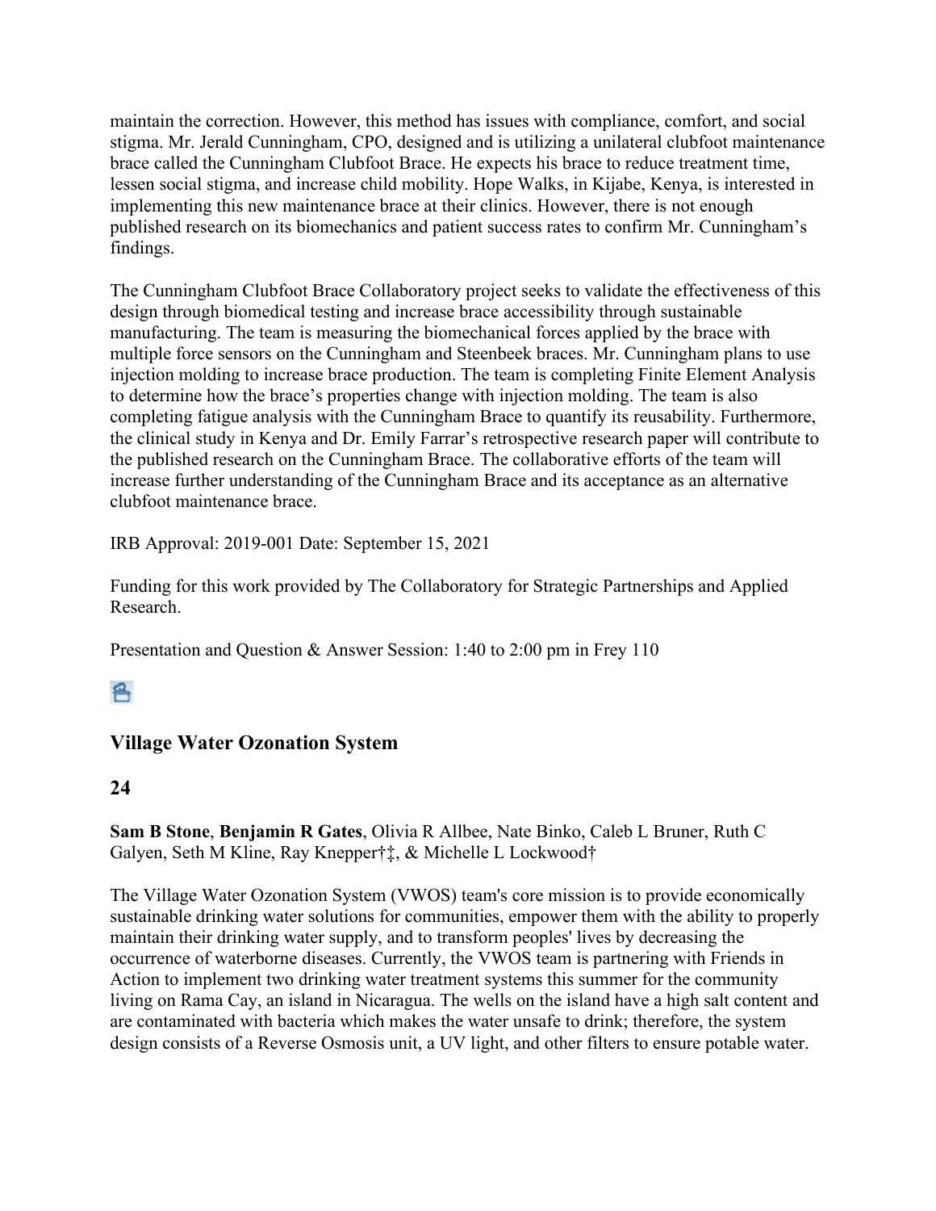maintain the correction. However, this method has issues with compliance, comfort, and social stigma. Mr. Jerald Cunningham, CPO, designed and is utilizing a unilateral clubfoot maintenance brace called the Cunningham Clubfoot Brace. He expects his brace to reduce treatment time, lessen social stigma, and increase child mobility. Hope Walks, in Kijabe, Kenya, is interested in implementing this new maintenance brace at their clinics. However, there is not enough published research on its biomechanics and patient success rates to confirm Mr. Cunningham's findings.

The Cunningham Clubfoot Brace Collaboratory project seeks to validate the effectiveness of this design through biomedical testing and increase brace accessibility through sustainable manufacturing. The team is measuring the biomechanical forces applied by the brace with multiple force sensors on the Cunningham and Steenbeek braces. Mr. Cunningham plans to use injection molding to increase brace production. The team is completing Finite Element Analysis to determine how the brace's properties change with injection molding. The team is also completing fatigue analysis with the Cunningham Brace to quantify its reusability. Furthermore, the clinical study in Kenya and Dr. Emily Farrar's retrospective research paper will contribute to the published research on the Cunningham Brace. The collaborative efforts of the team will increase further understanding of the Cunningham Brace and its acceptance as an alternative clubfoot maintenance brace.

IRB Approval: 2019-001 Date: September 15, 2021

Funding for this work provided by The Collaboratory for Strategic Partnerships and Applied Research.

Presentation and Question & Answer Session: 1:40 to 2:00 pm in Frey 110

## Village Water Ozonation System

## 24

**Sam B Stone**, **Benjamin R Gates**, Olivia R Allbee, Nate Binko, Caleb L Bruner, Ruth C Galyen, Seth M Kline, Ray Knepper†‡, & Michelle L Lockwood†

The Village Water Ozonation System (VWOS) team's core mission is to provide economically sustainable drinking water solutions for communities, empower them with the ability to properly maintain their drinking water supply, and to transform peoples' lives by decreasing the occurrence of waterborne diseases. Currently, the VWOS team is partnering with Friends in Action to implement two drinking water treatment systems this summer for the community living on Rama Cay, an island in Nicaragua. The wells on the island have a high salt content and are contaminated with bacteria which makes the water unsafe to drink; therefore, the system design consists of a Reverse Osmosis unit, a UV light, and other filters to ensure potable water.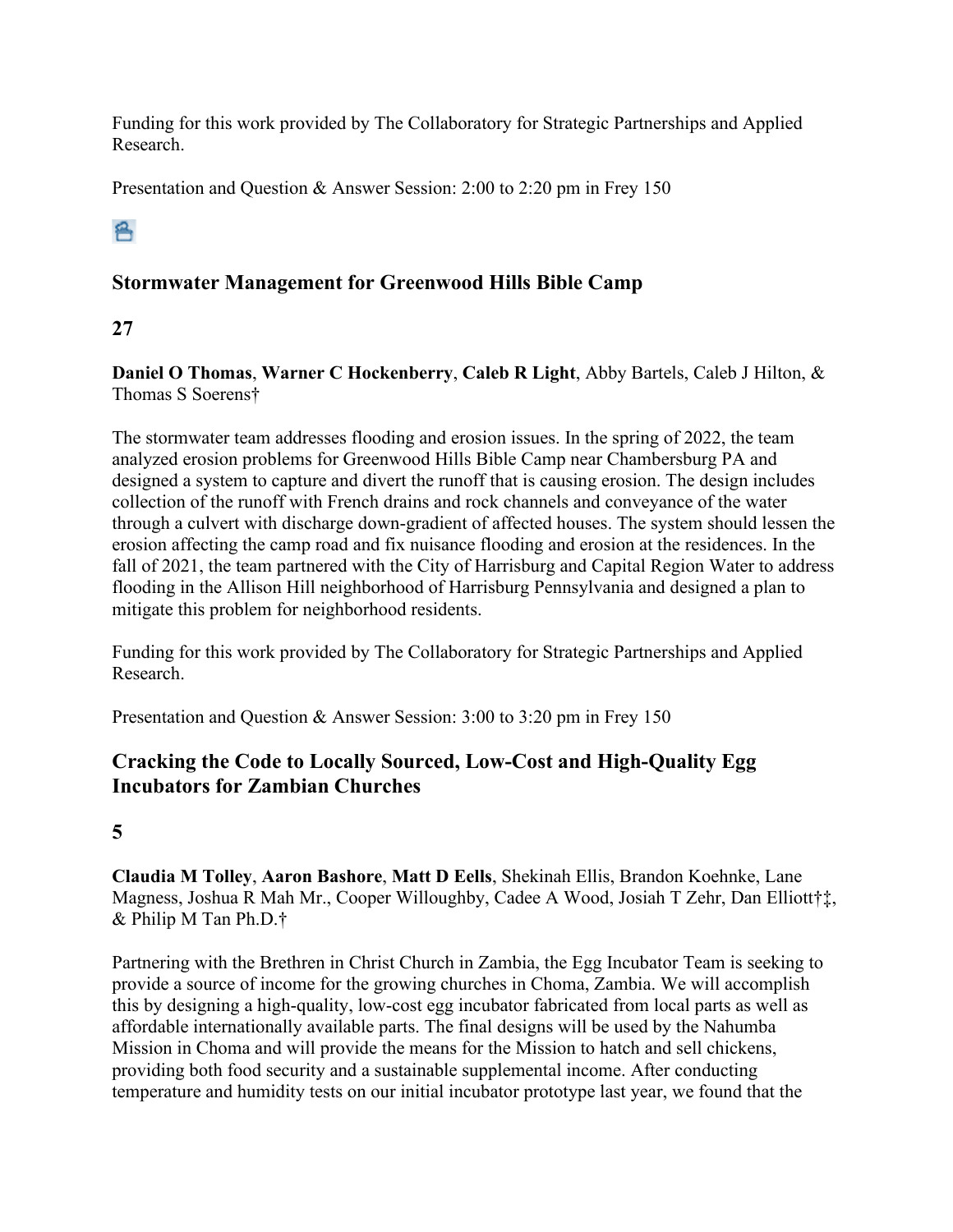Funding for this work provided by The Collaboratory for Strategic Partnerships and Applied Research.

Presentation and Question & Answer Session: 2:00 to 2:20 pm in Frey 150

## Stormwater Management for Greenwood Hills Bible Camp

## 27

**Daniel O Thomas**, **Warner C Hockenberry**, **Caleb R Light**, Abby Bartels, Caleb J Hilton, & Thomas S Soerens†

The stormwater team addresses flooding and erosion issues. In the spring of 2022, the team analyzed erosion problems for Greenwood Hills Bible Camp near Chambersburg PA and designed a system to capture and divert the runoff that is causing erosion. The design includes collection of the runoff with French drains and rock channels and conveyance of the water through a culvert with discharge down-gradient of affected houses. The system should lessen the erosion affecting the camp road and fix nuisance flooding and erosion at the residences. In the fall of 2021, the team partnered with the City of Harrisburg and Capital Region Water to address flooding in the Allison Hill neighborhood of Harrisburg Pennsylvania and designed a plan to mitigate this problem for neighborhood residents.

Funding for this work provided by The Collaboratory for Strategic Partnerships and Applied Research.

Presentation and Question & Answer Session: 3:00 to 3:20 pm in Frey 150

## Cracking the Code to Locally Sourced, Low-Cost and High-Quality Egg Incubators for Zambian Churches

## 5

**Claudia M Tolley**, **Aaron Bashore**, **Matt D Eells**, Shekinah Ellis, Brandon Koehnke, Lane Magness, Joshua R Mah Mr., Cooper Willoughby, Cadee A Wood, Josiah T Zehr, Dan Elliott†‡, & Philip M Tan Ph.D.†

Partnering with the Brethren in Christ Church in Zambia, the Egg Incubator Team is seeking to provide a source of income for the growing churches in Choma, Zambia. We will accomplish this by designing a high-quality, low-cost egg incubator fabricated from local parts as well as affordable internationally available parts. The final designs will be used by the Nahumba Mission in Choma and will provide the means for the Mission to hatch and sell chickens, providing both food security and a sustainable supplemental income. After conducting temperature and humidity tests on our initial incubator prototype last year, we found that the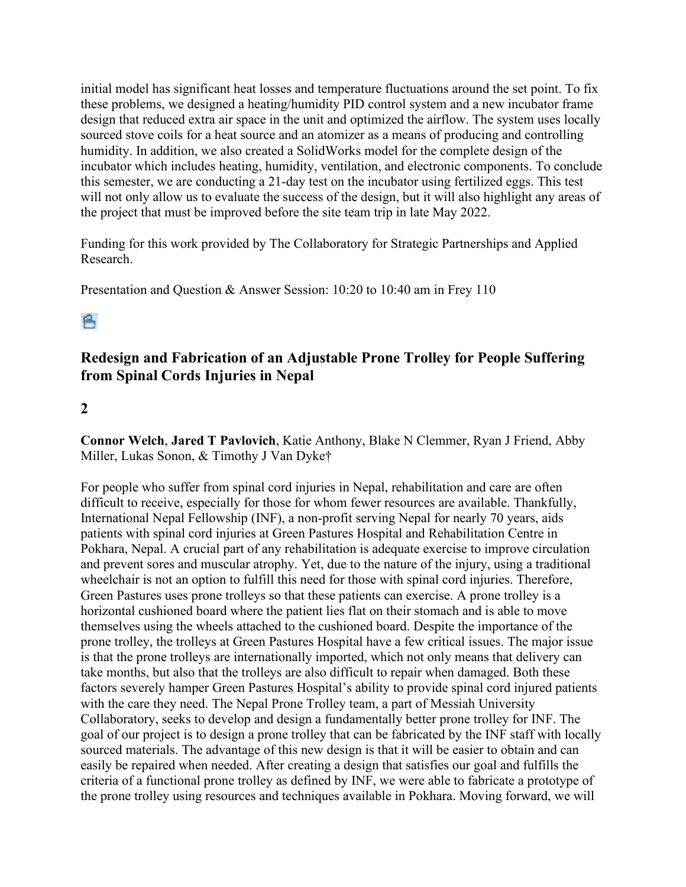initial model has significant heat losses and temperature fluctuations around the set point. To fix these problems, we designed a heating/humidity PID control system and a new incubator frame design that reduced extra air space in the unit and optimized the airflow. The system uses locally sourced stove coils for a heat source and an atomizer as a means of producing and controlling humidity. In addition, we also created a SolidWorks model for the complete design of the incubator which includes heating, humidity, ventilation, and electronic components. To conclude this semester, we are conducting a 21-day test on the incubator using fertilized eggs. This test will not only allow us to evaluate the success of the design, but it will also highlight any areas of the project that must be improved before the site team trip in late May 2022.

Funding for this work provided by The Collaboratory for Strategic Partnerships and Applied Research.

Presentation and Question & Answer Session: 10:20 to 10:40 am in Frey 110

### Redesign and Fabrication of an Adjustable Prone Trolley for People Suffering from Spinal Cords Injuries in Nepal

**2**

**Connor Welch**, **Jared T Pavlovich**, Katie Anthony, Blake N Clemmer, Ryan J Friend, Abby Miller, Lukas Sonon, & Timothy J Van Dyke†

For people who suffer from spinal cord injuries in Nepal, rehabilitation and care are often difficult to receive, especially for those for whom fewer resources are available. Thankfully, International Nepal Fellowship (INF), a non-profit serving Nepal for nearly 70 years, aids patients with spinal cord injuries at Green Pastures Hospital and Rehabilitation Centre in Pokhara, Nepal. A crucial part of any rehabilitation is adequate exercise to improve circulation and prevent sores and muscular atrophy. Yet, due to the nature of the injury, using a traditional wheelchair is not an option to fulfill this need for those with spinal cord injuries. Therefore, Green Pastures uses prone trolleys so that these patients can exercise. A prone trolley is a horizontal cushioned board where the patient lies flat on their stomach and is able to move themselves using the wheels attached to the cushioned board. Despite the importance of the prone trolley, the trolleys at Green Pastures Hospital have a few critical issues. The major issue is that the prone trolleys are internationally imported, which not only means that delivery can take months, but also that the trolleys are also difficult to repair when damaged. Both these factors severely hamper Green Pastures Hospital's ability to provide spinal cord injured patients with the care they need. The Nepal Prone Trolley team, a part of Messiah University Collaboratory, seeks to develop and design a fundamentally better prone trolley for INF. The goal of our project is to design a prone trolley that can be fabricated by the INF staff with locally sourced materials. The advantage of this new design is that it will be easier to obtain and can easily be repaired when needed. After creating a design that satisfies our goal and fulfills the criteria of a functional prone trolley as defined by INF, we were able to fabricate a prototype of the prone trolley using resources and techniques available in Pokhara. Moving forward, we will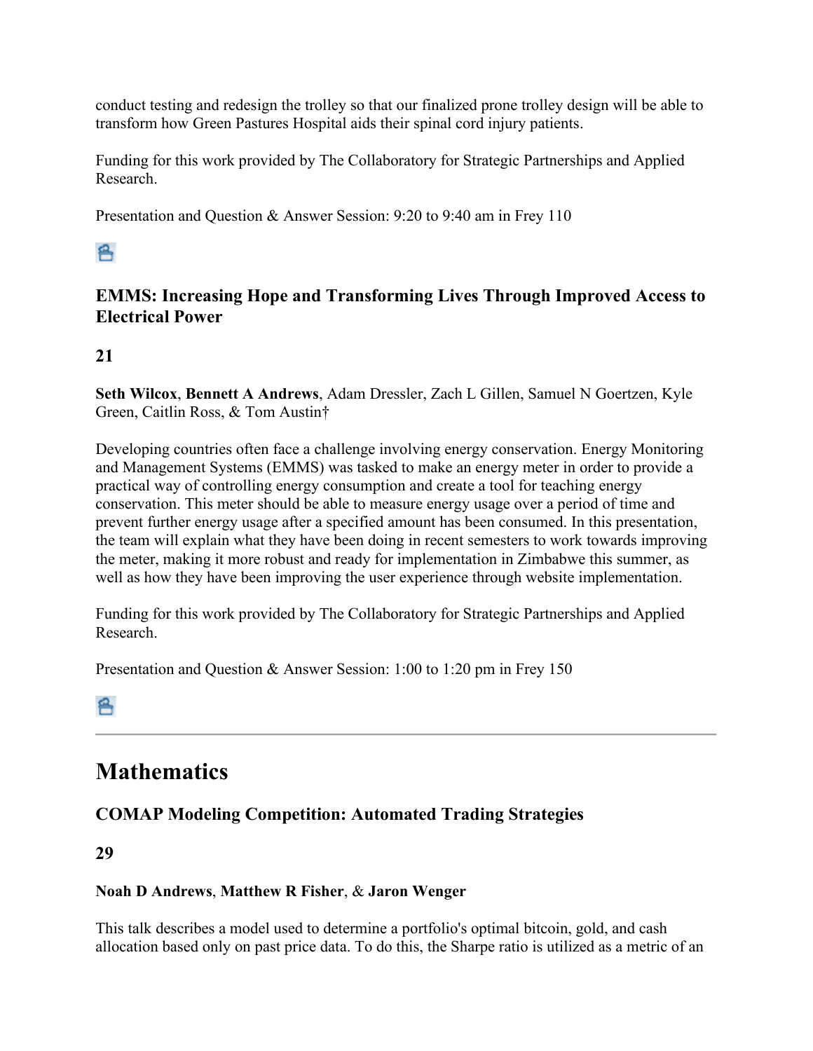conduct testing and redesign the trolley so that our finalized prone trolley design will be able to transform how Green Pastures Hospital aids their spinal cord injury patients.

Funding for this work provided by The Collaboratory for Strategic Partnerships and Applied Research.

Presentation and Question & Answer Session: 9:20 to 9:40 am in Frey 110

### EMMS: Increasing Hope and Transforming Lives Through Improved Access to Electrical Power

**21**

**Seth Wilcox**, **Bennett A Andrews**, Adam Dressler, Zach L Gillen, Samuel N Goertzen, Kyle Green, Caitlin Ross, & Tom Austin†

Developing countries often face a challenge involving energy conservation. Energy Monitoring and Management Systems (EMMS) was tasked to make an energy meter in order to provide a practical way of controlling energy consumption and create a tool for teaching energy conservation. This meter should be able to measure energy usage over a period of time and prevent further energy usage after a specified amount has been consumed. In this presentation, the team will explain what they have been doing in recent semesters to work towards improving the meter, making it more robust and ready for implementation in Zimbabwe this summer, as well as how they have been improving the user experience through website implementation.

Funding for this work provided by The Collaboratory for Strategic Partnerships and Applied Research.

Presentation and Question & Answer Session: 1:00 to 1:20 pm in Frey 150

---

## Mathematics

### COMAP Modeling Competition: Automated Trading Strategies

**29**

**Noah D Andrews**, **Matthew R Fisher**, & **Jaron Wenger**

This talk describes a model used to determine a portfolio's optimal bitcoin, gold, and cash allocation based only on past price data. To do this, the Sharpe ratio is utilized as a metric of an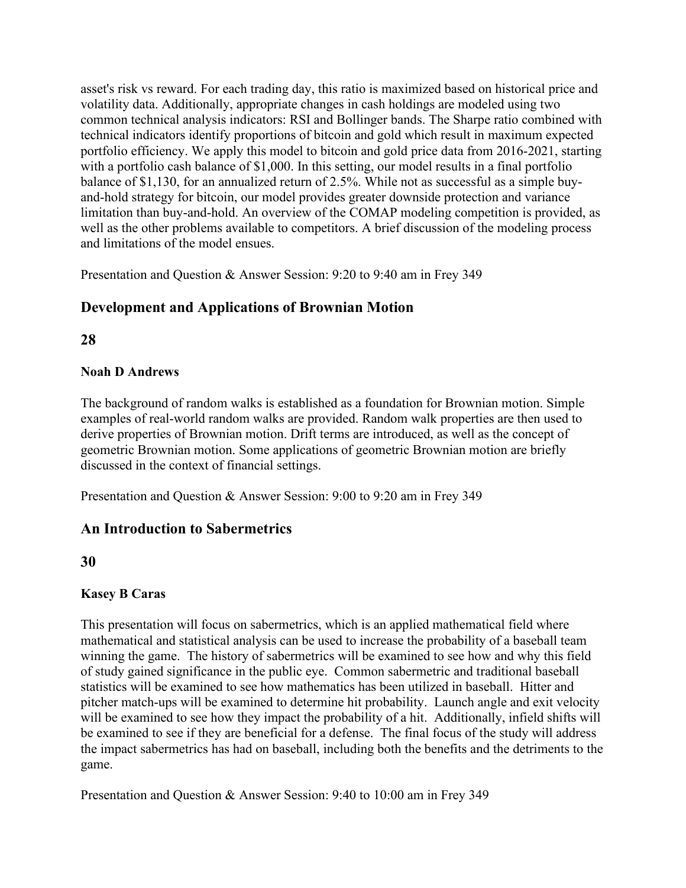asset's risk vs reward. For each trading day, this ratio is maximized based on historical price and volatility data. Additionally, appropriate changes in cash holdings are modeled using two common technical analysis indicators: RSI and Bollinger bands. The Sharpe ratio combined with technical indicators identify proportions of bitcoin and gold which result in maximum expected portfolio efficiency. We apply this model to bitcoin and gold price data from 2016-2021, starting with a portfolio cash balance of $1,000. In this setting, our model results in a final portfolio balance of $1,130, for an annualized return of 2.5%. While not as successful as a simple buy-and-hold strategy for bitcoin, our model provides greater downside protection and variance limitation than buy-and-hold. An overview of the COMAP modeling competition is provided, as well as the other problems available to competitors. A brief discussion of the modeling process and limitations of the model ensues.

Presentation and Question & Answer Session: 9:20 to 9:40 am in Frey 349

## Development and Applications of Brownian Motion

### 28

#### Noah D Andrews

The background of random walks is established as a foundation for Brownian motion. Simple examples of real-world random walks are provided. Random walk properties are then used to derive properties of Brownian motion. Drift terms are introduced, as well as the concept of geometric Brownian motion. Some applications of geometric Brownian motion are briefly discussed in the context of financial settings.

Presentation and Question & Answer Session: 9:00 to 9:20 am in Frey 349

## An Introduction to Sabermetrics

### 30

#### Kasey B Caras

This presentation will focus on sabermetrics, which is an applied mathematical field where mathematical and statistical analysis can be used to increase the probability of a baseball team winning the game. The history of sabermetrics will be examined to see how and why this field of study gained significance in the public eye. Common sabermetric and traditional baseball statistics will be examined to see how mathematics has been utilized in baseball. Hitter and pitcher match-ups will be examined to determine hit probability. Launch angle and exit velocity will be examined to see how they impact the probability of a hit. Additionally, infield shifts will be examined to see if they are beneficial for a defense. The final focus of the study will address the impact sabermetrics has had on baseball, including both the benefits and the detriments to the game.

Presentation and Question & Answer Session: 9:40 to 10:00 am in Frey 349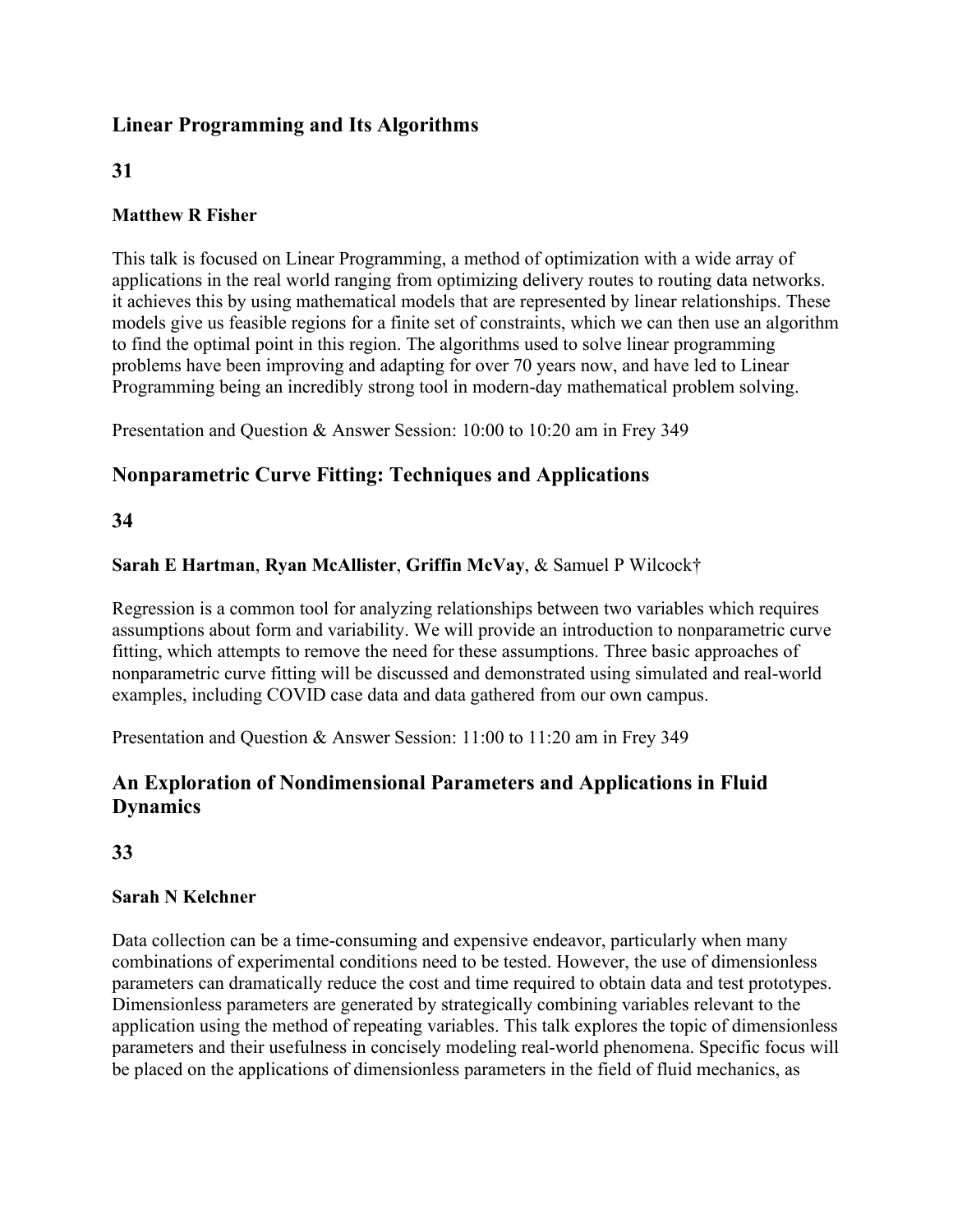## Linear Programming and Its Algorithms

### 31

**Matthew R Fisher**

This talk is focused on Linear Programming, a method of optimization with a wide array of applications in the real world ranging from optimizing delivery routes to routing data networks. it achieves this by using mathematical models that are represented by linear relationships. These models give us feasible regions for a finite set of constraints, which we can then use an algorithm to find the optimal point in this region. The algorithms used to solve linear programming problems have been improving and adapting for over 70 years now, and have led to Linear Programming being an incredibly strong tool in modern-day mathematical problem solving.

Presentation and Question & Answer Session: 10:00 to 10:20 am in Frey 349

## Nonparametric Curve Fitting: Techniques and Applications

### 34

**Sarah E Hartman**, **Ryan McAllister**, **Griffin McVay**, & Samuel P Wilcock†

Regression is a common tool for analyzing relationships between two variables which requires assumptions about form and variability. We will provide an introduction to nonparametric curve fitting, which attempts to remove the need for these assumptions. Three basic approaches of nonparametric curve fitting will be discussed and demonstrated using simulated and real-world examples, including COVID case data and data gathered from our own campus.

Presentation and Question & Answer Session: 11:00 to 11:20 am in Frey 349

## An Exploration of Nondimensional Parameters and Applications in Fluid Dynamics

### 33

**Sarah N Kelchner**

Data collection can be a time-consuming and expensive endeavor, particularly when many combinations of experimental conditions need to be tested. However, the use of dimensionless parameters can dramatically reduce the cost and time required to obtain data and test prototypes. Dimensionless parameters are generated by strategically combining variables relevant to the application using the method of repeating variables. This talk explores the topic of dimensionless parameters and their usefulness in concisely modeling real-world phenomena. Specific focus will be placed on the applications of dimensionless parameters in the field of fluid mechanics, as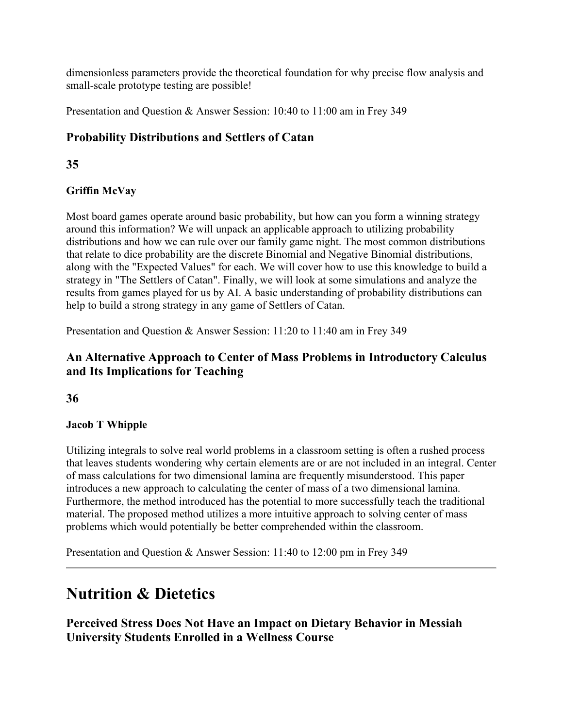dimensionless parameters provide the theoretical foundation for why precise flow analysis and small-scale prototype testing are possible!

Presentation and Question & Answer Session: 10:40 to 11:00 am in Frey 349

### Probability Distributions and Settlers of Catan

**35**

#### Griffin McVay

Most board games operate around basic probability, but how can you form a winning strategy around this information? We will unpack an applicable approach to utilizing probability distributions and how we can rule over our family game night. The most common distributions that relate to dice probability are the discrete Binomial and Negative Binomial distributions, along with the "Expected Values" for each. We will cover how to use this knowledge to build a strategy in "The Settlers of Catan". Finally, we will look at some simulations and analyze the results from games played for us by AI. A basic understanding of probability distributions can help to build a strong strategy in any game of Settlers of Catan.

Presentation and Question & Answer Session: 11:20 to 11:40 am in Frey 349

### An Alternative Approach to Center of Mass Problems in Introductory Calculus and Its Implications for Teaching

**36**

#### Jacob T Whipple

Utilizing integrals to solve real world problems in a classroom setting is often a rushed process that leaves students wondering why certain elements are or are not included in an integral. Center of mass calculations for two dimensional lamina are frequently misunderstood. This paper introduces a new approach to calculating the center of mass of a two dimensional lamina. Furthermore, the method introduced has the potential to more successfully teach the traditional material. The proposed method utilizes a more intuitive approach to solving center of mass problems which would potentially be better comprehended within the classroom.

Presentation and Question & Answer Session: 11:40 to 12:00 pm in Frey 349

---

## Nutrition & Dietetics

### Perceived Stress Does Not Have an Impact on Dietary Behavior in Messiah University Students Enrolled in a Wellness Course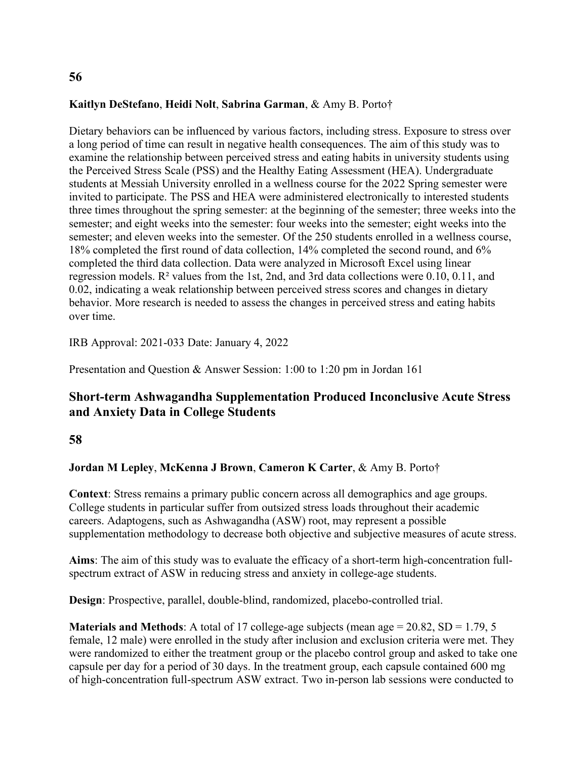## 56

**Kaitlyn DeStefano**, **Heidi Nolt**, **Sabrina Garman**, & Amy B. Porto†

Dietary behaviors can be influenced by various factors, including stress. Exposure to stress over a long period of time can result in negative health consequences. The aim of this study was to examine the relationship between perceived stress and eating habits in university students using the Perceived Stress Scale (PSS) and the Healthy Eating Assessment (HEA). Undergraduate students at Messiah University enrolled in a wellness course for the 2022 Spring semester were invited to participate. The PSS and HEA were administered electronically to interested students three times throughout the spring semester: at the beginning of the semester; three weeks into the semester; and eight weeks into the semester: four weeks into the semester; eight weeks into the semester; and eleven weeks into the semester. Of the 250 students enrolled in a wellness course, 18% completed the first round of data collection, 14% completed the second round, and 6% completed the third data collection. Data were analyzed in Microsoft Excel using linear regression models. $R^2$ values from the 1st, 2nd, and 3rd data collections were 0.10, 0.11, and 0.02, indicating a weak relationship between perceived stress scores and changes in dietary behavior. More research is needed to assess the changes in perceived stress and eating habits over time.

IRB Approval: 2021-033 Date: January 4, 2022

Presentation and Question & Answer Session: 1:00 to 1:20 pm in Jordan 161

## Short-term Ashwagandha Supplementation Produced Inconclusive Acute Stress and Anxiety Data in College Students

## 58

**Jordan M Lepley**, **McKenna J Brown**, **Cameron K Carter**, & Amy B. Porto†

**Context**: Stress remains a primary public concern across all demographics and age groups. College students in particular suffer from outsized stress loads throughout their academic careers. Adaptogens, such as Ashwagandha (ASW) root, may represent a possible supplementation methodology to decrease both objective and subjective measures of acute stress.

**Aims**: The aim of this study was to evaluate the efficacy of a short-term high-concentration full-spectrum extract of ASW in reducing stress and anxiety in college-age students.

**Design**: Prospective, parallel, double-blind, randomized, placebo-controlled trial.

**Materials and Methods**: A total of 17 college-age subjects (mean age = 20.82, SD = 1.79, 5 female, 12 male) were enrolled in the study after inclusion and exclusion criteria were met. They were randomized to either the treatment group or the placebo control group and asked to take one capsule per day for a period of 30 days. In the treatment group, each capsule contained 600 mg of high-concentration full-spectrum ASW extract. Two in-person lab sessions were conducted to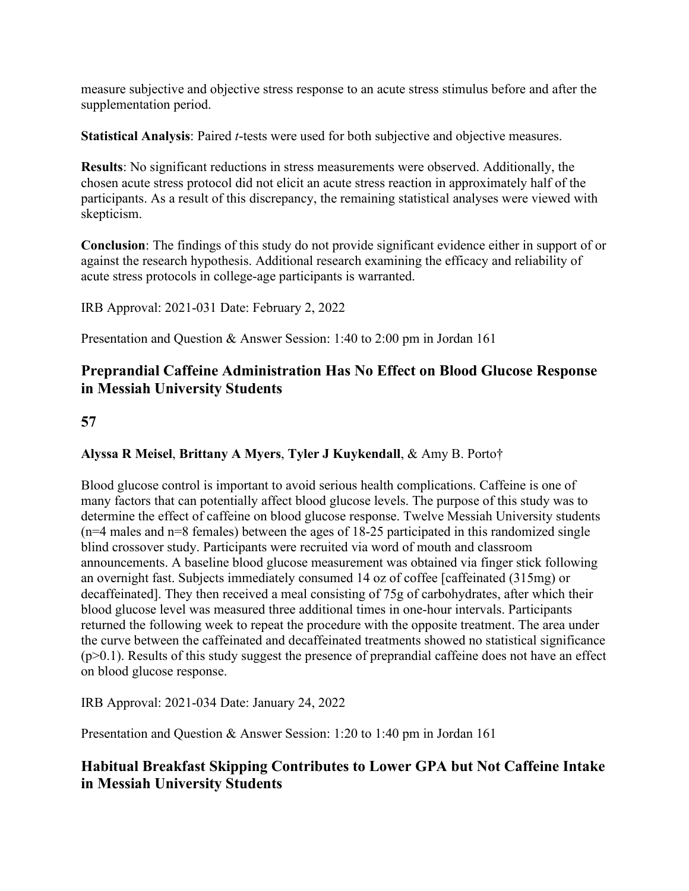measure subjective and objective stress response to an acute stress stimulus before and after the supplementation period.

**Statistical Analysis**: Paired *t*-tests were used for both subjective and objective measures.

**Results**: No significant reductions in stress measurements were observed. Additionally, the chosen acute stress protocol did not elicit an acute stress reaction in approximately half of the participants. As a result of this discrepancy, the remaining statistical analyses were viewed with skepticism.

**Conclusion**: The findings of this study do not provide significant evidence either in support of or against the research hypothesis. Additional research examining the efficacy and reliability of acute stress protocols in college-age participants is warranted.

IRB Approval: 2021-031 Date: February 2, 2022

Presentation and Question & Answer Session: 1:40 to 2:00 pm in Jordan 161

## Preprandial Caffeine Administration Has No Effect on Blood Glucose Response in Messiah University Students

### 57

**Alyssa R Meisel**, **Brittany A Myers**, **Tyler J Kuykendall**, & Amy B. Porto†

Blood glucose control is important to avoid serious health complications. Caffeine is one of many factors that can potentially affect blood glucose levels. The purpose of this study was to determine the effect of caffeine on blood glucose response. Twelve Messiah University students (n=4 males and n=8 females) between the ages of 18-25 participated in this randomized single blind crossover study. Participants were recruited via word of mouth and classroom announcements. A baseline blood glucose measurement was obtained via finger stick following an overnight fast. Subjects immediately consumed 14 oz of coffee [caffeinated (315mg) or decaffeinated]. They then received a meal consisting of 75g of carbohydrates, after which their blood glucose level was measured three additional times in one-hour intervals. Participants returned the following week to repeat the procedure with the opposite treatment. The area under the curve between the caffeinated and decaffeinated treatments showed no statistical significance ($p>0.1$). Results of this study suggest the presence of preprandial caffeine does not have an effect on blood glucose response.

IRB Approval: 2021-034 Date: January 24, 2022

Presentation and Question & Answer Session: 1:20 to 1:40 pm in Jordan 161

## Habitual Breakfast Skipping Contributes to Lower GPA but Not Caffeine Intake in Messiah University Students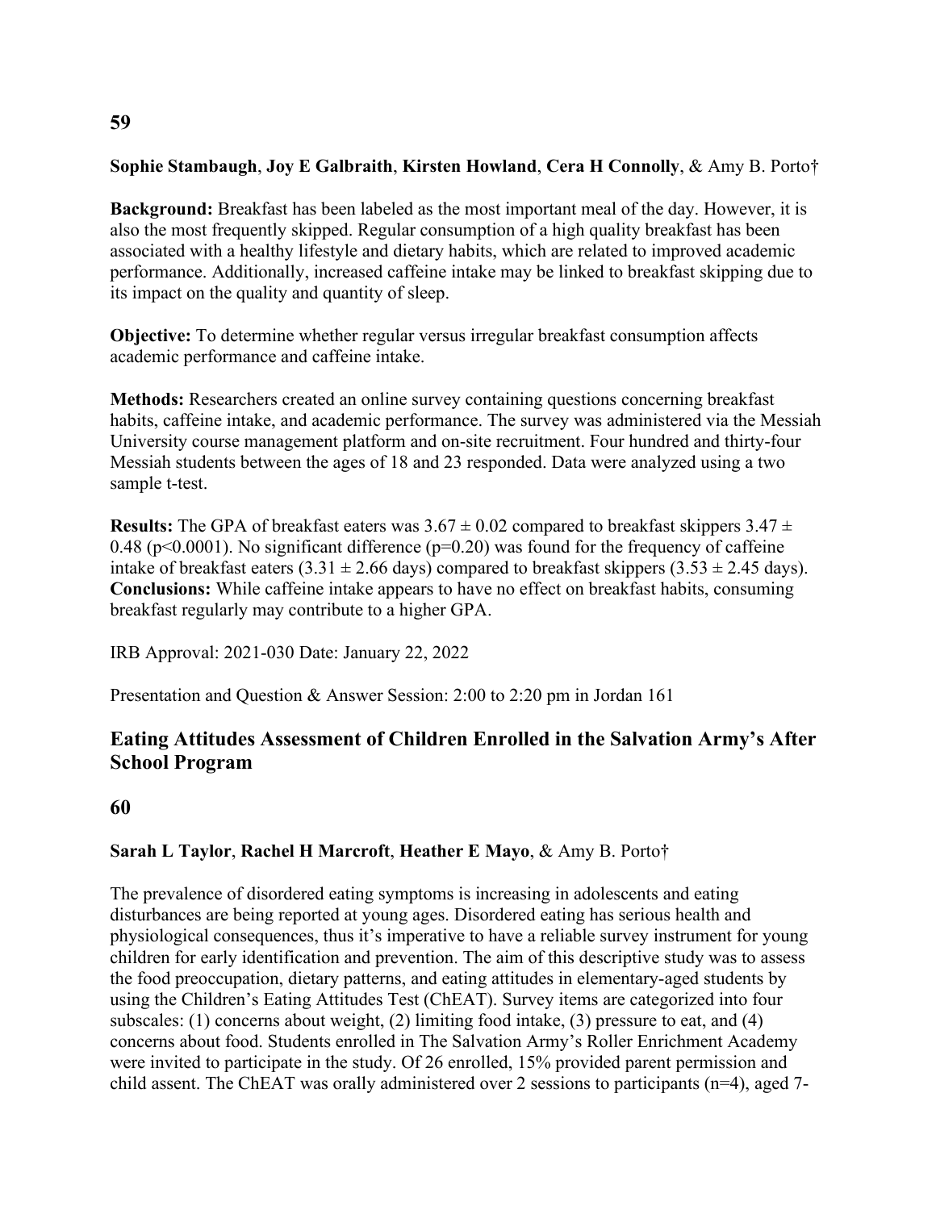## 59

**Sophie Stambaugh**, **Joy E Galbraith**, **Kirsten Howland**, **Cera H Connolly**, & Amy B. Porto†

**Background:** Breakfast has been labeled as the most important meal of the day. However, it is also the most frequently skipped. Regular consumption of a high quality breakfast has been associated with a healthy lifestyle and dietary habits, which are related to improved academic performance. Additionally, increased caffeine intake may be linked to breakfast skipping due to its impact on the quality and quantity of sleep.

**Objective:** To determine whether regular versus irregular breakfast consumption affects academic performance and caffeine intake.

**Methods:** Researchers created an online survey containing questions concerning breakfast habits, caffeine intake, and academic performance. The survey was administered via the Messiah University course management platform and on-site recruitment. Four hundred and thirty-four Messiah students between the ages of 18 and 23 responded. Data were analyzed using a two sample t-test.

**Results:** The GPA of breakfast eaters was $3.67 \pm 0.02$ compared to breakfast skippers $3.47 \pm 0.48$ ($p<0.0001$). No significant difference ($p=0.20$) was found for the frequency of caffeine intake of breakfast eaters ($3.31 \pm 2.66$ days) compared to breakfast skippers ($3.53 \pm 2.45$ days).
**Conclusions:** While caffeine intake appears to have no effect on breakfast habits, consuming breakfast regularly may contribute to a higher GPA.

IRB Approval: 2021-030 Date: January 22, 2022

Presentation and Question & Answer Session: 2:00 to 2:20 pm in Jordan 161

## Eating Attitudes Assessment of Children Enrolled in the Salvation Army's After School Program

## 60

**Sarah L Taylor**, **Rachel H Marcroft**, **Heather E Mayo**, & Amy B. Porto†

The prevalence of disordered eating symptoms is increasing in adolescents and eating disturbances are being reported at young ages. Disordered eating has serious health and physiological consequences, thus it's imperative to have a reliable survey instrument for young children for early identification and prevention. The aim of this descriptive study was to assess the food preoccupation, dietary patterns, and eating attitudes in elementary-aged students by using the Children's Eating Attitudes Test (ChEAT). Survey items are categorized into four subscales: (1) concerns about weight, (2) limiting food intake, (3) pressure to eat, and (4) concerns about food. Students enrolled in The Salvation Army's Roller Enrichment Academy were invited to participate in the study. Of 26 enrolled, 15% provided parent permission and child assent. The ChEAT was orally administered over 2 sessions to participants (n=4), aged 7-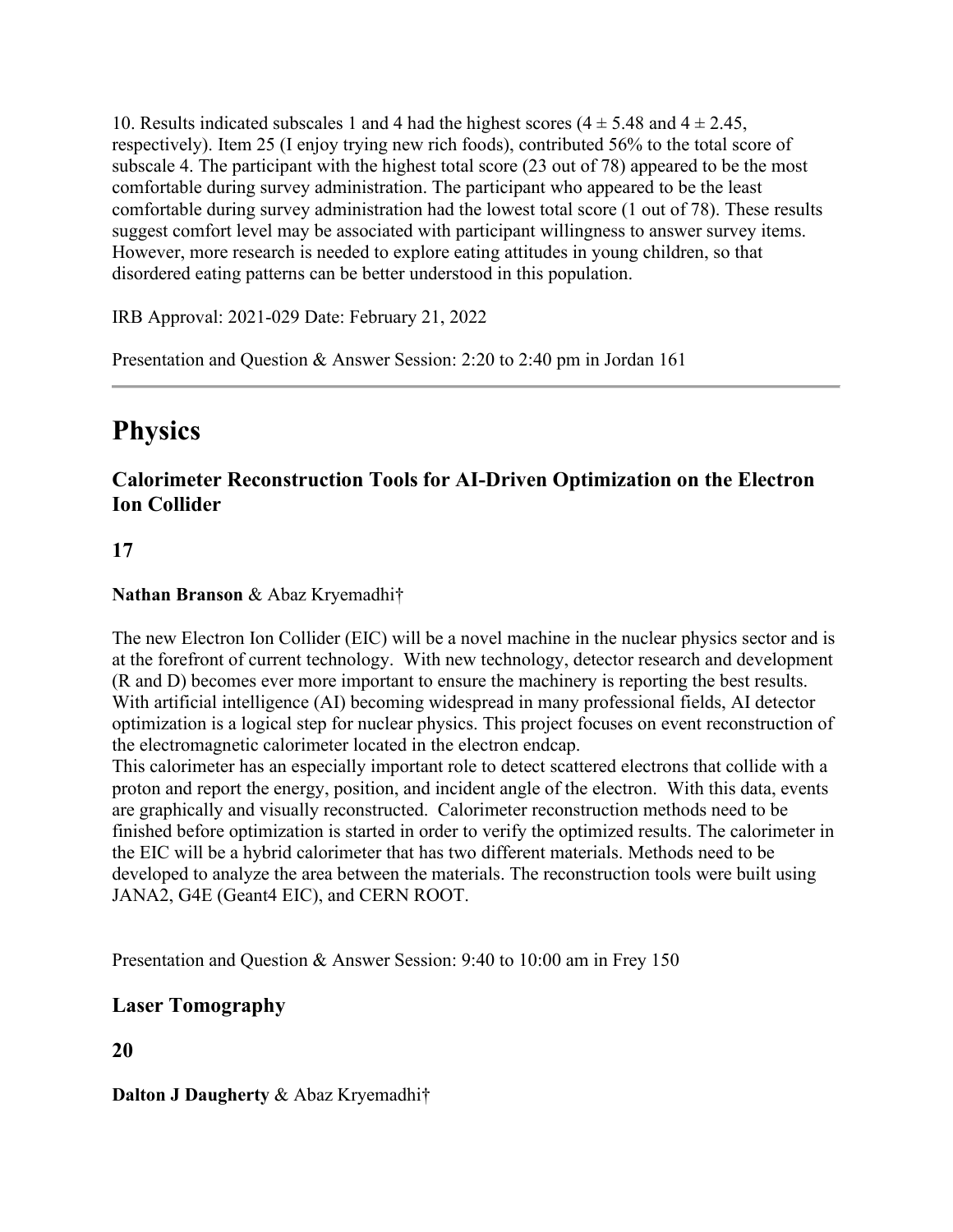10. Results indicated subscales 1 and 4 had the highest scores ($4 \pm 5.48$ and $4 \pm 2.45$, respectively). Item 25 (I enjoy trying new rich foods), contributed 56% to the total score of subscale 4. The participant with the highest total score (23 out of 78) appeared to be the most comfortable during survey administration. The participant who appeared to be the least comfortable during survey administration had the lowest total score (1 out of 78). These results suggest comfort level may be associated with participant willingness to answer survey items. However, more research is needed to explore eating attitudes in young children, so that disordered eating patterns can be better understood in this population.

IRB Approval: 2021-029 Date: February 21, 2022

Presentation and Question & Answer Session: 2:20 to 2:40 pm in Jordan 161

---

# Physics

## Calorimeter Reconstruction Tools for AI-Driven Optimization on the Electron Ion Collider

### 17

**Nathan Branson** & Abaz Kryemadhi†

The new Electron Ion Collider (EIC) will be a novel machine in the nuclear physics sector and is at the forefront of current technology. With new technology, detector research and development (R and D) becomes ever more important to ensure the machinery is reporting the best results. With artificial intelligence (AI) becoming widespread in many professional fields, AI detector optimization is a logical step for nuclear physics. This project focuses on event reconstruction of the electromagnetic calorimeter located in the electron endcap.
This calorimeter has an especially important role to detect scattered electrons that collide with a proton and report the energy, position, and incident angle of the electron. With this data, events are graphically and visually reconstructed. Calorimeter reconstruction methods need to be finished before optimization is started in order to verify the optimized results. The calorimeter in the EIC will be a hybrid calorimeter that has two different materials. Methods need to be developed to analyze the area between the materials. The reconstruction tools were built using JANA2, G4E (Geant4 EIC), and CERN ROOT.

Presentation and Question & Answer Session: 9:40 to 10:00 am in Frey 150

## Laser Tomography

### 20

**Dalton J Daugherty** & Abaz Kryemadhi†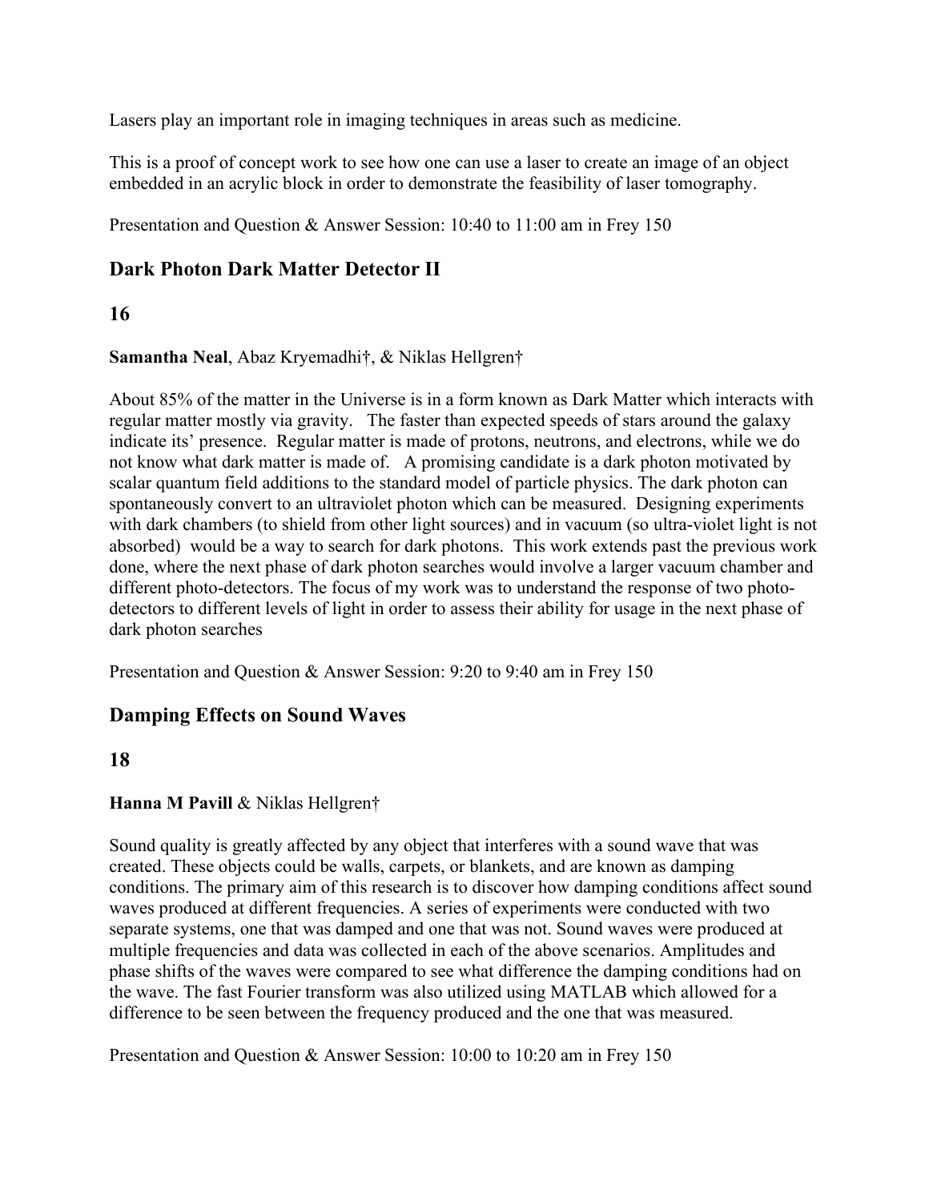Lasers play an important role in imaging techniques in areas such as medicine.

This is a proof of concept work to see how one can use a laser to create an image of an object embedded in an acrylic block in order to demonstrate the feasibility of laser tomography.

Presentation and Question & Answer Session: 10:40 to 11:00 am in Frey 150

## Dark Photon Dark Matter Detector II

## 16

**Samantha Neal**, Abaz Kryemadhi†, & Niklas Hellgren†

About 85% of the matter in the Universe is in a form known as Dark Matter which interacts with regular matter mostly via gravity. The faster than expected speeds of stars around the galaxy indicate its' presence. Regular matter is made of protons, neutrons, and electrons, while we do not know what dark matter is made of. A promising candidate is a dark photon motivated by scalar quantum field additions to the standard model of particle physics. The dark photon can spontaneously convert to an ultraviolet photon which can be measured. Designing experiments with dark chambers (to shield from other light sources) and in vacuum (so ultra-violet light is not absorbed) would be a way to search for dark photons. This work extends past the previous work done, where the next phase of dark photon searches would involve a larger vacuum chamber and different photo-detectors. The focus of my work was to understand the response of two photo-detectors to different levels of light in order to assess their ability for usage in the next phase of dark photon searches

Presentation and Question & Answer Session: 9:20 to 9:40 am in Frey 150

## Damping Effects on Sound Waves

## 18

**Hanna M Pavill** & Niklas Hellgren†

Sound quality is greatly affected by any object that interferes with a sound wave that was created. These objects could be walls, carpets, or blankets, and are known as damping conditions. The primary aim of this research is to discover how damping conditions affect sound waves produced at different frequencies. A series of experiments were conducted with two separate systems, one that was damped and one that was not. Sound waves were produced at multiple frequencies and data was collected in each of the above scenarios. Amplitudes and phase shifts of the waves were compared to see what difference the damping conditions had on the wave. The fast Fourier transform was also utilized using MATLAB which allowed for a difference to be seen between the frequency produced and the one that was measured.

Presentation and Question & Answer Session: 10:00 to 10:20 am in Frey 150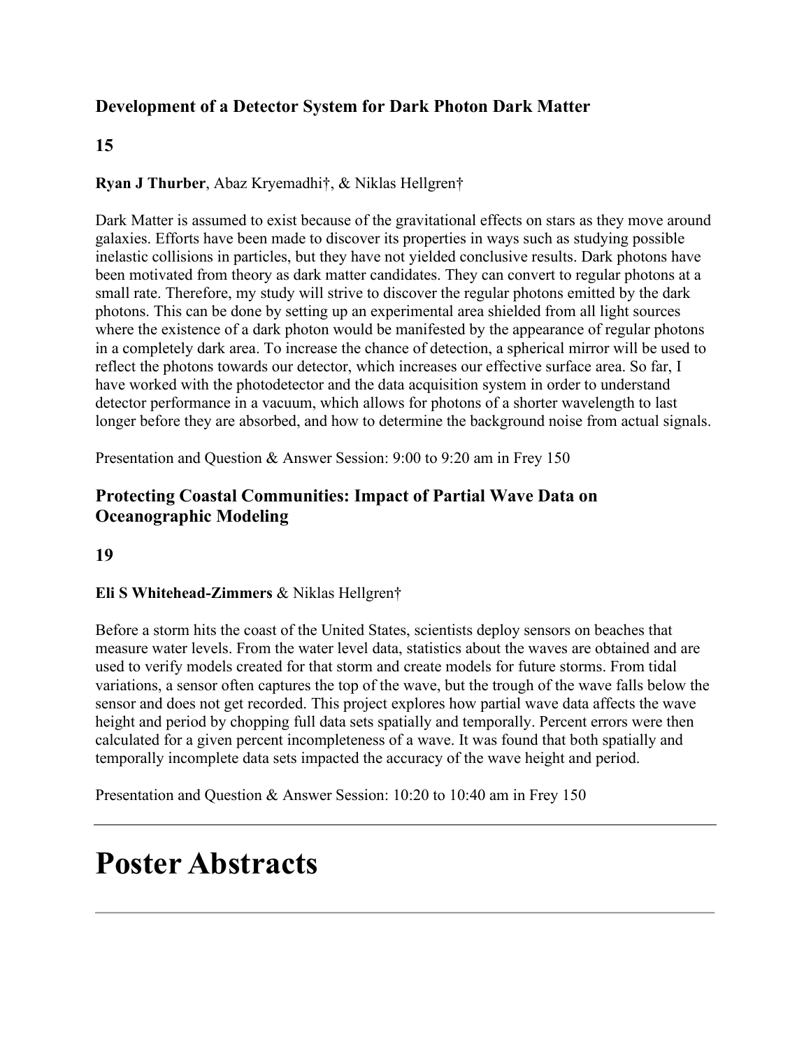### Development of a Detector System for Dark Photon Dark Matter

**15**

**Ryan J Thurber**, Abaz Kryemadhi†, & Niklas Hellgren†

Dark Matter is assumed to exist because of the gravitational effects on stars as they move around galaxies. Efforts have been made to discover its properties in ways such as studying possible inelastic collisions in particles, but they have not yielded conclusive results. Dark photons have been motivated from theory as dark matter candidates. They can convert to regular photons at a small rate. Therefore, my study will strive to discover the regular photons emitted by the dark photons. This can be done by setting up an experimental area shielded from all light sources where the existence of a dark photon would be manifested by the appearance of regular photons in a completely dark area. To increase the chance of detection, a spherical mirror will be used to reflect the photons towards our detector, which increases our effective surface area. So far, I have worked with the photodetector and the data acquisition system in order to understand detector performance in a vacuum, which allows for photons of a shorter wavelength to last longer before they are absorbed, and how to determine the background noise from actual signals.

Presentation and Question & Answer Session: 9:00 to 9:20 am in Frey 150

### Protecting Coastal Communities: Impact of Partial Wave Data on Oceanographic Modeling

**19**

**Eli S Whitehead-Zimmers** & Niklas Hellgren†

Before a storm hits the coast of the United States, scientists deploy sensors on beaches that measure water levels. From the water level data, statistics about the waves are obtained and are used to verify models created for that storm and create models for future storms. From tidal variations, a sensor often captures the top of the wave, but the trough of the wave falls below the sensor and does not get recorded. This project explores how partial wave data affects the wave height and period by chopping full data sets spatially and temporally. Percent errors were then calculated for a given percent incompleteness of a wave. It was found that both spatially and temporally incomplete data sets impacted the accuracy of the wave height and period.

Presentation and Question & Answer Session: 10:20 to 10:40 am in Frey 150

---

# Poster Abstracts

---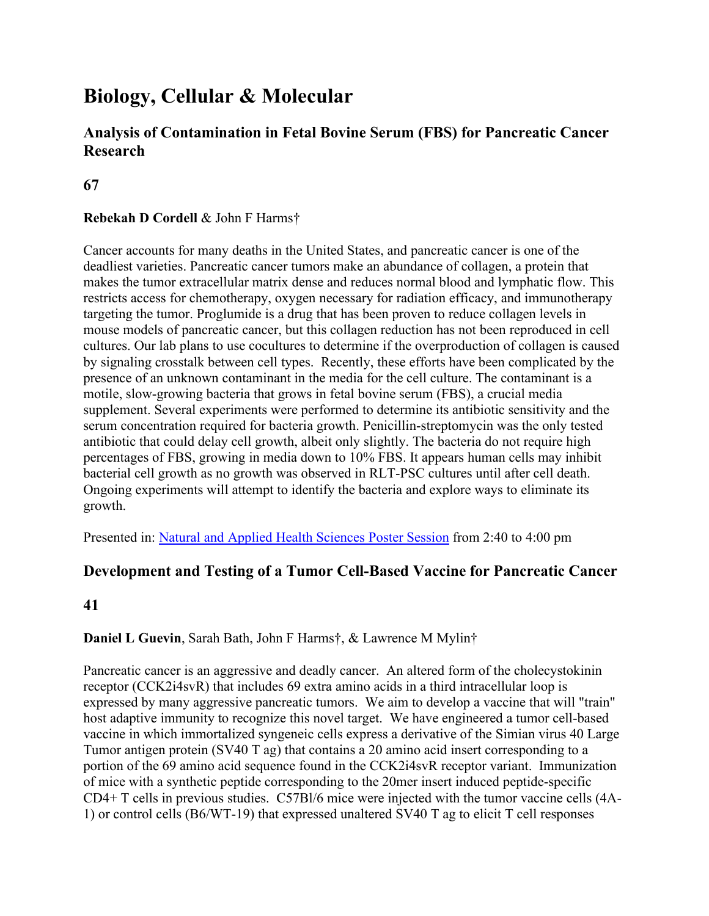# Biology, Cellular & Molecular

## Analysis of Contamination in Fetal Bovine Serum (FBS) for Pancreatic Cancer Research

### 67

**Rebekah D Cordell** & John F Harms†

Cancer accounts for many deaths in the United States, and pancreatic cancer is one of the deadliest varieties. Pancreatic cancer tumors make an abundance of collagen, a protein that makes the tumor extracellular matrix dense and reduces normal blood and lymphatic flow. This restricts access for chemotherapy, oxygen necessary for radiation efficacy, and immunotherapy targeting the tumor. Proglumide is a drug that has been proven to reduce collagen levels in mouse models of pancreatic cancer, but this collagen reduction has not been reproduced in cell cultures. Our lab plans to use cocultures to determine if the overproduction of collagen is caused by signaling crosstalk between cell types. Recently, these efforts have been complicated by the presence of an unknown contaminant in the media for the cell culture. The contaminant is a motile, slow-growing bacteria that grows in fetal bovine serum (FBS), a crucial media supplement. Several experiments were performed to determine its antibiotic sensitivity and the serum concentration required for bacteria growth. Penicillin-streptomycin was the only tested antibiotic that could delay cell growth, albeit only slightly. The bacteria do not require high percentages of FBS, growing in media down to 10% FBS. It appears human cells may inhibit bacterial cell growth as no growth was observed in RLT-PSC cultures until after cell death. Ongoing experiments will attempt to identify the bacteria and explore ways to eliminate its growth.

Presented in: Natural and Applied Health Sciences Poster Session from 2:40 to 4:00 pm

## Development and Testing of a Tumor Cell-Based Vaccine for Pancreatic Cancer

### 41

**Daniel L Guevin**, Sarah Bath, John F Harms†, & Lawrence M Mylin†

Pancreatic cancer is an aggressive and deadly cancer. An altered form of the cholecystokinin receptor (CCK2i4svR) that includes 69 extra amino acids in a third intracellular loop is expressed by many aggressive pancreatic tumors. We aim to develop a vaccine that will "train" host adaptive immunity to recognize this novel target. We have engineered a tumor cell-based vaccine in which immortalized syngeneic cells express a derivative of the Simian virus 40 Large Tumor antigen protein (SV40 T ag) that contains a 20 amino acid insert corresponding to a portion of the 69 amino acid sequence found in the CCK2i4svR receptor variant. Immunization of mice with a synthetic peptide corresponding to the 20mer insert induced peptide-specific CD4+ T cells in previous studies. C57Bl/6 mice were injected with the tumor vaccine cells (4A-1) or control cells (B6/WT-19) that expressed unaltered SV40 T ag to elicit T cell responses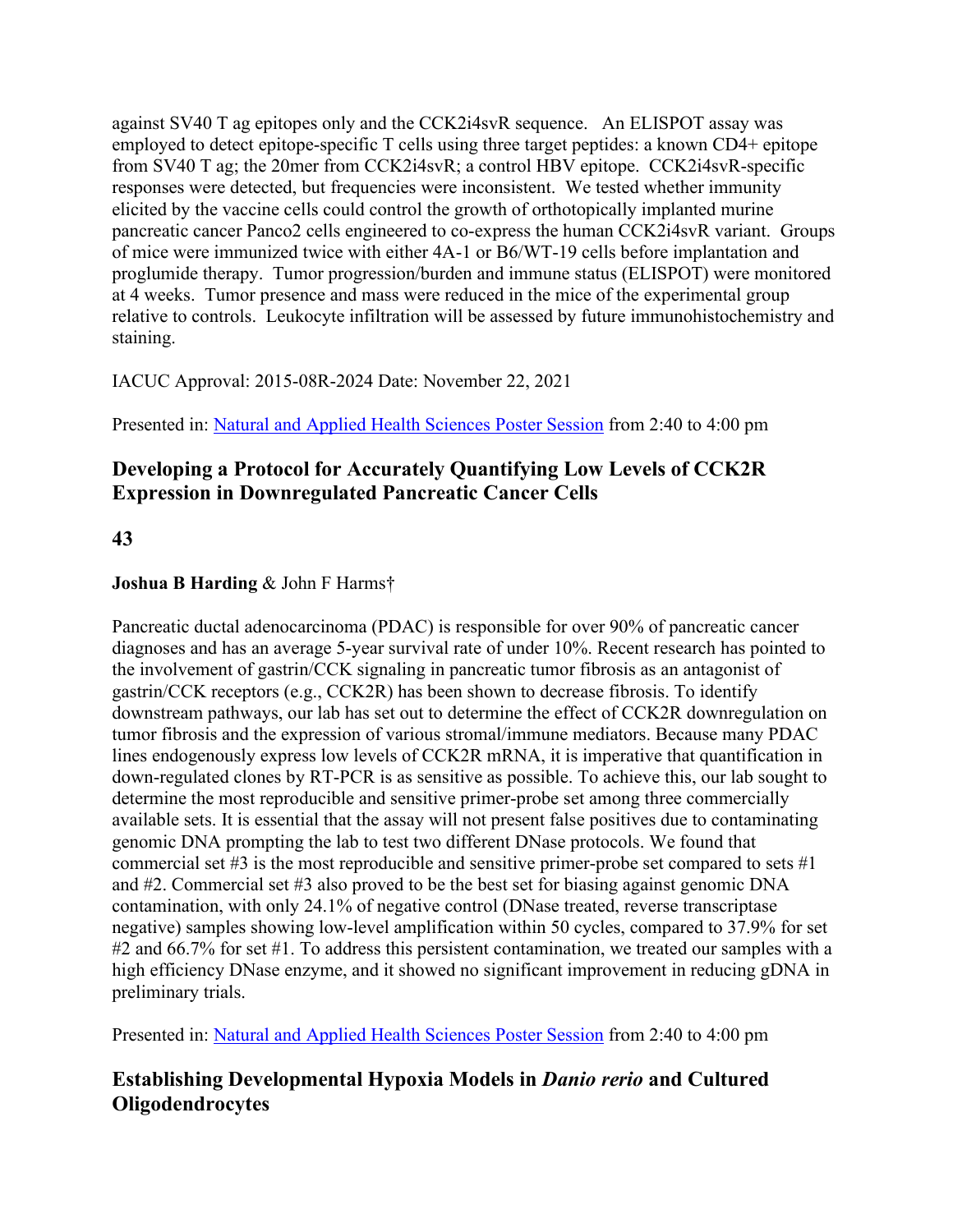against SV40 T ag epitopes only and the CCK2i4svR sequence. An ELISPOT assay was employed to detect epitope-specific T cells using three target peptides: a known CD4+ epitope from SV40 T ag; the 20mer from CCK2i4svR; a control HBV epitope. CCK2i4svR-specific responses were detected, but frequencies were inconsistent. We tested whether immunity elicited by the vaccine cells could control the growth of orthotopically implanted murine pancreatic cancer Panco2 cells engineered to co-express the human CCK2i4svR variant. Groups of mice were immunized twice with either 4A-1 or B6/WT-19 cells before implantation and proglumide therapy. Tumor progression/burden and immune status (ELISPOT) were monitored at 4 weeks. Tumor presence and mass were reduced in the mice of the experimental group relative to controls. Leukocyte infiltration will be assessed by future immunohistochemistry and staining.

IACUC Approval: 2015-08R-2024 Date: November 22, 2021

Presented in: Natural and Applied Health Sciences Poster Session from 2:40 to 4:00 pm

## Developing a Protocol for Accurately Quantifying Low Levels of CCK2R Expression in Downregulated Pancreatic Cancer Cells

**43**

**Joshua B Harding** & John F Harms†

Pancreatic ductal adenocarcinoma (PDAC) is responsible for over 90% of pancreatic cancer diagnoses and has an average 5-year survival rate of under 10%. Recent research has pointed to the involvement of gastrin/CCK signaling in pancreatic tumor fibrosis as an antagonist of gastrin/CCK receptors (e.g., CCK2R) has been shown to decrease fibrosis. To identify downstream pathways, our lab has set out to determine the effect of CCK2R downregulation on tumor fibrosis and the expression of various stromal/immune mediators. Because many PDAC lines endogenously express low levels of CCK2R mRNA, it is imperative that quantification in down-regulated clones by RT-PCR is as sensitive as possible. To achieve this, our lab sought to determine the most reproducible and sensitive primer-probe set among three commercially available sets. It is essential that the assay will not present false positives due to contaminating genomic DNA prompting the lab to test two different DNase protocols. We found that commercial set #3 is the most reproducible and sensitive primer-probe set compared to sets #1 and #2. Commercial set #3 also proved to be the best set for biasing against genomic DNA contamination, with only 24.1% of negative control (DNase treated, reverse transcriptase negative) samples showing low-level amplification within 50 cycles, compared to 37.9% for set #2 and 66.7% for set #1. To address this persistent contamination, we treated our samples with a high efficiency DNase enzyme, and it showed no significant improvement in reducing gDNA in preliminary trials.

Presented in: Natural and Applied Health Sciences Poster Session from 2:40 to 4:00 pm

## Establishing Developmental Hypoxia Models in *Danio rerio* and Cultured Oligodendrocytes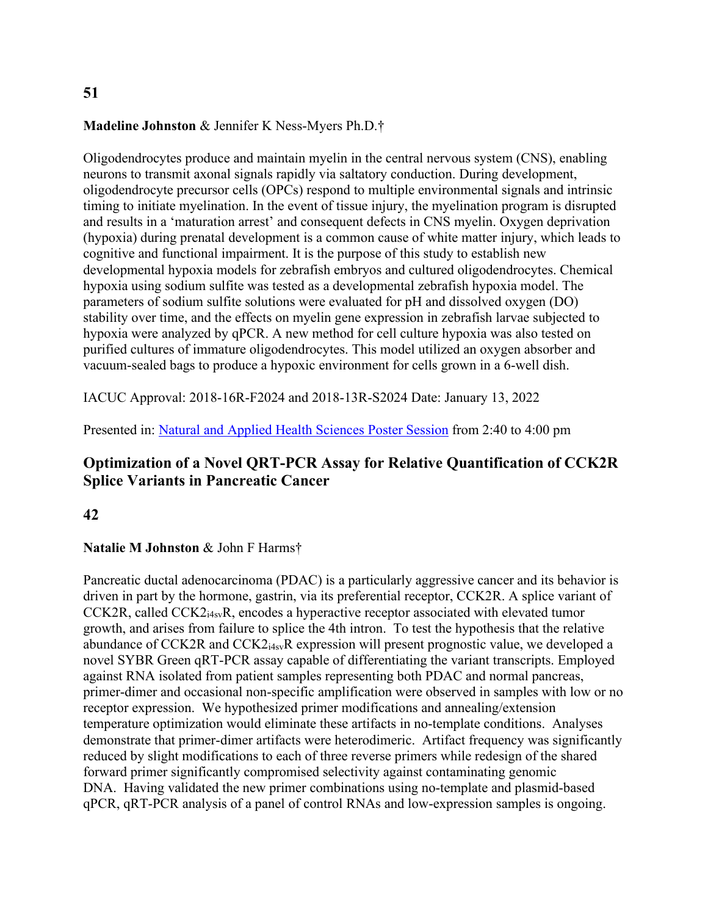## 51

**Madeline Johnston** & Jennifer K Ness-Myers Ph.D.†

Oligodendrocytes produce and maintain myelin in the central nervous system (CNS), enabling neurons to transmit axonal signals rapidly via saltatory conduction. During development, oligodendrocyte precursor cells (OPCs) respond to multiple environmental signals and intrinsic timing to initiate myelination. In the event of tissue injury, the myelination program is disrupted and results in a 'maturation arrest' and consequent defects in CNS myelin. Oxygen deprivation (hypoxia) during prenatal development is a common cause of white matter injury, which leads to cognitive and functional impairment. It is the purpose of this study to establish new developmental hypoxia models for zebrafish embryos and cultured oligodendrocytes. Chemical hypoxia using sodium sulfite was tested as a developmental zebrafish hypoxia model. The parameters of sodium sulfite solutions were evaluated for pH and dissolved oxygen (DO) stability over time, and the effects on myelin gene expression in zebrafish larvae subjected to hypoxia were analyzed by qPCR. A new method for cell culture hypoxia was also tested on purified cultures of immature oligodendrocytes. This model utilized an oxygen absorber and vacuum-sealed bags to produce a hypoxic environment for cells grown in a 6-well dish.

IACUC Approval: 2018-16R-F2024 and 2018-13R-S2024 Date: January 13, 2022

Presented in: Natural and Applied Health Sciences Poster Session from 2:40 to 4:00 pm

## Optimization of a Novel QRT-PCR Assay for Relative Quantification of CCK2R Splice Variants in Pancreatic Cancer

## 42

**Natalie M Johnston** & John F Harms†

Pancreatic ductal adenocarcinoma (PDAC) is a particularly aggressive cancer and its behavior is driven in part by the hormone, gastrin, via its preferential receptor, CCK2R. A splice variant of CCK2R, called $CCK2_{i4sv}R$, encodes a hyperactive receptor associated with elevated tumor growth, and arises from failure to splice the 4th intron. To test the hypothesis that the relative abundance of CCK2R and $CCK2_{i4sv}R$ expression will present prognostic value, we developed a novel SYBR Green qRT-PCR assay capable of differentiating the variant transcripts. Employed against RNA isolated from patient samples representing both PDAC and normal pancreas, primer-dimer and occasional non-specific amplification were observed in samples with low or no receptor expression. We hypothesized primer modifications and annealing/extension temperature optimization would eliminate these artifacts in no-template conditions. Analyses demonstrate that primer-dimer artifacts were heterodimeric. Artifact frequency was significantly reduced by slight modifications to each of three reverse primers while redesign of the shared forward primer significantly compromised selectivity against contaminating genomic DNA. Having validated the new primer combinations using no-template and plasmid-based qPCR, qRT-PCR analysis of a panel of control RNAs and low-expression samples is ongoing.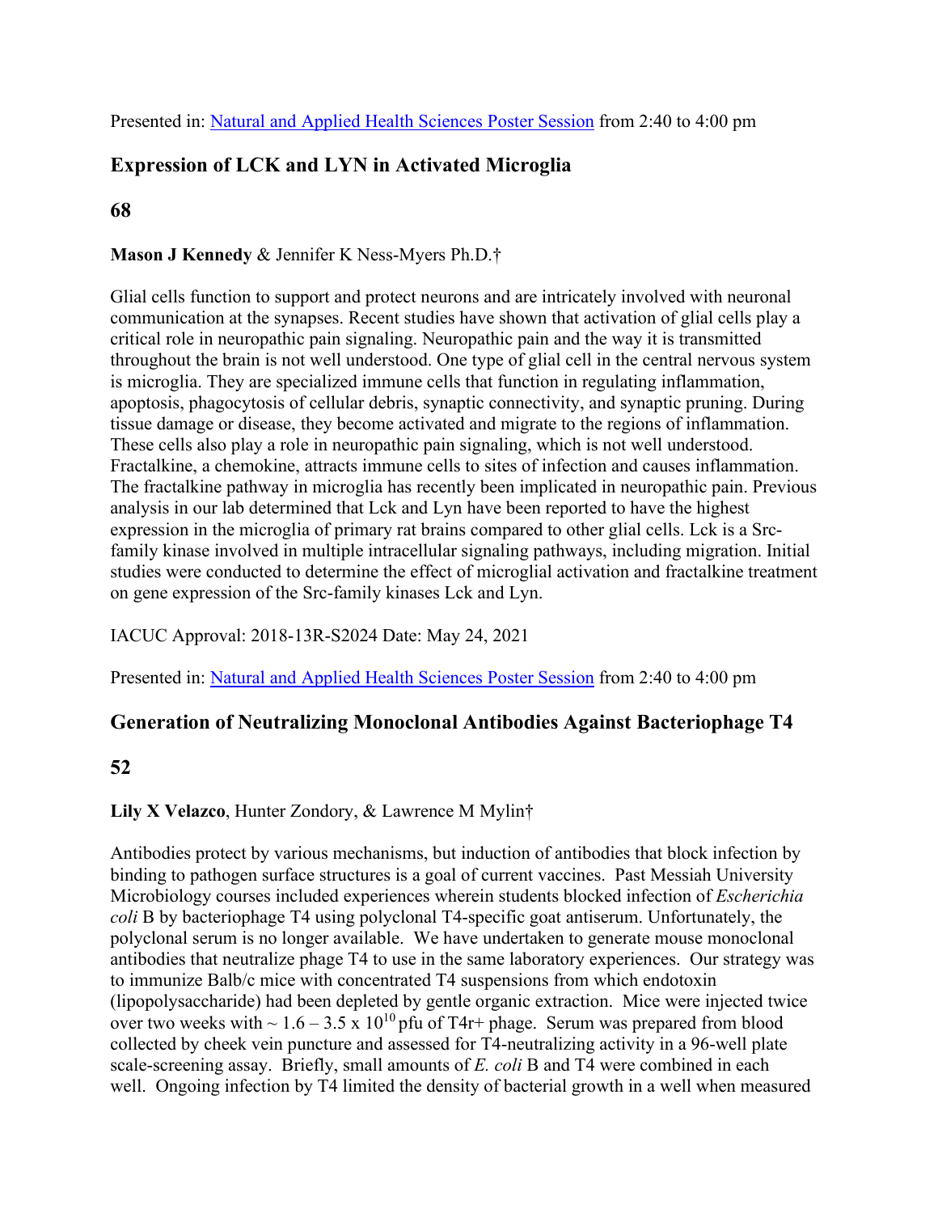Presented in: [Natural and Applied Health Sciences Poster Session]() from 2:40 to 4:00 pm

## Expression of LCK and LYN in Activated Microglia

## 68

**Mason J Kennedy** & Jennifer K Ness-Myers Ph.D.†

Glial cells function to support and protect neurons and are intricately involved with neuronal communication at the synapses. Recent studies have shown that activation of glial cells play a critical role in neuropathic pain signaling. Neuropathic pain and the way it is transmitted throughout the brain is not well understood. One type of glial cell in the central nervous system is microglia. They are specialized immune cells that function in regulating inflammation, apoptosis, phagocytosis of cellular debris, synaptic connectivity, and synaptic pruning. During tissue damage or disease, they become activated and migrate to the regions of inflammation. These cells also play a role in neuropathic pain signaling, which is not well understood. Fractalkine, a chemokine, attracts immune cells to sites of infection and causes inflammation. The fractalkine pathway in microglia has recently been implicated in neuropathic pain. Previous analysis in our lab determined that Lck and Lyn have been reported to have the highest expression in the microglia of primary rat brains compared to other glial cells. Lck is a Src-family kinase involved in multiple intracellular signaling pathways, including migration. Initial studies were conducted to determine the effect of microglial activation and fractalkine treatment on gene expression of the Src-family kinases Lck and Lyn.

IACUC Approval: 2018-13R-S2024 Date: May 24, 2021

Presented in: [Natural and Applied Health Sciences Poster Session]() from 2:40 to 4:00 pm

## Generation of Neutralizing Monoclonal Antibodies Against Bacteriophage T4

## 52

**Lily X Velazco**, Hunter Zondory, & Lawrence M Mylin†

Antibodies protect by various mechanisms, but induction of antibodies that block infection by binding to pathogen surface structures is a goal of current vaccines. Past Messiah University Microbiology courses included experiences wherein students blocked infection of *Escherichia coli* B by bacteriophage T4 using polyclonal T4-specific goat antiserum. Unfortunately, the polyclonal serum is no longer available. We have undertaken to generate mouse monoclonal antibodies that neutralize phage T4 to use in the same laboratory experiences. Our strategy was to immunize Balb/c mice with concentrated T4 suspensions from which endotoxin (lipopolysaccharide) had been depleted by gentle organic extraction. Mice were injected twice over two weeks with ~ $1.6 – 3.5 \times 10^{10}$ pfu of T4r+ phage. Serum was prepared from blood collected by cheek vein puncture and assessed for T4-neutralizing activity in a 96-well plate scale-screening assay. Briefly, small amounts of *E. coli* B and T4 were combined in each well. Ongoing infection by T4 limited the density of bacterial growth in a well when measured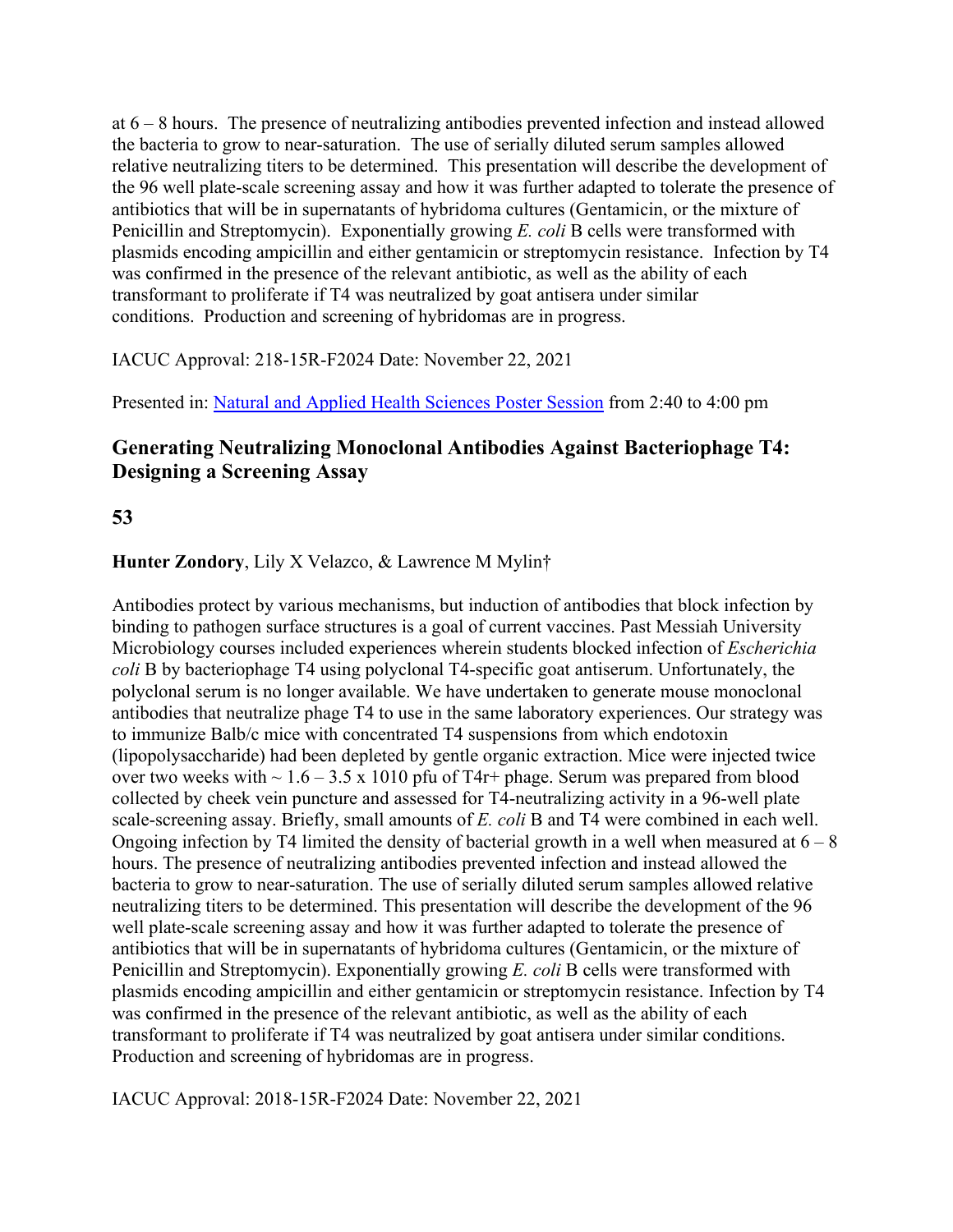at 6 – 8 hours. The presence of neutralizing antibodies prevented infection and instead allowed the bacteria to grow to near-saturation. The use of serially diluted serum samples allowed relative neutralizing titers to be determined. This presentation will describe the development of the 96 well plate-scale screening assay and how it was further adapted to tolerate the presence of antibiotics that will be in supernatants of hybridoma cultures (Gentamicin, or the mixture of Penicillin and Streptomycin). Exponentially growing *E. coli* B cells were transformed with plasmids encoding ampicillin and either gentamicin or streptomycin resistance. Infection by T4 was confirmed in the presence of the relevant antibiotic, as well as the ability of each transformant to proliferate if T4 was neutralized by goat antisera under similar conditions. Production and screening of hybridomas are in progress.

IACUC Approval: 218-15R-F2024 Date: November 22, 2021

Presented in: [Natural and Applied Health Sciences Poster Session]() from 2:40 to 4:00 pm

## Generating Neutralizing Monoclonal Antibodies Against Bacteriophage T4: Designing a Screening Assay

**53**

**Hunter Zondory**, Lily X Velazco, & Lawrence M Mylin†

Antibodies protect by various mechanisms, but induction of antibodies that block infection by binding to pathogen surface structures is a goal of current vaccines. Past Messiah University Microbiology courses included experiences wherein students blocked infection of *Escherichia coli* B by bacteriophage T4 using polyclonal T4-specific goat antiserum. Unfortunately, the polyclonal serum is no longer available. We have undertaken to generate mouse monoclonal antibodies that neutralize phage T4 to use in the same laboratory experiences. Our strategy was to immunize Balb/c mice with concentrated T4 suspensions from which endotoxin (lipopolysaccharide) had been depleted by gentle organic extraction. Mice were injected twice over two weeks with ~ 1.6 – 3.5 x 1010 pfu of T4r+ phage. Serum was prepared from blood collected by cheek vein puncture and assessed for T4-neutralizing activity in a 96-well plate scale-screening assay. Briefly, small amounts of *E. coli* B and T4 were combined in each well. Ongoing infection by T4 limited the density of bacterial growth in a well when measured at 6 – 8 hours. The presence of neutralizing antibodies prevented infection and instead allowed the bacteria to grow to near-saturation. The use of serially diluted serum samples allowed relative neutralizing titers to be determined. This presentation will describe the development of the 96 well plate-scale screening assay and how it was further adapted to tolerate the presence of antibiotics that will be in supernatants of hybridoma cultures (Gentamicin, or the mixture of Penicillin and Streptomycin). Exponentially growing *E. coli* B cells were transformed with plasmids encoding ampicillin and either gentamicin or streptomycin resistance. Infection by T4 was confirmed in the presence of the relevant antibiotic, as well as the ability of each transformant to proliferate if T4 was neutralized by goat antisera under similar conditions. Production and screening of hybridomas are in progress.

IACUC Approval: 2018-15R-F2024 Date: November 22, 2021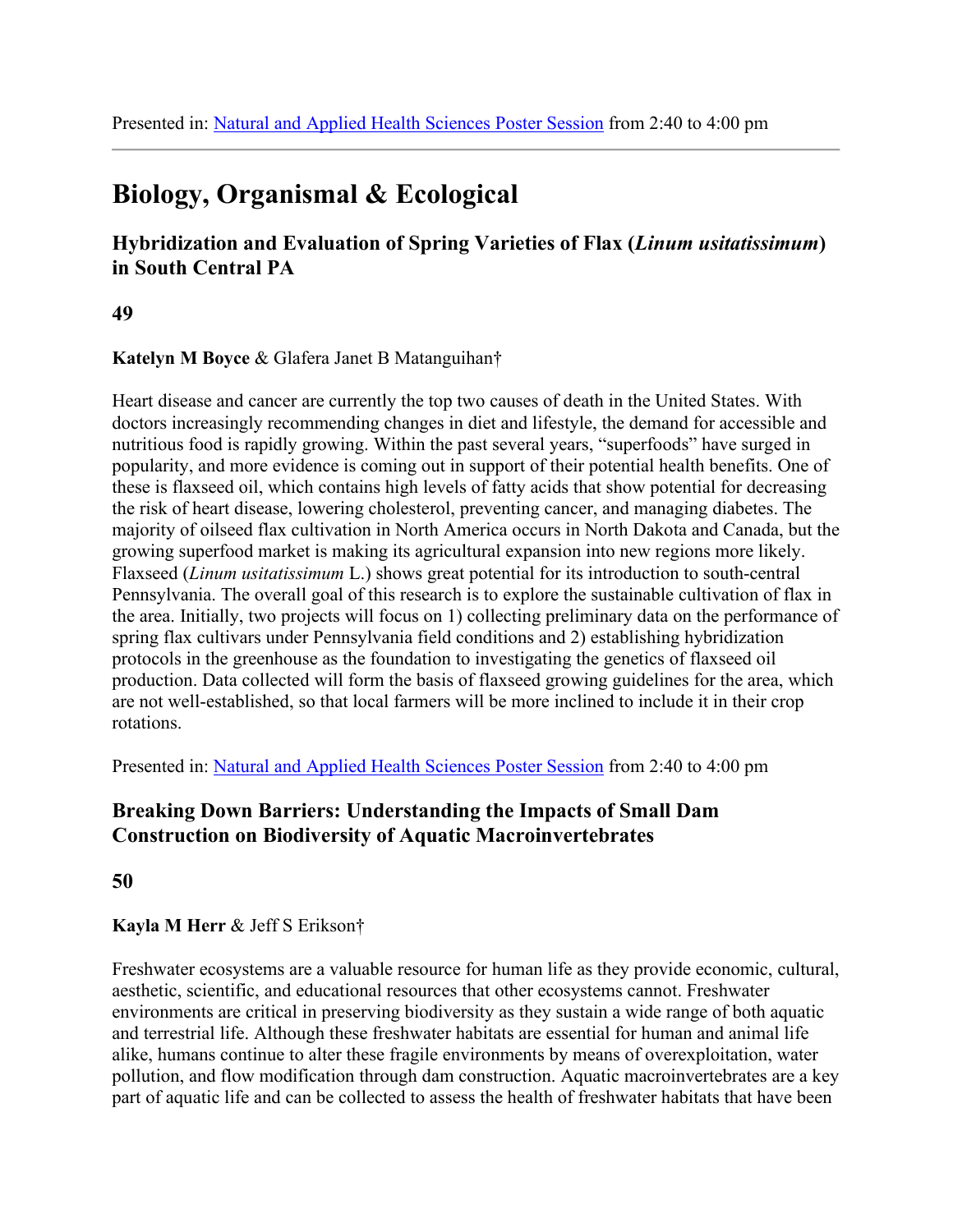Presented in: [Natural and Applied Health Sciences Poster Session](#) from 2:40 to 4:00 pm

---

## Biology, Organismal & Ecological

### Hybridization and Evaluation of Spring Varieties of Flax (*Linum usitatissimum*) in South Central PA

**49**

**Katelyn M Boyce** & Glafera Janet B Matanguihan†

Heart disease and cancer are currently the top two causes of death in the United States. With doctors increasingly recommending changes in diet and lifestyle, the demand for accessible and nutritious food is rapidly growing. Within the past several years, "superfoods" have surged in popularity, and more evidence is coming out in support of their potential health benefits. One of these is flaxseed oil, which contains high levels of fatty acids that show potential for decreasing the risk of heart disease, lowering cholesterol, preventing cancer, and managing diabetes. The majority of oilseed flax cultivation in North America occurs in North Dakota and Canada, but the growing superfood market is making its agricultural expansion into new regions more likely. Flaxseed (*Linum usitatissimum* L.) shows great potential for its introduction to south-central Pennsylvania. The overall goal of this research is to explore the sustainable cultivation of flax in the area. Initially, two projects will focus on 1) collecting preliminary data on the performance of spring flax cultivars under Pennsylvania field conditions and 2) establishing hybridization protocols in the greenhouse as the foundation to investigating the genetics of flaxseed oil production. Data collected will form the basis of flaxseed growing guidelines for the area, which are not well-established, so that local farmers will be more inclined to include it in their crop rotations.

Presented in: [Natural and Applied Health Sciences Poster Session](#) from 2:40 to 4:00 pm

### Breaking Down Barriers: Understanding the Impacts of Small Dam Construction on Biodiversity of Aquatic Macroinvertebrates

**50**

**Kayla M Herr** & Jeff S Erikson†

Freshwater ecosystems are a valuable resource for human life as they provide economic, cultural, aesthetic, scientific, and educational resources that other ecosystems cannot. Freshwater environments are critical in preserving biodiversity as they sustain a wide range of both aquatic and terrestrial life. Although these freshwater habitats are essential for human and animal life alike, humans continue to alter these fragile environments by means of overexploitation, water pollution, and flow modification through dam construction. Aquatic macroinvertebrates are a key part of aquatic life and can be collected to assess the health of freshwater habitats that have been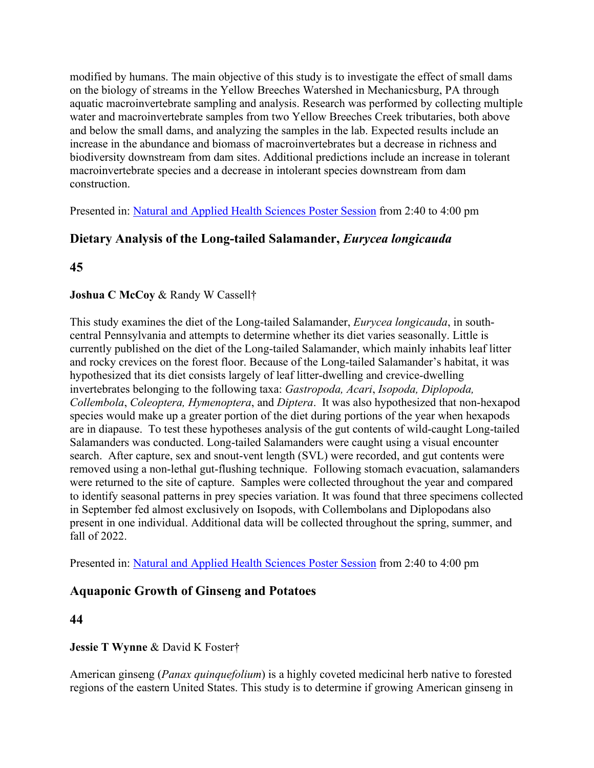modified by humans. The main objective of this study is to investigate the effect of small dams on the biology of streams in the Yellow Breeches Watershed in Mechanicsburg, PA through aquatic macroinvertebrate sampling and analysis. Research was performed by collecting multiple water and macroinvertebrate samples from two Yellow Breeches Creek tributaries, both above and below the small dams, and analyzing the samples in the lab. Expected results include an increase in the abundance and biomass of macroinvertebrates but a decrease in richness and biodiversity downstream from dam sites. Additional predictions include an increase in tolerant macroinvertebrate species and a decrease in intolerant species downstream from dam construction.

Presented in: [Natural and Applied Health Sciences Poster Session]() from 2:40 to 4:00 pm

## Dietary Analysis of the Long-tailed Salamander, *Eurycea longicauda*

## 45

**Joshua C McCoy** & Randy W Cassell†

This study examines the diet of the Long-tailed Salamander, *Eurycea longicauda*, in south-central Pennsylvania and attempts to determine whether its diet varies seasonally. Little is currently published on the diet of the Long-tailed Salamander, which mainly inhabits leaf litter and rocky crevices on the forest floor. Because of the Long-tailed Salamander's habitat, it was hypothesized that its diet consists largely of leaf litter-dwelling and crevice-dwelling invertebrates belonging to the following taxa: *Gastropoda, Acari*, *Isopoda, Diplopoda, Collembola*, *Coleoptera, Hymenoptera*, and *Diptera*. It was also hypothesized that non-hexapod species would make up a greater portion of the diet during portions of the year when hexapods are in diapause. To test these hypotheses analysis of the gut contents of wild-caught Long-tailed Salamanders was conducted. Long-tailed Salamanders were caught using a visual encounter search. After capture, sex and snout-vent length (SVL) were recorded, and gut contents were removed using a non-lethal gut-flushing technique. Following stomach evacuation, salamanders were returned to the site of capture. Samples were collected throughout the year and compared to identify seasonal patterns in prey species variation. It was found that three specimens collected in September fed almost exclusively on Isopods, with Collembolans and Diplopodans also present in one individual. Additional data will be collected throughout the spring, summer, and fall of 2022.

Presented in: [Natural and Applied Health Sciences Poster Session]() from 2:40 to 4:00 pm

## Aquaponic Growth of Ginseng and Potatoes

## 44

**Jessie T Wynne** & David K Foster†

American ginseng (*Panax quinquefolium*) is a highly coveted medicinal herb native to forested regions of the eastern United States. This study is to determine if growing American ginseng in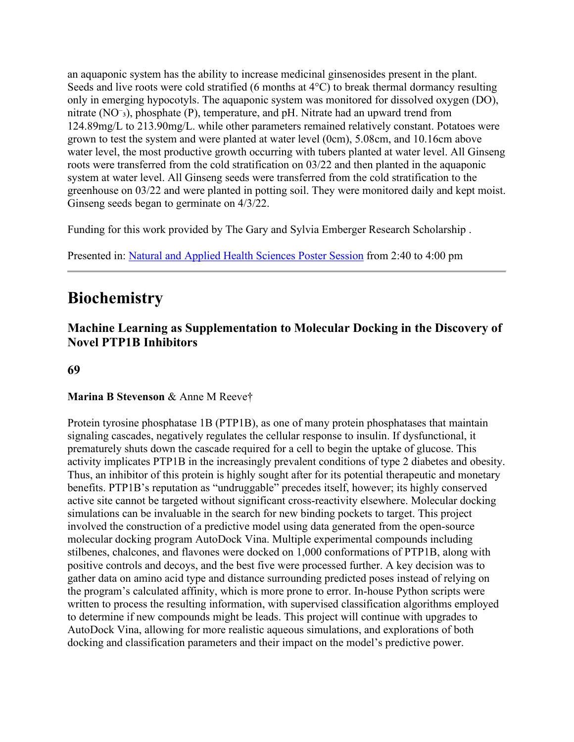an aquaponic system has the ability to increase medicinal ginsenosides present in the plant. Seeds and live roots were cold stratified (6 months at 4°C) to break thermal dormancy resulting only in emerging hypocotyls. The aquaponic system was monitored for dissolved oxygen (DO), nitrate ($NO_3^-$), phosphate (P), temperature, and pH. Nitrate had an upward trend from 124.89mg/L to 213.90mg/L. while other parameters remained relatively constant. Potatoes were grown to test the system and were planted at water level (0cm), 5.08cm, and 10.16cm above water level, the most productive growth occurring with tubers planted at water level. All Ginseng roots were transferred from the cold stratification on 03/22 and then planted in the aquaponic system at water level. All Ginseng seeds were transferred from the cold stratification to the greenhouse on 03/22 and were planted in potting soil. They were monitored daily and kept moist. Ginseng seeds began to germinate on 4/3/22.

Funding for this work provided by The Gary and Sylvia Emberger Research Scholarship .

Presented in: Natural and Applied Health Sciences Poster Session from 2:40 to 4:00 pm

---

## Biochemistry

### Machine Learning as Supplementation to Molecular Docking in the Discovery of Novel PTP1B Inhibitors

### 69

**Marina B Stevenson** & Anne M Reeve†

Protein tyrosine phosphatase 1B (PTP1B), as one of many protein phosphatases that maintain signaling cascades, negatively regulates the cellular response to insulin. If dysfunctional, it prematurely shuts down the cascade required for a cell to begin the uptake of glucose. This activity implicates PTP1B in the increasingly prevalent conditions of type 2 diabetes and obesity. Thus, an inhibitor of this protein is highly sought after for its potential therapeutic and monetary benefits. PTP1B's reputation as "undruggable" precedes itself, however; its highly conserved active site cannot be targeted without significant cross-reactivity elsewhere. Molecular docking simulations can be invaluable in the search for new binding pockets to target. This project involved the construction of a predictive model using data generated from the open-source molecular docking program AutoDock Vina. Multiple experimental compounds including stilbenes, chalcones, and flavones were docked on 1,000 conformations of PTP1B, along with positive controls and decoys, and the best five were processed further. A key decision was to gather data on amino acid type and distance surrounding predicted poses instead of relying on the program's calculated affinity, which is more prone to error. In-house Python scripts were written to process the resulting information, with supervised classification algorithms employed to determine if new compounds might be leads. This project will continue with upgrades to AutoDock Vina, allowing for more realistic aqueous simulations, and explorations of both docking and classification parameters and their impact on the model's predictive power.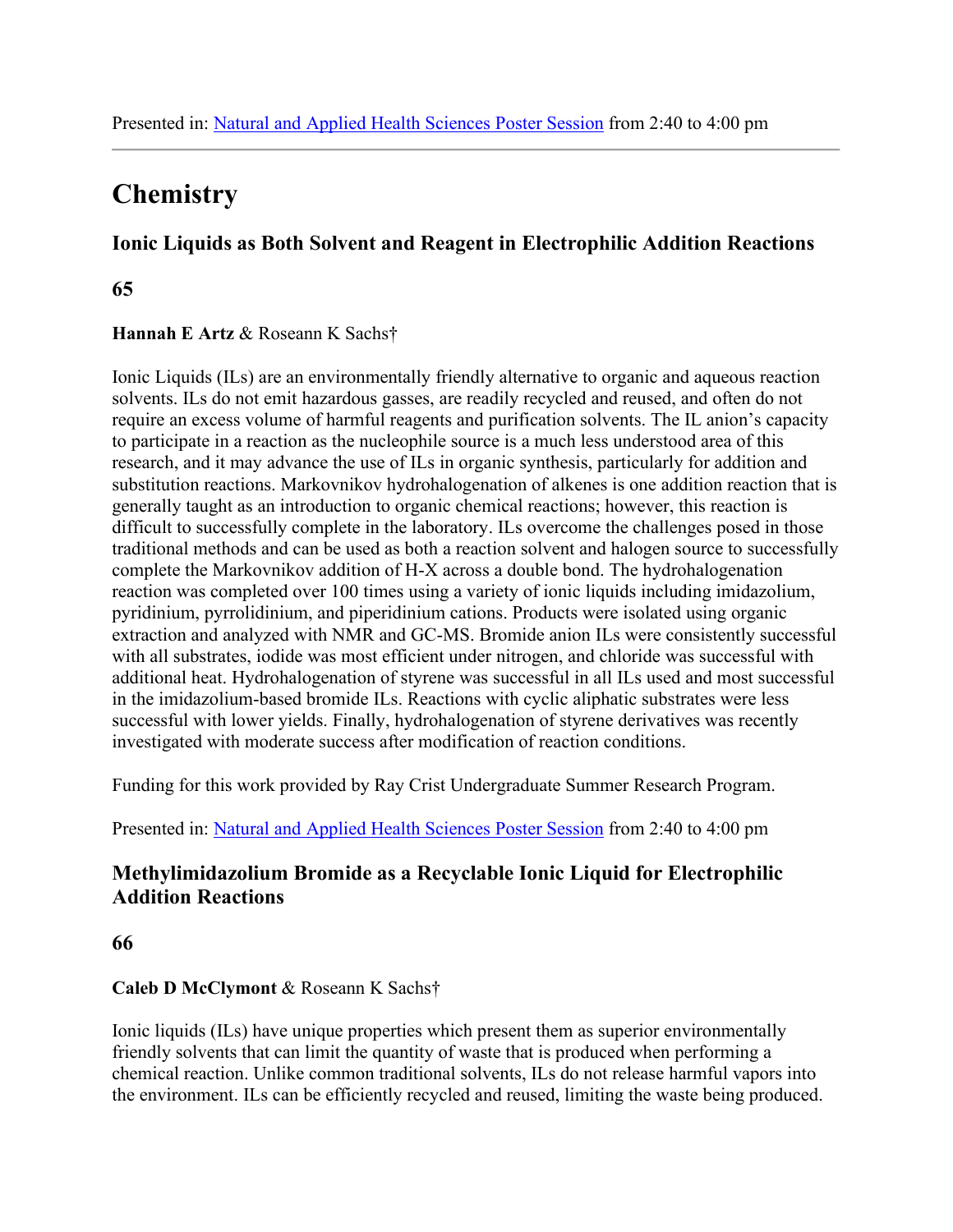Presented in: Natural and Applied Health Sciences Poster Session from 2:40 to 4:00 pm

---

## Chemistry

### Ionic Liquids as Both Solvent and Reagent in Electrophilic Addition Reactions

### 65

**Hannah E Artz** & Roseann K Sachs†

Ionic Liquids (ILs) are an environmentally friendly alternative to organic and aqueous reaction solvents. ILs do not emit hazardous gasses, are readily recycled and reused, and often do not require an excess volume of harmful reagents and purification solvents. The IL anion's capacity to participate in a reaction as the nucleophile source is a much less understood area of this research, and it may advance the use of ILs in organic synthesis, particularly for addition and substitution reactions. Markovnikov hydrohalogenation of alkenes is one addition reaction that is generally taught as an introduction to organic chemical reactions; however, this reaction is difficult to successfully complete in the laboratory. ILs overcome the challenges posed in those traditional methods and can be used as both a reaction solvent and halogen source to successfully complete the Markovnikov addition of H-X across a double bond. The hydrohalogenation reaction was completed over 100 times using a variety of ionic liquids including imidazolium, pyridinium, pyrrolidinium, and piperidinium cations. Products were isolated using organic extraction and analyzed with NMR and GC-MS. Bromide anion ILs were consistently successful with all substrates, iodide was most efficient under nitrogen, and chloride was successful with additional heat. Hydrohalogenation of styrene was successful in all ILs used and most successful in the imidazolium-based bromide ILs. Reactions with cyclic aliphatic substrates were less successful with lower yields. Finally, hydrohalogenation of styrene derivatives was recently investigated with moderate success after modification of reaction conditions.

Funding for this work provided by Ray Crist Undergraduate Summer Research Program.

Presented in: Natural and Applied Health Sciences Poster Session from 2:40 to 4:00 pm

### Methylimidazolium Bromide as a Recyclable Ionic Liquid for Electrophilic Addition Reactions

### 66

**Caleb D McClymont** & Roseann K Sachs†

Ionic liquids (ILs) have unique properties which present them as superior environmentally friendly solvents that can limit the quantity of waste that is produced when performing a chemical reaction. Unlike common traditional solvents, ILs do not release harmful vapors into the environment. ILs can be efficiently recycled and reused, limiting the waste being produced.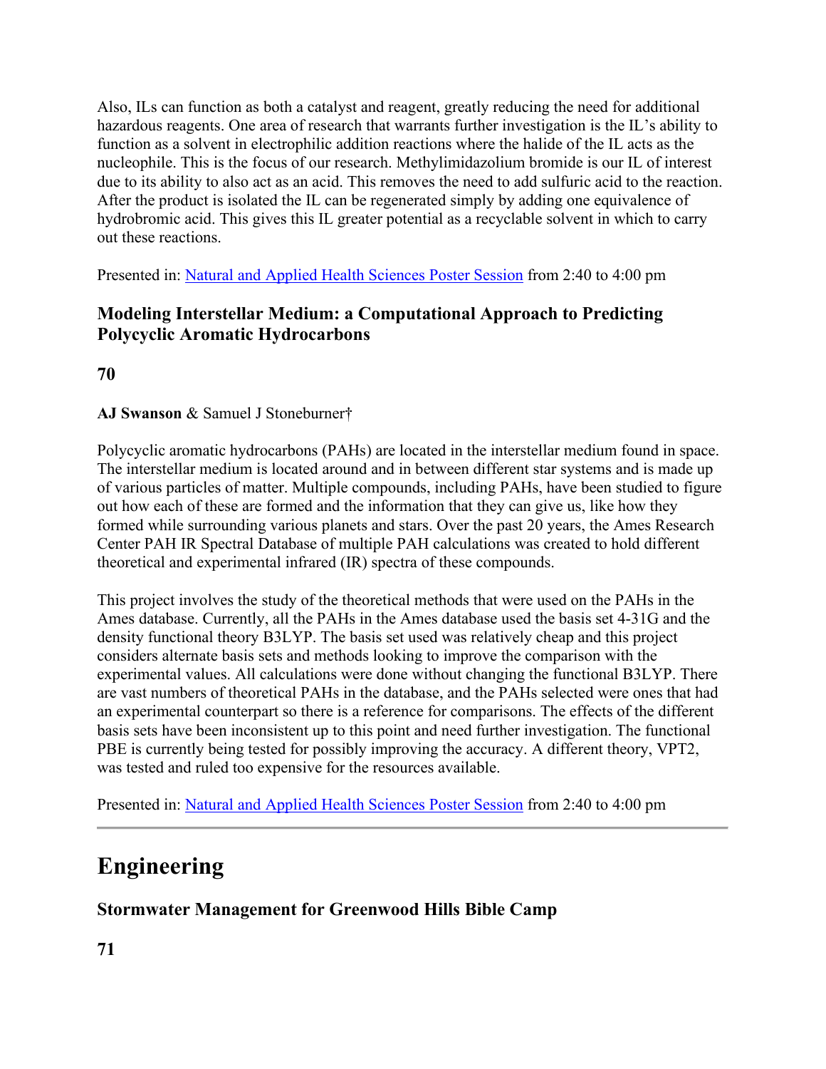Also, ILs can function as both a catalyst and reagent, greatly reducing the need for additional hazardous reagents. One area of research that warrants further investigation is the IL's ability to function as a solvent in electrophilic addition reactions where the halide of the IL acts as the nucleophile. This is the focus of our research. Methylimidazolium bromide is our IL of interest due to its ability to also act as an acid. This removes the need to add sulfuric acid to the reaction. After the product is isolated the IL can be regenerated simply by adding one equivalence of hydrobromic acid. This gives this IL greater potential as a recyclable solvent in which to carry out these reactions.

Presented in: [Natural and Applied Health Sciences Poster Session]() from 2:40 to 4:00 pm

### Modeling Interstellar Medium: a Computational Approach to Predicting Polycyclic Aromatic Hydrocarbons

**70**

**AJ Swanson** & Samuel J Stoneburner†

Polycyclic aromatic hydrocarbons (PAHs) are located in the interstellar medium found in space. The interstellar medium is located around and in between different star systems and is made up of various particles of matter. Multiple compounds, including PAHs, have been studied to figure out how each of these are formed and the information that they can give us, like how they formed while surrounding various planets and stars. Over the past 20 years, the Ames Research Center PAH IR Spectral Database of multiple PAH calculations was created to hold different theoretical and experimental infrared (IR) spectra of these compounds.

This project involves the study of the theoretical methods that were used on the PAHs in the Ames database. Currently, all the PAHs in the Ames database used the basis set 4-31G and the density functional theory B3LYP. The basis set used was relatively cheap and this project considers alternate basis sets and methods looking to improve the comparison with the experimental values. All calculations were done without changing the functional B3LYP. There are vast numbers of theoretical PAHs in the database, and the PAHs selected were ones that had an experimental counterpart so there is a reference for comparisons. The effects of the different basis sets have been inconsistent up to this point and need further investigation. The functional PBE is currently being tested for possibly improving the accuracy. A different theory, VPT2, was tested and ruled too expensive for the resources available.

Presented in: [Natural and Applied Health Sciences Poster Session]() from 2:40 to 4:00 pm

---

## Engineering

### Stormwater Management for Greenwood Hills Bible Camp

**71**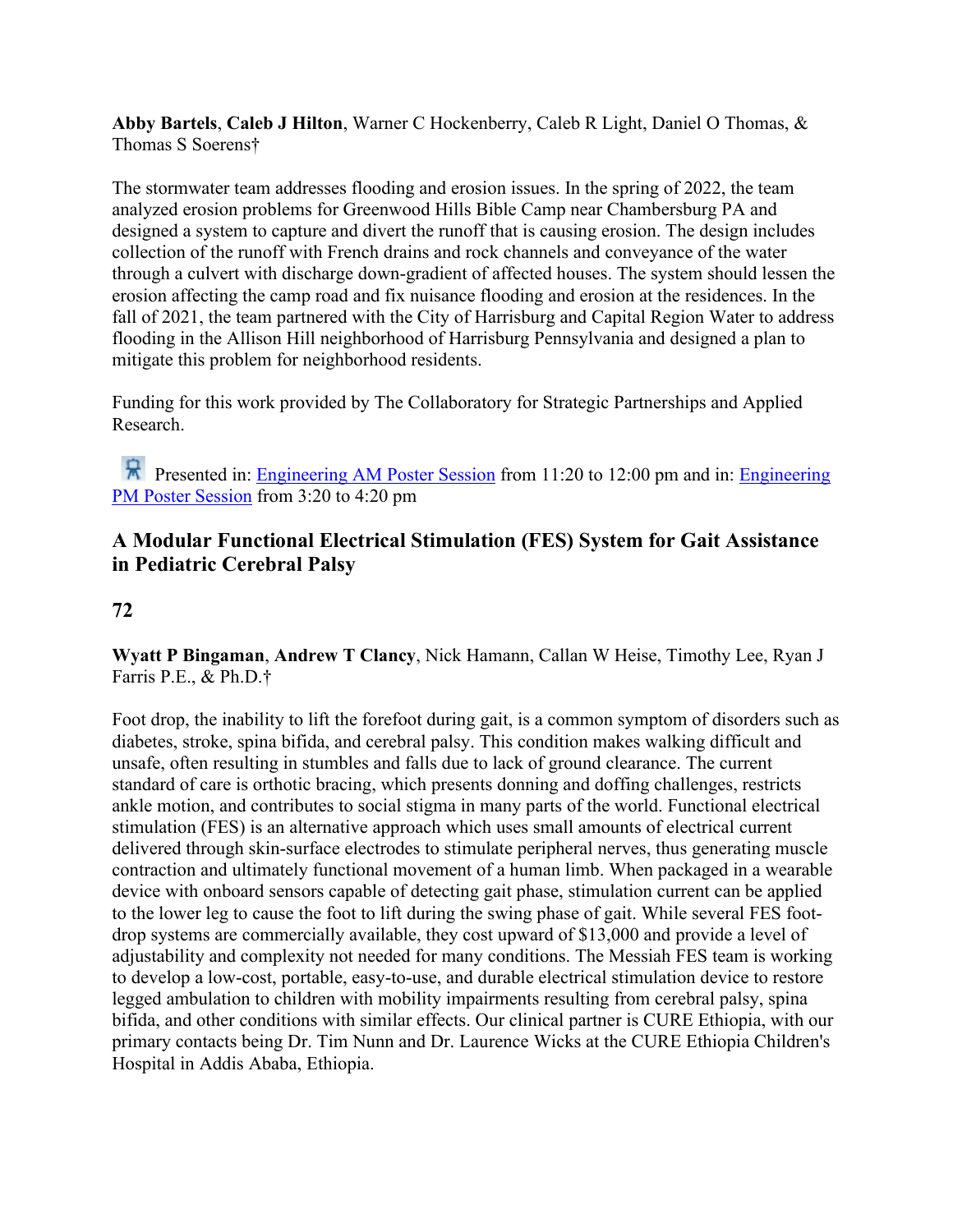**Abby Bartels**, **Caleb J Hilton**, Warner C Hockenberry, Caleb R Light, Daniel O Thomas, & Thomas S Soerens†

The stormwater team addresses flooding and erosion issues. In the spring of 2022, the team analyzed erosion problems for Greenwood Hills Bible Camp near Chambersburg PA and designed a system to capture and divert the runoff that is causing erosion. The design includes collection of the runoff with French drains and rock channels and conveyance of the water through a culvert with discharge down-gradient of affected houses. The system should lessen the erosion affecting the camp road and fix nuisance flooding and erosion at the residences. In the fall of 2021, the team partnered with the City of Harrisburg and Capital Region Water to address flooding in the Allison Hill neighborhood of Harrisburg Pennsylvania and designed a plan to mitigate this problem for neighborhood residents.

Funding for this work provided by The Collaboratory for Strategic Partnerships and Applied Research.

Presented in: Engineering AM Poster Session from 11:20 to 12:00 pm and in: Engineering PM Poster Session from 3:20 to 4:20 pm

## A Modular Functional Electrical Stimulation (FES) System for Gait Assistance in Pediatric Cerebral Palsy

**72**

**Wyatt P Bingaman**, **Andrew T Clancy**, Nick Hamann, Callan W Heise, Timothy Lee, Ryan J Farris P.E., & Ph.D.†

Foot drop, the inability to lift the forefoot during gait, is a common symptom of disorders such as diabetes, stroke, spina bifida, and cerebral palsy. This condition makes walking difficult and unsafe, often resulting in stumbles and falls due to lack of ground clearance. The current standard of care is orthotic bracing, which presents donning and doffing challenges, restricts ankle motion, and contributes to social stigma in many parts of the world. Functional electrical stimulation (FES) is an alternative approach which uses small amounts of electrical current delivered through skin-surface electrodes to stimulate peripheral nerves, thus generating muscle contraction and ultimately functional movement of a human limb. When packaged in a wearable device with onboard sensors capable of detecting gait phase, stimulation current can be applied to the lower leg to cause the foot to lift during the swing phase of gait. While several FES foot-drop systems are commercially available, they cost upward of $13,000 and provide a level of adjustability and complexity not needed for many conditions. The Messiah FES team is working to develop a low-cost, portable, easy-to-use, and durable electrical stimulation device to restore legged ambulation to children with mobility impairments resulting from cerebral palsy, spina bifida, and other conditions with similar effects. Our clinical partner is CURE Ethiopia, with our primary contacts being Dr. Tim Nunn and Dr. Laurence Wicks at the CURE Ethiopia Children's Hospital in Addis Ababa, Ethiopia.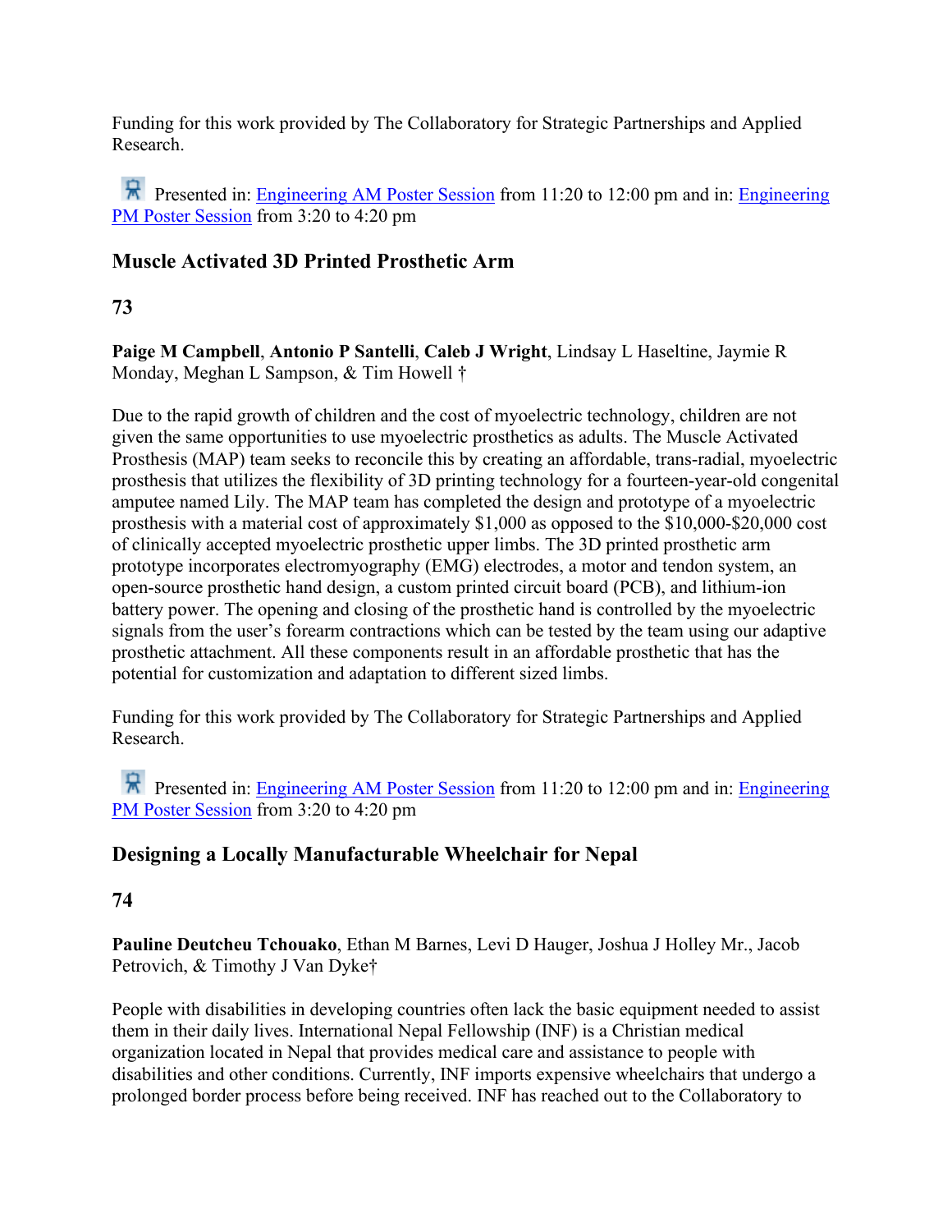Funding for this work provided by The Collaboratory for Strategic Partnerships and Applied Research.

Presented in: [Engineering AM Poster Session]() from 11:20 to 12:00 pm and in: [Engineering PM Poster Session]() from 3:20 to 4:20 pm

### Muscle Activated 3D Printed Prosthetic Arm

**73**

**Paige M Campbell**, **Antonio P Santelli**, **Caleb J Wright**, Lindsay L Haseltine, Jaymie R Monday, Meghan L Sampson, & Tim Howell †

Due to the rapid growth of children and the cost of myoelectric technology, children are not given the same opportunities to use myoelectric prosthetics as adults. The Muscle Activated Prosthesis (MAP) team seeks to reconcile this by creating an affordable, trans-radial, myoelectric prosthesis that utilizes the flexibility of 3D printing technology for a fourteen-year-old congenital amputee named Lily. The MAP team has completed the design and prototype of a myoelectric prosthesis with a material cost of approximately $1,000 as opposed to the $10,000-$20,000 cost of clinically accepted myoelectric prosthetic upper limbs. The 3D printed prosthetic arm prototype incorporates electromyography (EMG) electrodes, a motor and tendon system, an open-source prosthetic hand design, a custom printed circuit board (PCB), and lithium-ion battery power. The opening and closing of the prosthetic hand is controlled by the myoelectric signals from the user's forearm contractions which can be tested by the team using our adaptive prosthetic attachment. All these components result in an affordable prosthetic that has the potential for customization and adaptation to different sized limbs.

Funding for this work provided by The Collaboratory for Strategic Partnerships and Applied Research.

Presented in: [Engineering AM Poster Session]() from 11:20 to 12:00 pm and in: [Engineering PM Poster Session]() from 3:20 to 4:20 pm

### Designing a Locally Manufacturable Wheelchair for Nepal

**74**

**Pauline Deutcheu Tchouako**, Ethan M Barnes, Levi D Hauger, Joshua J Holley Mr., Jacob Petrovich, & Timothy J Van Dyke†

People with disabilities in developing countries often lack the basic equipment needed to assist them in their daily lives. International Nepal Fellowship (INF) is a Christian medical organization located in Nepal that provides medical care and assistance to people with disabilities and other conditions. Currently, INF imports expensive wheelchairs that undergo a prolonged border process before being received. INF has reached out to the Collaboratory to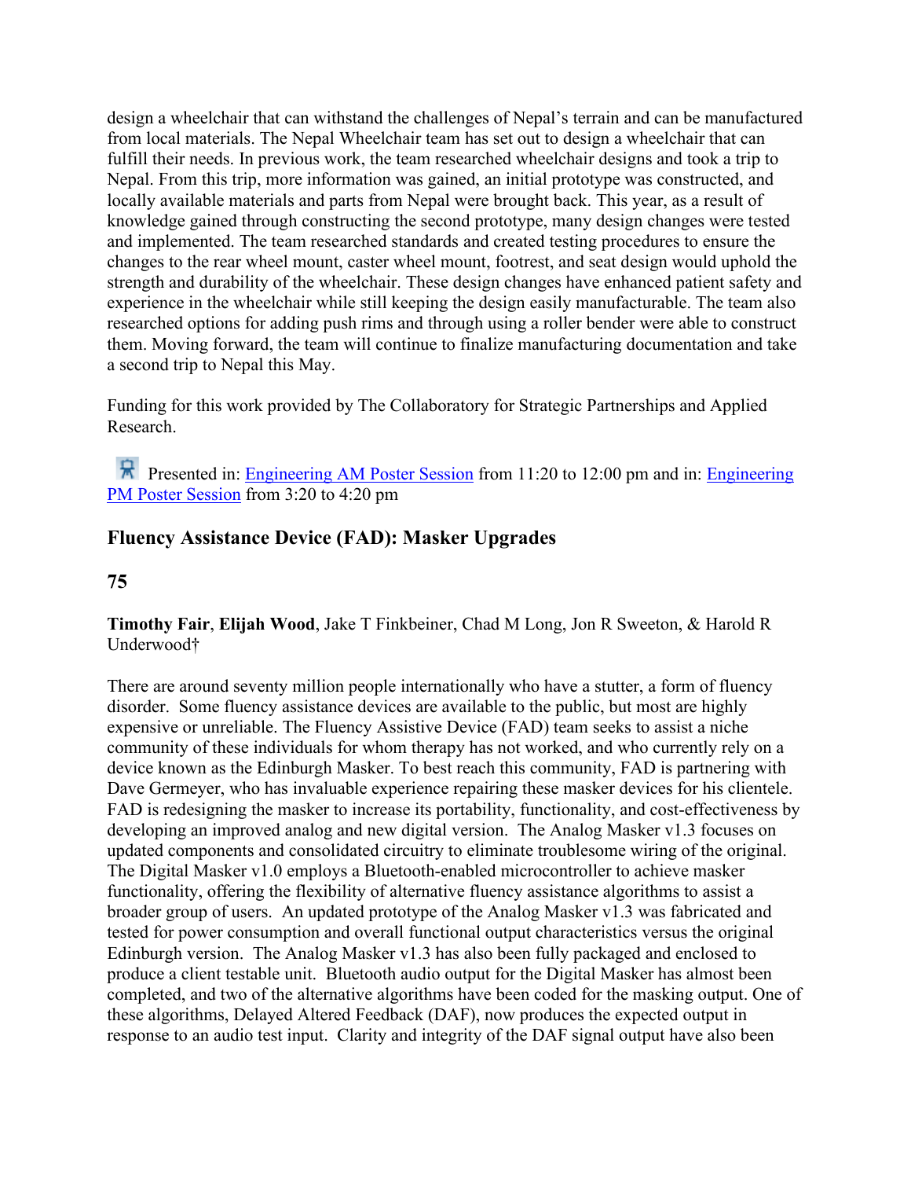design a wheelchair that can withstand the challenges of Nepal's terrain and can be manufactured from local materials. The Nepal Wheelchair team has set out to design a wheelchair that can fulfill their needs. In previous work, the team researched wheelchair designs and took a trip to Nepal. From this trip, more information was gained, an initial prototype was constructed, and locally available materials and parts from Nepal were brought back. This year, as a result of knowledge gained through constructing the second prototype, many design changes were tested and implemented. The team researched standards and created testing procedures to ensure the changes to the rear wheel mount, caster wheel mount, footrest, and seat design would uphold the strength and durability of the wheelchair. These design changes have enhanced patient safety and experience in the wheelchair while still keeping the design easily manufacturable. The team also researched options for adding push rims and through using a roller bender were able to construct them. Moving forward, the team will continue to finalize manufacturing documentation and take a second trip to Nepal this May.

Funding for this work provided by The Collaboratory for Strategic Partnerships and Applied Research.

Presented in: [Engineering AM Poster Session]() from 11:20 to 12:00 pm and in: [Engineering PM Poster Session]() from 3:20 to 4:20 pm

### Fluency Assistance Device (FAD): Masker Upgrades

**75**

**Timothy Fair**, **Elijah Wood**, Jake T Finkbeiner, Chad M Long, Jon R Sweeton, & Harold R Underwood†

There are around seventy million people internationally who have a stutter, a form of fluency disorder. Some fluency assistance devices are available to the public, but most are highly expensive or unreliable. The Fluency Assistive Device (FAD) team seeks to assist a niche community of these individuals for whom therapy has not worked, and who currently rely on a device known as the Edinburgh Masker. To best reach this community, FAD is partnering with Dave Germeyer, who has invaluable experience repairing these masker devices for his clientele. FAD is redesigning the masker to increase its portability, functionality, and cost-effectiveness by developing an improved analog and new digital version. The Analog Masker v1.3 focuses on updated components and consolidated circuitry to eliminate troublesome wiring of the original. The Digital Masker v1.0 employs a Bluetooth-enabled microcontroller to achieve masker functionality, offering the flexibility of alternative fluency assistance algorithms to assist a broader group of users. An updated prototype of the Analog Masker v1.3 was fabricated and tested for power consumption and overall functional output characteristics versus the original Edinburgh version. The Analog Masker v1.3 has also been fully packaged and enclosed to produce a client testable unit. Bluetooth audio output for the Digital Masker has almost been completed, and two of the alternative algorithms have been coded for the masking output. One of these algorithms, Delayed Altered Feedback (DAF), now produces the expected output in response to an audio test input. Clarity and integrity of the DAF signal output have also been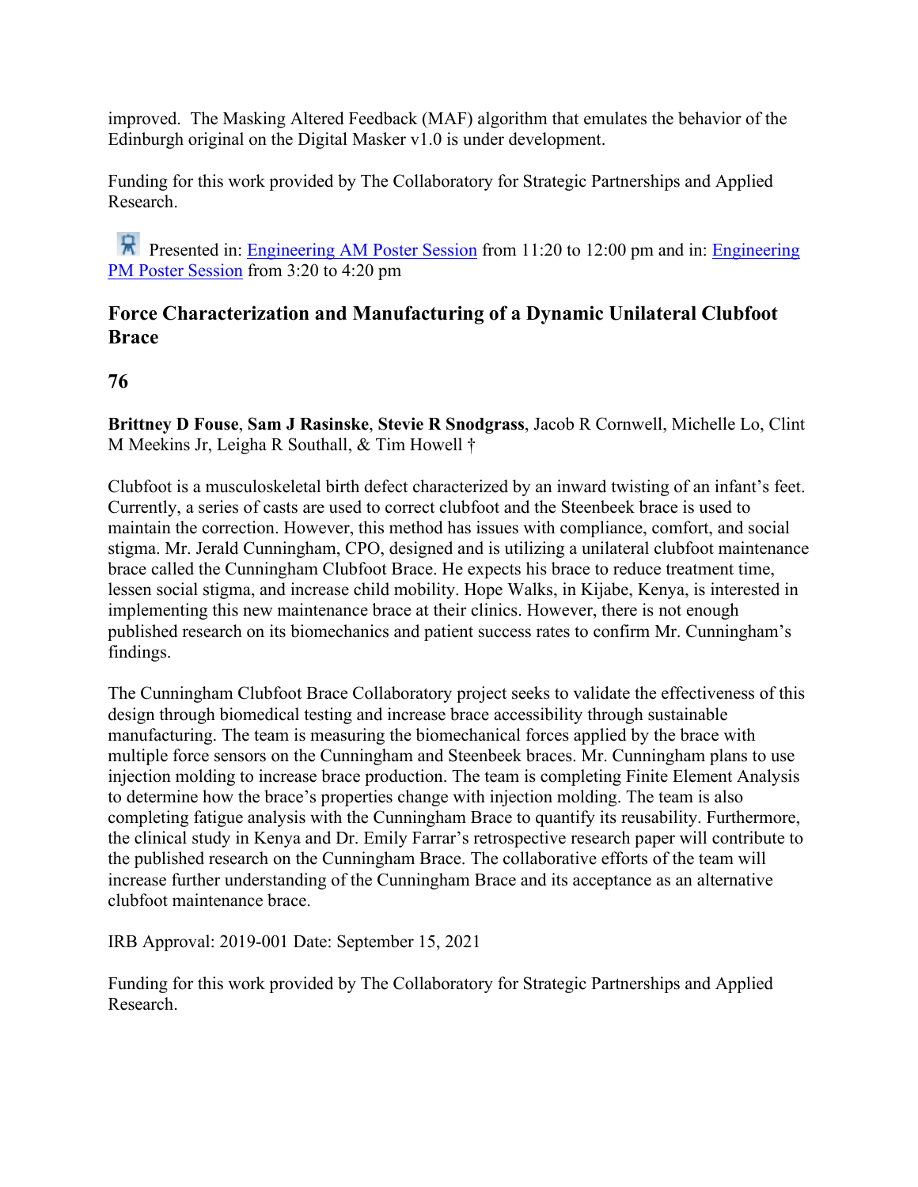improved. The Masking Altered Feedback (MAF) algorithm that emulates the behavior of the Edinburgh original on the Digital Masker v1.0 is under development.

Funding for this work provided by The Collaboratory for Strategic Partnerships and Applied Research.

Presented in: Engineering AM Poster Session from 11:20 to 12:00 pm and in: Engineering PM Poster Session from 3:20 to 4:20 pm

### Force Characterization and Manufacturing of a Dynamic Unilateral Clubfoot Brace

### 76

**Brittney D Fouse**, **Sam J Rasinske**, **Stevie R Snodgrass**, Jacob R Cornwell, Michelle Lo, Clint M Meekins Jr, Leigha R Southall, & Tim Howell †

Clubfoot is a musculoskeletal birth defect characterized by an inward twisting of an infant's feet. Currently, a series of casts are used to correct clubfoot and the Steenbeek brace is used to maintain the correction. However, this method has issues with compliance, comfort, and social stigma. Mr. Jerald Cunningham, CPO, designed and is utilizing a unilateral clubfoot maintenance brace called the Cunningham Clubfoot Brace. He expects his brace to reduce treatment time, lessen social stigma, and increase child mobility. Hope Walks, in Kijabe, Kenya, is interested in implementing this new maintenance brace at their clinics. However, there is not enough published research on its biomechanics and patient success rates to confirm Mr. Cunningham's findings.

The Cunningham Clubfoot Brace Collaboratory project seeks to validate the effectiveness of this design through biomedical testing and increase brace accessibility through sustainable manufacturing. The team is measuring the biomechanical forces applied by the brace with multiple force sensors on the Cunningham and Steenbeek braces. Mr. Cunningham plans to use injection molding to increase brace production. The team is completing Finite Element Analysis to determine how the brace's properties change with injection molding. The team is also completing fatigue analysis with the Cunningham Brace to quantify its reusability. Furthermore, the clinical study in Kenya and Dr. Emily Farrar's retrospective research paper will contribute to the published research on the Cunningham Brace. The collaborative efforts of the team will increase further understanding of the Cunningham Brace and its acceptance as an alternative clubfoot maintenance brace.

IRB Approval: 2019-001 Date: September 15, 2021

Funding for this work provided by The Collaboratory for Strategic Partnerships and Applied Research.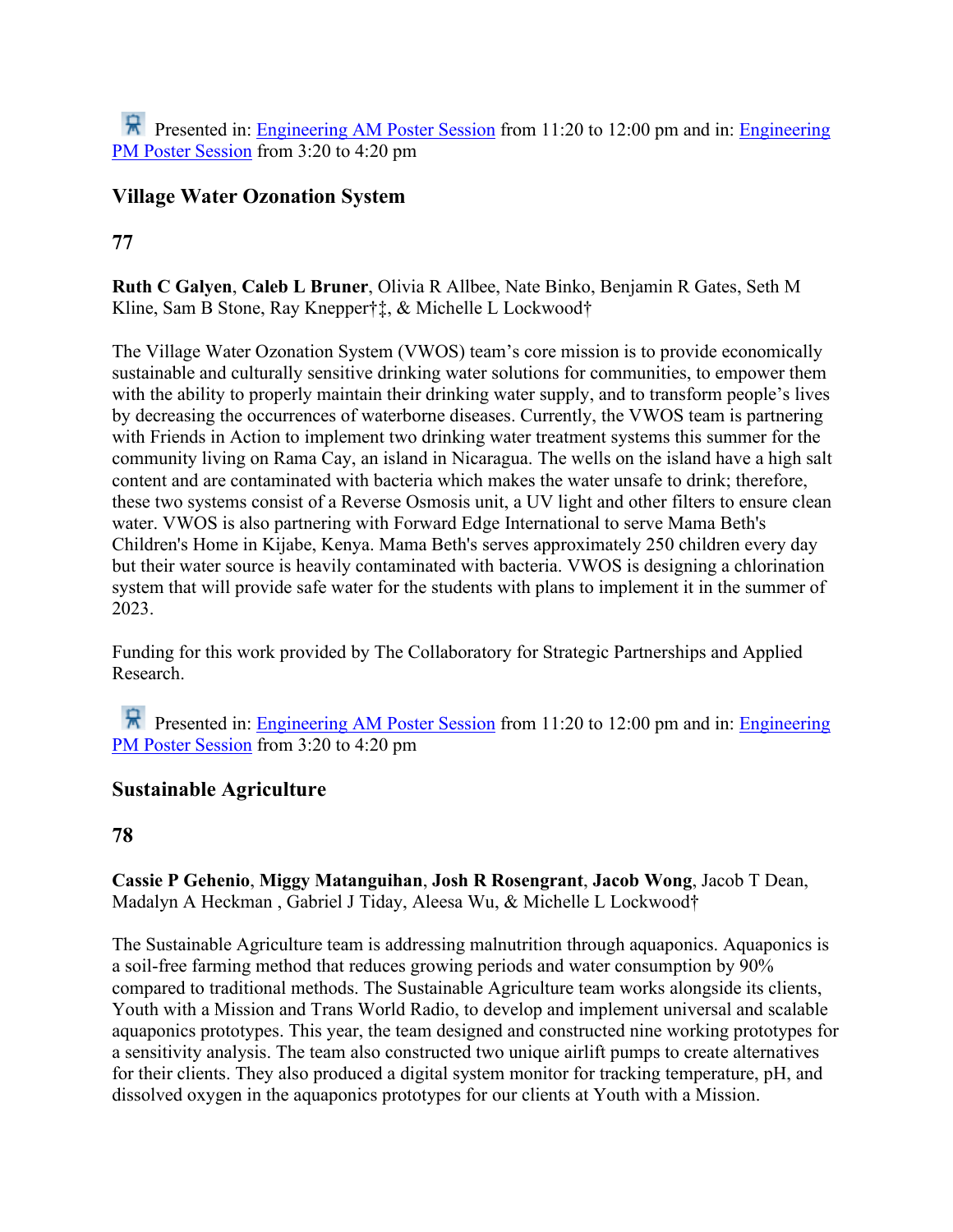Presented in: Engineering AM Poster Session from 11:20 to 12:00 pm and in: Engineering PM Poster Session from 3:20 to 4:20 pm

### Village Water Ozonation System

### 77

**Ruth C Galyen**, **Caleb L Bruner**, Olivia R Allbee, Nate Binko, Benjamin R Gates, Seth M Kline, Sam B Stone, Ray Knepper†‡, & Michelle L Lockwood†

The Village Water Ozonation System (VWOS) team's core mission is to provide economically sustainable and culturally sensitive drinking water solutions for communities, to empower them with the ability to properly maintain their drinking water supply, and to transform people's lives by decreasing the occurrences of waterborne diseases. Currently, the VWOS team is partnering with Friends in Action to implement two drinking water treatment systems this summer for the community living on Rama Cay, an island in Nicaragua. The wells on the island have a high salt content and are contaminated with bacteria which makes the water unsafe to drink; therefore, these two systems consist of a Reverse Osmosis unit, a UV light and other filters to ensure clean water. VWOS is also partnering with Forward Edge International to serve Mama Beth's Children's Home in Kijabe, Kenya. Mama Beth's serves approximately 250 children every day but their water source is heavily contaminated with bacteria. VWOS is designing a chlorination system that will provide safe water for the students with plans to implement it in the summer of 2023.

Funding for this work provided by The Collaboratory for Strategic Partnerships and Applied Research.

Presented in: Engineering AM Poster Session from 11:20 to 12:00 pm and in: Engineering PM Poster Session from 3:20 to 4:20 pm

### Sustainable Agriculture

### 78

**Cassie P Gehenio**, **Miggy Matanguihan**, **Josh R Rosengrant**, **Jacob Wong**, Jacob T Dean, Madalyn A Heckman , Gabriel J Tiday, Aleesa Wu, & Michelle L Lockwood†

The Sustainable Agriculture team is addressing malnutrition through aquaponics. Aquaponics is a soil-free farming method that reduces growing periods and water consumption by 90% compared to traditional methods. The Sustainable Agriculture team works alongside its clients, Youth with a Mission and Trans World Radio, to develop and implement universal and scalable aquaponics prototypes. This year, the team designed and constructed nine working prototypes for a sensitivity analysis. The team also constructed two unique airlift pumps to create alternatives for their clients. They also produced a digital system monitor for tracking temperature, pH, and dissolved oxygen in the aquaponics prototypes for our clients at Youth with a Mission.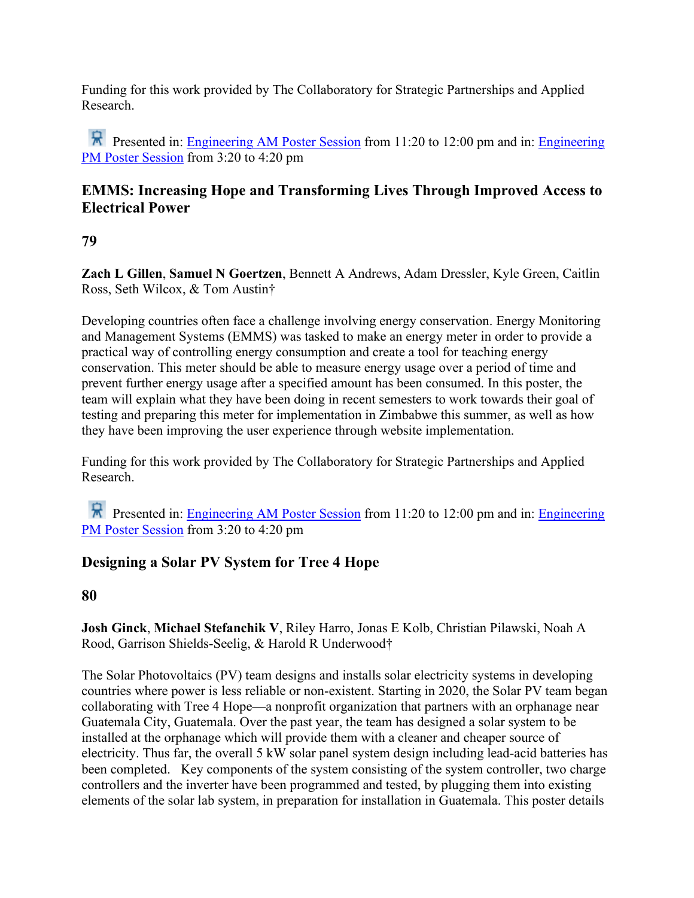Funding for this work provided by The Collaboratory for Strategic Partnerships and Applied Research.

Presented in: [Engineering AM Poster Session]() from 11:20 to 12:00 pm and in: [Engineering PM Poster Session]() from 3:20 to 4:20 pm

### EMMS: Increasing Hope and Transforming Lives Through Improved Access to Electrical Power

#### 79

**Zach L Gillen**, **Samuel N Goertzen**, Bennett A Andrews, Adam Dressler, Kyle Green, Caitlin Ross, Seth Wilcox, & Tom Austin†

Developing countries often face a challenge involving energy conservation. Energy Monitoring and Management Systems (EMMS) was tasked to make an energy meter in order to provide a practical way of controlling energy consumption and create a tool for teaching energy conservation. This meter should be able to measure energy usage over a period of time and prevent further energy usage after a specified amount has been consumed. In this poster, the team will explain what they have been doing in recent semesters to work towards their goal of testing and preparing this meter for implementation in Zimbabwe this summer, as well as how they have been improving the user experience through website implementation.

Funding for this work provided by The Collaboratory for Strategic Partnerships and Applied Research.

Presented in: [Engineering AM Poster Session]() from 11:20 to 12:00 pm and in: [Engineering PM Poster Session]() from 3:20 to 4:20 pm

### Designing a Solar PV System for Tree 4 Hope

#### 80

**Josh Ginck**, **Michael Stefanchik V**, Riley Harro, Jonas E Kolb, Christian Pilawski, Noah A Rood, Garrison Shields-Seelig, & Harold R Underwood†

The Solar Photovoltaics (PV) team designs and installs solar electricity systems in developing countries where power is less reliable or non-existent. Starting in 2020, the Solar PV team began collaborating with Tree 4 Hope—a nonprofit organization that partners with an orphanage near Guatemala City, Guatemala. Over the past year, the team has designed a solar system to be installed at the orphanage which will provide them with a cleaner and cheaper source of electricity. Thus far, the overall 5 kW solar panel system design including lead-acid batteries has been completed.   Key components of the system consisting of the system controller, two charge controllers and the inverter have been programmed and tested, by plugging them into existing elements of the solar lab system, in preparation for installation in Guatemala. This poster details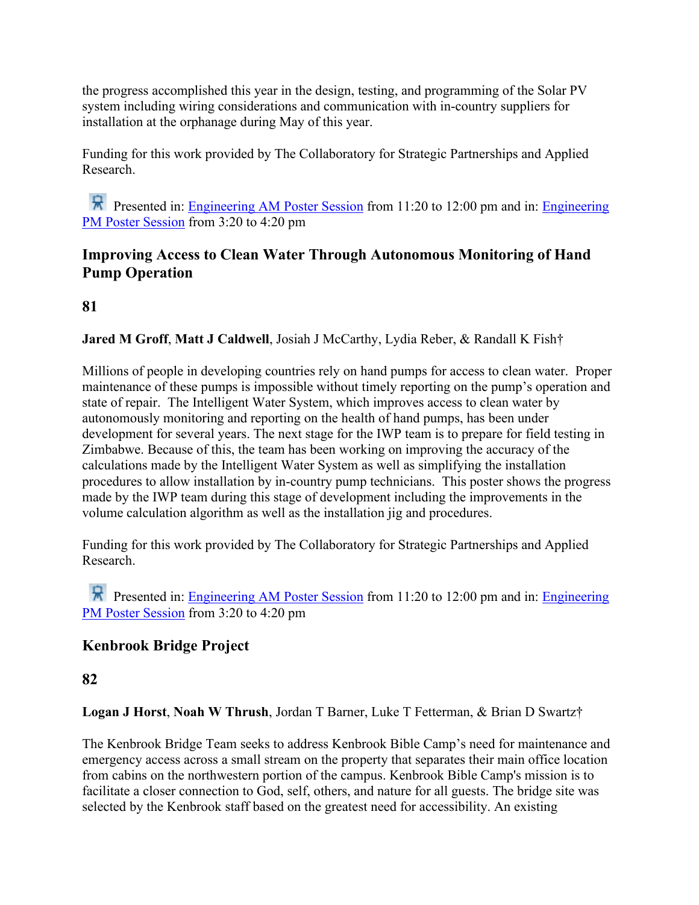the progress accomplished this year in the design, testing, and programming of the Solar PV system including wiring considerations and communication with in-country suppliers for installation at the orphanage during May of this year.

Funding for this work provided by The Collaboratory for Strategic Partnerships and Applied Research.

Presented in: Engineering AM Poster Session from 11:20 to 12:00 pm and in: Engineering PM Poster Session from 3:20 to 4:20 pm

### Improving Access to Clean Water Through Autonomous Monitoring of Hand Pump Operation

### 81

**Jared M Groff**, **Matt J Caldwell**, Josiah J McCarthy, Lydia Reber, & Randall K Fish†

Millions of people in developing countries rely on hand pumps for access to clean water. Proper maintenance of these pumps is impossible without timely reporting on the pump's operation and state of repair. The Intelligent Water System, which improves access to clean water by autonomously monitoring and reporting on the health of hand pumps, has been under development for several years. The next stage for the IWP team is to prepare for field testing in Zimbabwe. Because of this, the team has been working on improving the accuracy of the calculations made by the Intelligent Water System as well as simplifying the installation procedures to allow installation by in-country pump technicians. This poster shows the progress made by the IWP team during this stage of development including the improvements in the volume calculation algorithm as well as the installation jig and procedures.

Funding for this work provided by The Collaboratory for Strategic Partnerships and Applied Research.

Presented in: Engineering AM Poster Session from 11:20 to 12:00 pm and in: Engineering PM Poster Session from 3:20 to 4:20 pm

### Kenbrook Bridge Project

### 82

**Logan J Horst**, **Noah W Thrush**, Jordan T Barner, Luke T Fetterman, & Brian D Swartz†

The Kenbrook Bridge Team seeks to address Kenbrook Bible Camp's need for maintenance and emergency access across a small stream on the property that separates their main office location from cabins on the northwestern portion of the campus. Kenbrook Bible Camp's mission is to facilitate a closer connection to God, self, others, and nature for all guests. The bridge site was selected by the Kenbrook staff based on the greatest need for accessibility. An existing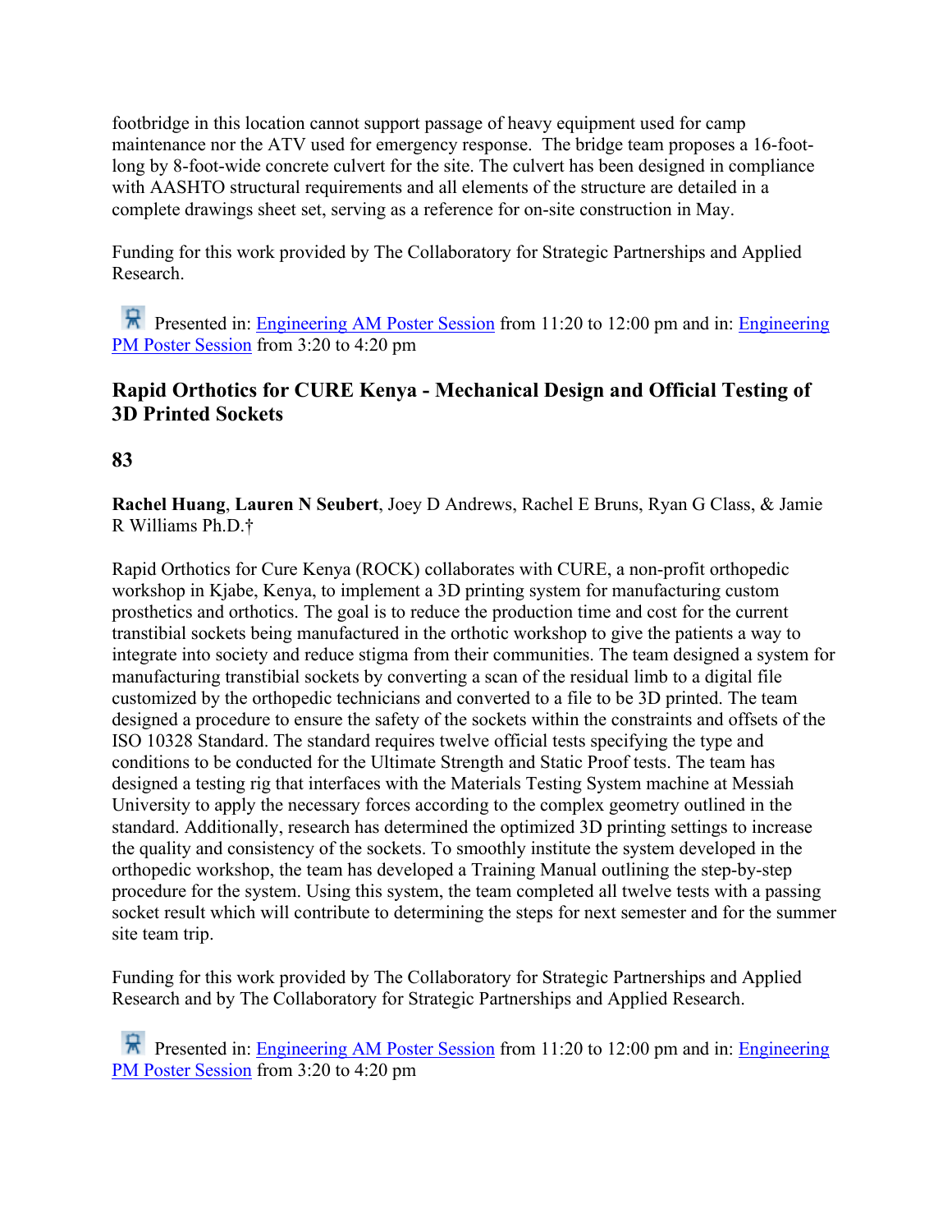footbridge in this location cannot support passage of heavy equipment used for camp maintenance nor the ATV used for emergency response. The bridge team proposes a 16-foot-long by 8-foot-wide concrete culvert for the site. The culvert has been designed in compliance with AASHTO structural requirements and all elements of the structure are detailed in a complete drawings sheet set, serving as a reference for on-site construction in May.

Funding for this work provided by The Collaboratory for Strategic Partnerships and Applied Research.

Presented in: Engineering AM Poster Session from 11:20 to 12:00 pm and in: Engineering PM Poster Session from 3:20 to 4:20 pm

### Rapid Orthotics for CURE Kenya - Mechanical Design and Official Testing of 3D Printed Sockets

**83**

**Rachel Huang**, **Lauren N Seubert**, Joey D Andrews, Rachel E Bruns, Ryan G Class, & Jamie R Williams Ph.D.†

Rapid Orthotics for Cure Kenya (ROCK) collaborates with CURE, a non-profit orthopedic workshop in Kjabe, Kenya, to implement a 3D printing system for manufacturing custom prosthetics and orthotics. The goal is to reduce the production time and cost for the current transtibial sockets being manufactured in the orthotic workshop to give the patients a way to integrate into society and reduce stigma from their communities. The team designed a system for manufacturing transtibial sockets by converting a scan of the residual limb to a digital file customized by the orthopedic technicians and converted to a file to be 3D printed. The team designed a procedure to ensure the safety of the sockets within the constraints and offsets of the ISO 10328 Standard. The standard requires twelve official tests specifying the type and conditions to be conducted for the Ultimate Strength and Static Proof tests. The team has designed a testing rig that interfaces with the Materials Testing System machine at Messiah University to apply the necessary forces according to the complex geometry outlined in the standard. Additionally, research has determined the optimized 3D printing settings to increase the quality and consistency of the sockets. To smoothly institute the system developed in the orthopedic workshop, the team has developed a Training Manual outlining the step-by-step procedure for the system. Using this system, the team completed all twelve tests with a passing socket result which will contribute to determining the steps for next semester and for the summer site team trip.

Funding for this work provided by The Collaboratory for Strategic Partnerships and Applied Research and by The Collaboratory for Strategic Partnerships and Applied Research.

Presented in: Engineering AM Poster Session from 11:20 to 12:00 pm and in: Engineering PM Poster Session from 3:20 to 4:20 pm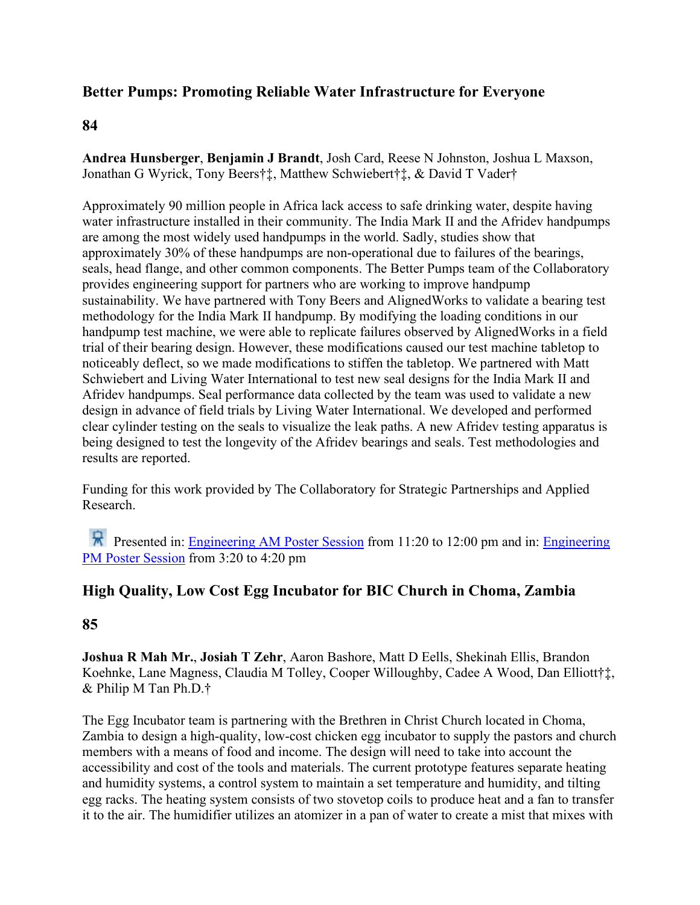## Better Pumps: Promoting Reliable Water Infrastructure for Everyone

**84**

**Andrea Hunsberger**, **Benjamin J Brandt**, Josh Card, Reese N Johnston, Joshua L Maxson, Jonathan G Wyrick, Tony Beers†‡, Matthew Schwiebert†‡, & David T Vader†

Approximately 90 million people in Africa lack access to safe drinking water, despite having water infrastructure installed in their community. The India Mark II and the Afridev handpumps are among the most widely used handpumps in the world. Sadly, studies show that approximately 30% of these handpumps are non-operational due to failures of the bearings, seals, head flange, and other common components. The Better Pumps team of the Collaboratory provides engineering support for partners who are working to improve handpump sustainability. We have partnered with Tony Beers and AlignedWorks to validate a bearing test methodology for the India Mark II handpump. By modifying the loading conditions in our handpump test machine, we were able to replicate failures observed by AlignedWorks in a field trial of their bearing design. However, these modifications caused our test machine tabletop to noticeably deflect, so we made modifications to stiffen the tabletop. We partnered with Matt Schwiebert and Living Water International to test new seal designs for the India Mark II and Afridev handpumps. Seal performance data collected by the team was used to validate a new design in advance of field trials by Living Water International. We developed and performed clear cylinder testing on the seals to visualize the leak paths. A new Afridev testing apparatus is being designed to test the longevity of the Afridev bearings and seals. Test methodologies and results are reported.

Funding for this work provided by The Collaboratory for Strategic Partnerships and Applied Research.

Presented in: Engineering AM Poster Session from 11:20 to 12:00 pm and in: Engineering PM Poster Session from 3:20 to 4:20 pm

## High Quality, Low Cost Egg Incubator for BIC Church in Choma, Zambia

**85**

**Joshua R Mah Mr.**, **Josiah T Zehr**, Aaron Bashore, Matt D Eells, Shekinah Ellis, Brandon Koehnke, Lane Magness, Claudia M Tolley, Cooper Willoughby, Cadee A Wood, Dan Elliott†‡, & Philip M Tan Ph.D.†

The Egg Incubator team is partnering with the Brethren in Christ Church located in Choma, Zambia to design a high-quality, low-cost chicken egg incubator to supply the pastors and church members with a means of food and income. The design will need to take into account the accessibility and cost of the tools and materials. The current prototype features separate heating and humidity systems, a control system to maintain a set temperature and humidity, and tilting egg racks. The heating system consists of two stovetop coils to produce heat and a fan to transfer it to the air. The humidifier utilizes an atomizer in a pan of water to create a mist that mixes with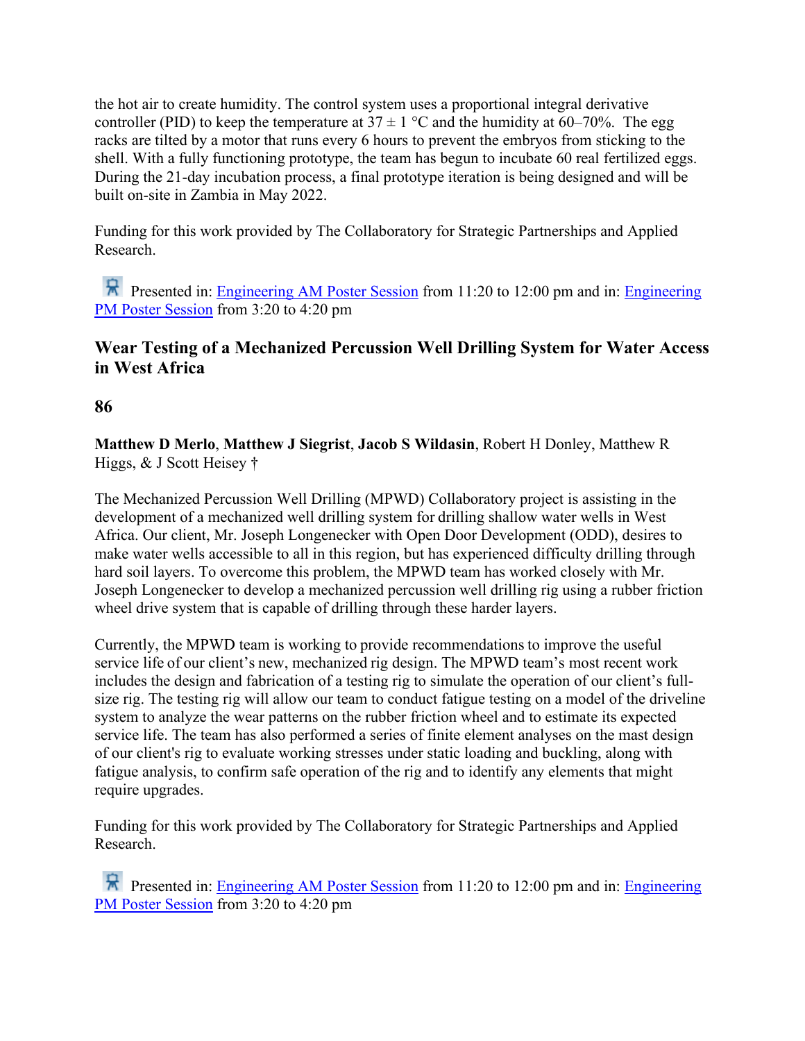the hot air to create humidity. The control system uses a proportional integral derivative controller (PID) to keep the temperature at $37 \pm 1$ °C and the humidity at 60–70%. The egg racks are tilted by a motor that runs every 6 hours to prevent the embryos from sticking to the shell. With a fully functioning prototype, the team has begun to incubate 60 real fertilized eggs. During the 21-day incubation process, a final prototype iteration is being designed and will be built on-site in Zambia in May 2022.

Funding for this work provided by The Collaboratory for Strategic Partnerships and Applied Research.

Presented in: Engineering AM Poster Session from 11:20 to 12:00 pm and in: Engineering PM Poster Session from 3:20 to 4:20 pm

### Wear Testing of a Mechanized Percussion Well Drilling System for Water Access in West Africa

### 86

**Matthew D Merlo**, **Matthew J Siegrist**, **Jacob S Wildasin**, Robert H Donley, Matthew R Higgs, & J Scott Heisey †

The Mechanized Percussion Well Drilling (MPWD) Collaboratory project is assisting in the development of a mechanized well drilling system for drilling shallow water wells in West Africa. Our client, Mr. Joseph Longenecker with Open Door Development (ODD), desires to make water wells accessible to all in this region, but has experienced difficulty drilling through hard soil layers. To overcome this problem, the MPWD team has worked closely with Mr. Joseph Longenecker to develop a mechanized percussion well drilling rig using a rubber friction wheel drive system that is capable of drilling through these harder layers.

Currently, the MPWD team is working to provide recommendations to improve the useful service life of our client's new, mechanized rig design. The MPWD team's most recent work includes the design and fabrication of a testing rig to simulate the operation of our client's full-size rig. The testing rig will allow our team to conduct fatigue testing on a model of the driveline system to analyze the wear patterns on the rubber friction wheel and to estimate its expected service life. The team has also performed a series of finite element analyses on the mast design of our client's rig to evaluate working stresses under static loading and buckling, along with fatigue analysis, to confirm safe operation of the rig and to identify any elements that might require upgrades.

Funding for this work provided by The Collaboratory for Strategic Partnerships and Applied Research.

Presented in: Engineering AM Poster Session from 11:20 to 12:00 pm and in: Engineering PM Poster Session from 3:20 to 4:20 pm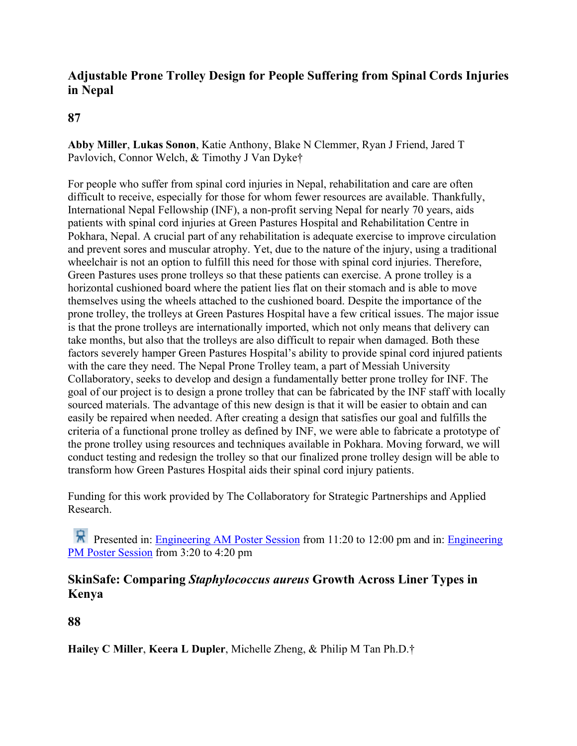### Adjustable Prone Trolley Design for People Suffering from Spinal Cords Injuries in Nepal

**87**

**Abby Miller**, **Lukas Sonon**, Katie Anthony, Blake N Clemmer, Ryan J Friend, Jared T Pavlovich, Connor Welch, & Timothy J Van Dyke†

For people who suffer from spinal cord injuries in Nepal, rehabilitation and care are often difficult to receive, especially for those for whom fewer resources are available. Thankfully, International Nepal Fellowship (INF), a non-profit serving Nepal for nearly 70 years, aids patients with spinal cord injuries at Green Pastures Hospital and Rehabilitation Centre in Pokhara, Nepal. A crucial part of any rehabilitation is adequate exercise to improve circulation and prevent sores and muscular atrophy. Yet, due to the nature of the injury, using a traditional wheelchair is not an option to fulfill this need for those with spinal cord injuries. Therefore, Green Pastures uses prone trolleys so that these patients can exercise. A prone trolley is a horizontal cushioned board where the patient lies flat on their stomach and is able to move themselves using the wheels attached to the cushioned board. Despite the importance of the prone trolley, the trolleys at Green Pastures Hospital have a few critical issues. The major issue is that the prone trolleys are internationally imported, which not only means that delivery can take months, but also that the trolleys are also difficult to repair when damaged. Both these factors severely hamper Green Pastures Hospital's ability to provide spinal cord injured patients with the care they need. The Nepal Prone Trolley team, a part of Messiah University Collaboratory, seeks to develop and design a fundamentally better prone trolley for INF. The goal of our project is to design a prone trolley that can be fabricated by the INF staff with locally sourced materials. The advantage of this new design is that it will be easier to obtain and can easily be repaired when needed. After creating a design that satisfies our goal and fulfills the criteria of a functional prone trolley as defined by INF, we were able to fabricate a prototype of the prone trolley using resources and techniques available in Pokhara. Moving forward, we will conduct testing and redesign the trolley so that our finalized prone trolley design will be able to transform how Green Pastures Hospital aids their spinal cord injury patients.

Funding for this work provided by The Collaboratory for Strategic Partnerships and Applied Research.

Presented in: Engineering AM Poster Session from 11:20 to 12:00 pm and in: Engineering PM Poster Session from 3:20 to 4:20 pm

### SkinSafe: Comparing *Staphylococcus aureus* Growth Across Liner Types in Kenya

**88**

**Hailey C Miller**, **Keera L Dupler**, Michelle Zheng, & Philip M Tan Ph.D.†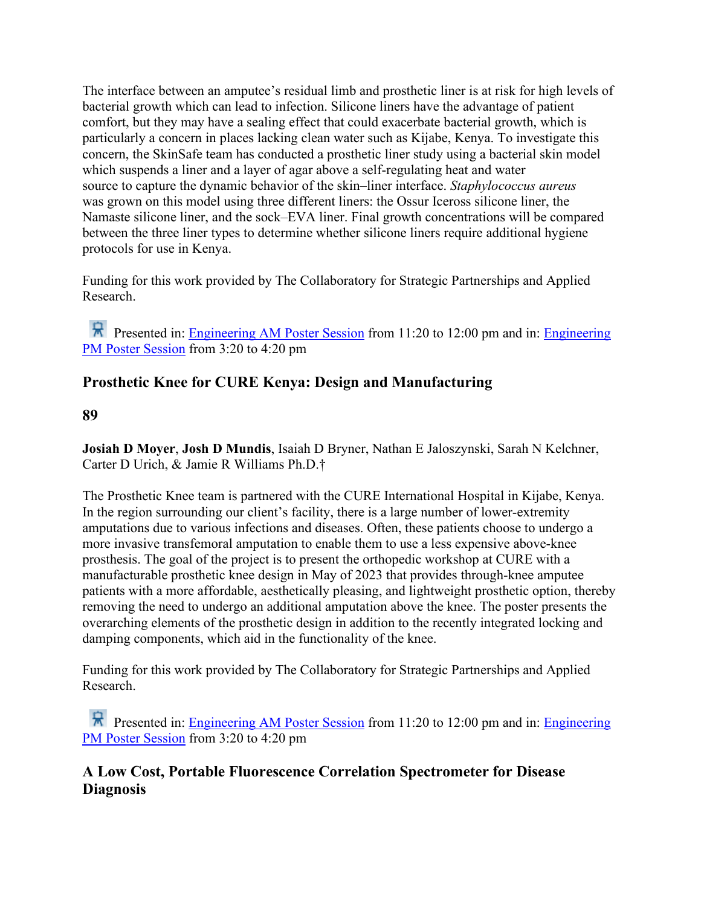The interface between an amputee's residual limb and prosthetic liner is at risk for high levels of bacterial growth which can lead to infection. Silicone liners have the advantage of patient comfort, but they may have a sealing effect that could exacerbate bacterial growth, which is particularly a concern in places lacking clean water such as Kijabe, Kenya. To investigate this concern, the SkinSafe team has conducted a prosthetic liner study using a bacterial skin model which suspends a liner and a layer of agar above a self-regulating heat and water source to capture the dynamic behavior of the skin–liner interface. *Staphylococcus aureus* was grown on this model using three different liners: the Ossur Iceross silicone liner, the Namaste silicone liner, and the sock–EVA liner. Final growth concentrations will be compared between the three liner types to determine whether silicone liners require additional hygiene protocols for use in Kenya.

Funding for this work provided by The Collaboratory for Strategic Partnerships and Applied Research.

Presented in: Engineering AM Poster Session from 11:20 to 12:00 pm and in: Engineering PM Poster Session from 3:20 to 4:20 pm

### Prosthetic Knee for CURE Kenya: Design and Manufacturing

**89**

**Josiah D Moyer**, **Josh D Mundis**, Isaiah D Bryner, Nathan E Jaloszynski, Sarah N Kelchner, Carter D Urich, & Jamie R Williams Ph.D.†

The Prosthetic Knee team is partnered with the CURE International Hospital in Kijabe, Kenya. In the region surrounding our client's facility, there is a large number of lower-extremity amputations due to various infections and diseases. Often, these patients choose to undergo a more invasive transfemoral amputation to enable them to use a less expensive above-knee prosthesis. The goal of the project is to present the orthopedic workshop at CURE with a manufacturable prosthetic knee design in May of 2023 that provides through-knee amputee patients with a more affordable, aesthetically pleasing, and lightweight prosthetic option, thereby removing the need to undergo an additional amputation above the knee. The poster presents the overarching elements of the prosthetic design in addition to the recently integrated locking and damping components, which aid in the functionality of the knee.

Funding for this work provided by The Collaboratory for Strategic Partnerships and Applied Research.

Presented in: Engineering AM Poster Session from 11:20 to 12:00 pm and in: Engineering PM Poster Session from 3:20 to 4:20 pm

### A Low Cost, Portable Fluorescence Correlation Spectrometer for Disease Diagnosis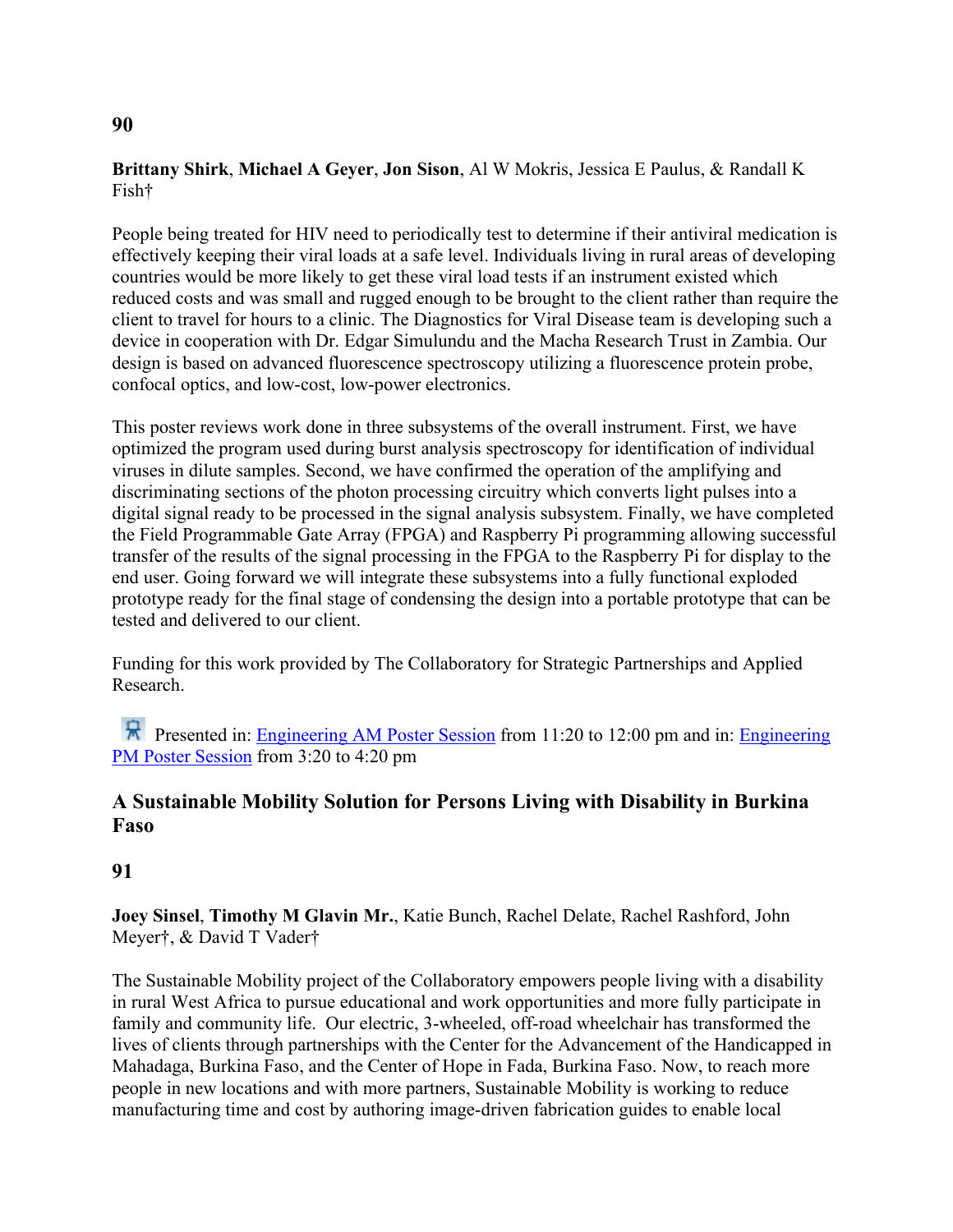**90**

**Brittany Shirk**, **Michael A Geyer**, **Jon Sison**, Al W Mokris, Jessica E Paulus, & Randall K Fish†

People being treated for HIV need to periodically test to determine if their antiviral medication is effectively keeping their viral loads at a safe level. Individuals living in rural areas of developing countries would be more likely to get these viral load tests if an instrument existed which reduced costs and was small and rugged enough to be brought to the client rather than require the client to travel for hours to a clinic. The Diagnostics for Viral Disease team is developing such a device in cooperation with Dr. Edgar Simulundu and the Macha Research Trust in Zambia. Our design is based on advanced fluorescence spectroscopy utilizing a fluorescence protein probe, confocal optics, and low-cost, low-power electronics.

This poster reviews work done in three subsystems of the overall instrument. First, we have optimized the program used during burst analysis spectroscopy for identification of individual viruses in dilute samples. Second, we have confirmed the operation of the amplifying and discriminating sections of the photon processing circuitry which converts light pulses into a digital signal ready to be processed in the signal analysis subsystem. Finally, we have completed the Field Programmable Gate Array (FPGA) and Raspberry Pi programming allowing successful transfer of the results of the signal processing in the FPGA to the Raspberry Pi for display to the end user. Going forward we will integrate these subsystems into a fully functional exploded prototype ready for the final stage of condensing the design into a portable prototype that can be tested and delivered to our client.

Funding for this work provided by The Collaboratory for Strategic Partnerships and Applied Research.

Presented in: Engineering AM Poster Session from 11:20 to 12:00 pm and in: Engineering PM Poster Session from 3:20 to 4:20 pm

### A Sustainable Mobility Solution for Persons Living with Disability in Burkina Faso

**91**

**Joey Sinsel**, **Timothy M Glavin Mr.**, Katie Bunch, Rachel Delate, Rachel Rashford, John Meyer†, & David T Vader†

The Sustainable Mobility project of the Collaboratory empowers people living with a disability in rural West Africa to pursue educational and work opportunities and more fully participate in family and community life. Our electric, 3-wheeled, off-road wheelchair has transformed the lives of clients through partnerships with the Center for the Advancement of the Handicapped in Mahadaga, Burkina Faso, and the Center of Hope in Fada, Burkina Faso. Now, to reach more people in new locations and with more partners, Sustainable Mobility is working to reduce manufacturing time and cost by authoring image-driven fabrication guides to enable local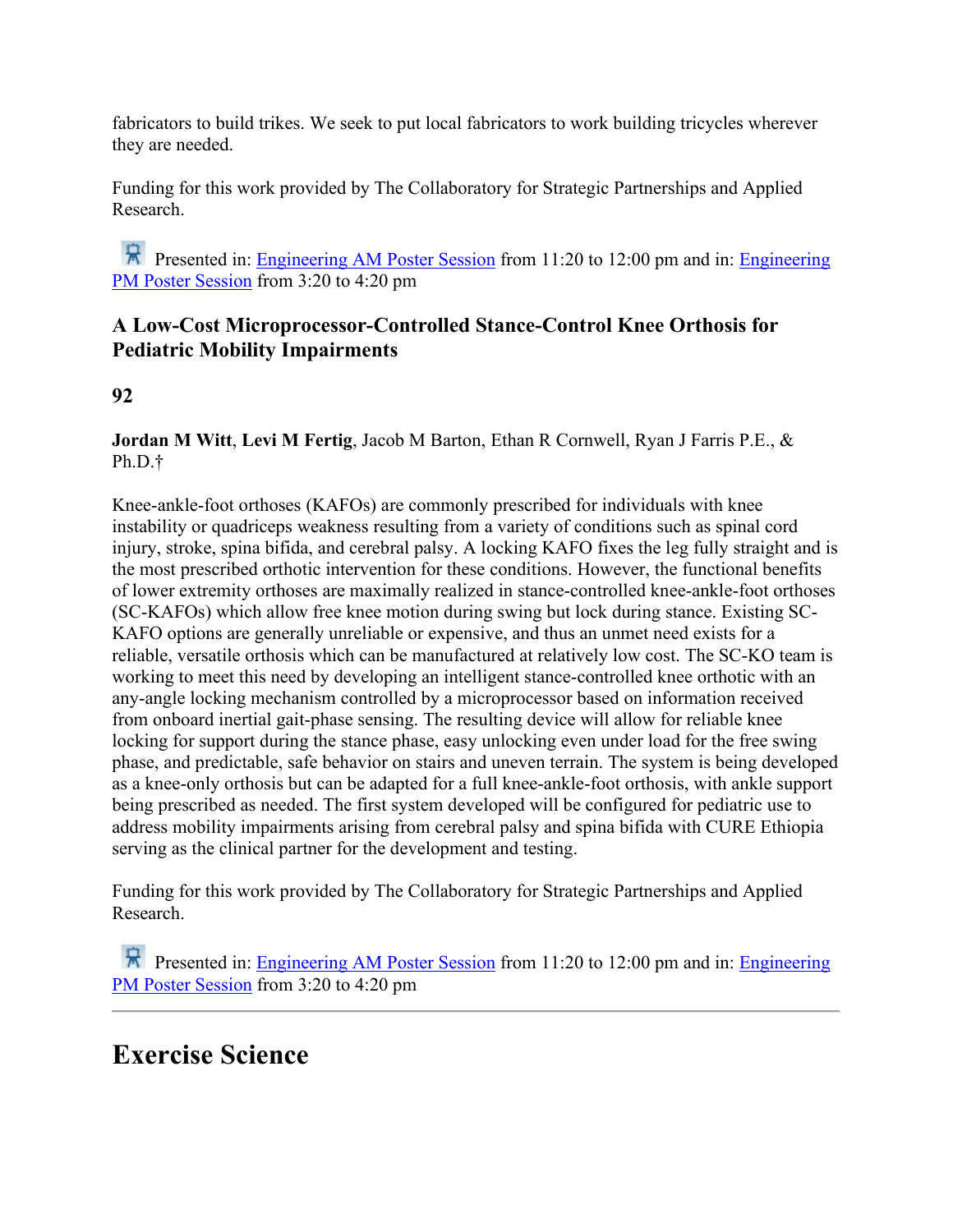fabricators to build trikes. We seek to put local fabricators to work building tricycles wherever they are needed.

Funding for this work provided by The Collaboratory for Strategic Partnerships and Applied Research.

Presented in: Engineering AM Poster Session from 11:20 to 12:00 pm and in: Engineering PM Poster Session from 3:20 to 4:20 pm

### A Low-Cost Microprocessor-Controlled Stance-Control Knee Orthosis for Pediatric Mobility Impairments

**92**

**Jordan M Witt**, **Levi M Fertig**, Jacob M Barton, Ethan R Cornwell, Ryan J Farris P.E., & Ph.D.†

Knee-ankle-foot orthoses (KAFOs) are commonly prescribed for individuals with knee instability or quadriceps weakness resulting from a variety of conditions such as spinal cord injury, stroke, spina bifida, and cerebral palsy. A locking KAFO fixes the leg fully straight and is the most prescribed orthotic intervention for these conditions. However, the functional benefits of lower extremity orthoses are maximally realized in stance-controlled knee-ankle-foot orthoses (SC-KAFOs) which allow free knee motion during swing but lock during stance. Existing SC-KAFO options are generally unreliable or expensive, and thus an unmet need exists for a reliable, versatile orthosis which can be manufactured at relatively low cost. The SC-KO team is working to meet this need by developing an intelligent stance-controlled knee orthotic with an any-angle locking mechanism controlled by a microprocessor based on information received from onboard inertial gait-phase sensing. The resulting device will allow for reliable knee locking for support during the stance phase, easy unlocking even under load for the free swing phase, and predictable, safe behavior on stairs and uneven terrain. The system is being developed as a knee-only orthosis but can be adapted for a full knee-ankle-foot orthosis, with ankle support being prescribed as needed. The first system developed will be configured for pediatric use to address mobility impairments arising from cerebral palsy and spina bifida with CURE Ethiopia serving as the clinical partner for the development and testing.

Funding for this work provided by The Collaboratory for Strategic Partnerships and Applied Research.

Presented in: Engineering AM Poster Session from 11:20 to 12:00 pm and in: Engineering PM Poster Session from 3:20 to 4:20 pm

---

# Exercise Science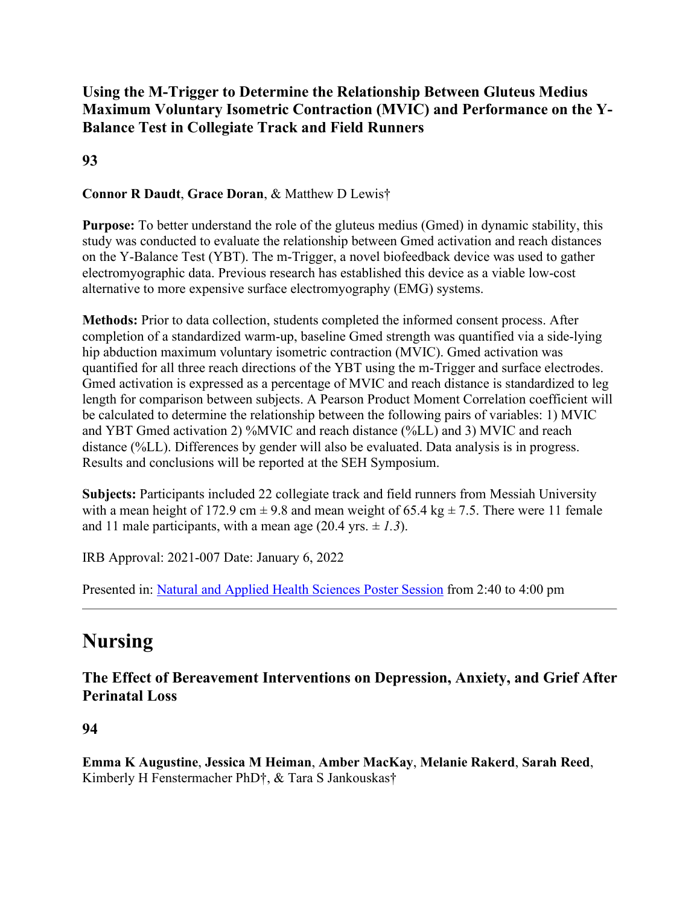### Using the M-Trigger to Determine the Relationship Between Gluteus Medius Maximum Voluntary Isometric Contraction (MVIC) and Performance on the Y-Balance Test in Collegiate Track and Field Runners

**93**

**Connor R Daudt**, **Grace Doran**, & Matthew D Lewis†

**Purpose:** To better understand the role of the gluteus medius (Gmed) in dynamic stability, this study was conducted to evaluate the relationship between Gmed activation and reach distances on the Y-Balance Test (YBT). The m-Trigger, a novel biofeedback device was used to gather electromyographic data. Previous research has established this device as a viable low-cost alternative to more expensive surface electromyography (EMG) systems.

**Methods:** Prior to data collection, students completed the informed consent process. After completion of a standardized warm-up, baseline Gmed strength was quantified via a side-lying hip abduction maximum voluntary isometric contraction (MVIC). Gmed activation was quantified for all three reach directions of the YBT using the m-Trigger and surface electrodes. Gmed activation is expressed as a percentage of MVIC and reach distance is standardized to leg length for comparison between subjects. A Pearson Product Moment Correlation coefficient will be calculated to determine the relationship between the following pairs of variables: 1) MVIC and YBT Gmed activation 2) %MVIC and reach distance (%LL) and 3) MVIC and reach distance (%LL). Differences by gender will also be evaluated. Data analysis is in progress. Results and conclusions will be reported at the SEH Symposium.

**Subjects:** Participants included 22 collegiate track and field runners from Messiah University with a mean height of 172.9 cm ± 9.8 and mean weight of 65.4 kg ± 7.5. There were 11 female and 11 male participants, with a mean age (20.4 yrs. ± *1.3*).

IRB Approval: 2021-007 Date: January 6, 2022

Presented in: Natural and Applied Health Sciences Poster Session from 2:40 to 4:00 pm

---

## Nursing

### The Effect of Bereavement Interventions on Depression, Anxiety, and Grief After Perinatal Loss

**94**

**Emma K Augustine**, **Jessica M Heiman**, **Amber MacKay**, **Melanie Rakerd**, **Sarah Reed**, Kimberly H Fenstermacher PhD†, & Tara S Jankouskas†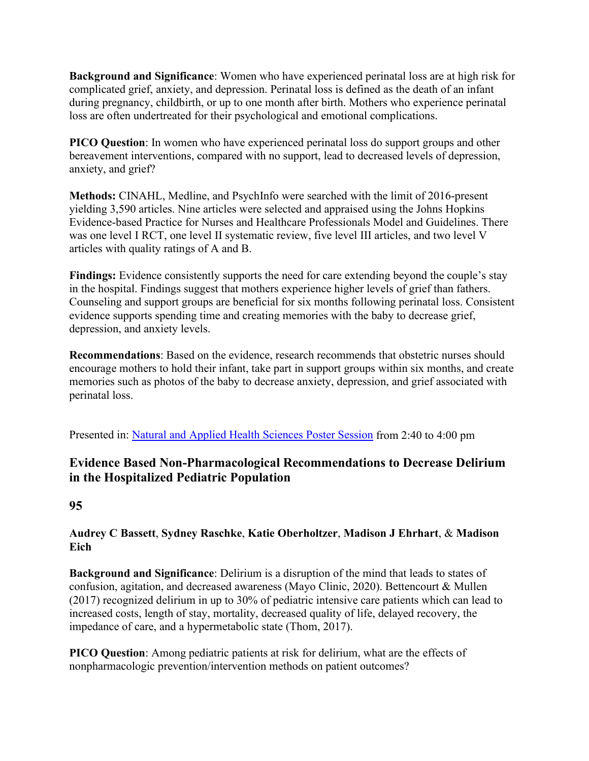**Background and Significance**: Women who have experienced perinatal loss are at high risk for complicated grief, anxiety, and depression. Perinatal loss is defined as the death of an infant during pregnancy, childbirth, or up to one month after birth. Mothers who experience perinatal loss are often undertreated for their psychological and emotional complications.

**PICO Question**: In women who have experienced perinatal loss do support groups and other bereavement interventions, compared with no support, lead to decreased levels of depression, anxiety, and grief?

**Methods:** CINAHL, Medline, and PsychInfo were searched with the limit of 2016-present yielding 3,590 articles. Nine articles were selected and appraised using the Johns Hopkins Evidence-based Practice for Nurses and Healthcare Professionals Model and Guidelines. There was one level I RCT, one level II systematic review, five level III articles, and two level V articles with quality ratings of A and B.

**Findings:** Evidence consistently supports the need for care extending beyond the couple's stay in the hospital. Findings suggest that mothers experience higher levels of grief than fathers. Counseling and support groups are beneficial for six months following perinatal loss. Consistent evidence supports spending time and creating memories with the baby to decrease grief, depression, and anxiety levels.

**Recommendations**: Based on the evidence, research recommends that obstetric nurses should encourage mothers to hold their infant, take part in support groups within six months, and create memories such as photos of the baby to decrease anxiety, depression, and grief associated with perinatal loss.

Presented in: [Natural and Applied Health Sciences Poster Session]() from 2:40 to 4:00 pm

## Evidence Based Non-Pharmacological Recommendations to Decrease Delirium in the Hospitalized Pediatric Population

**95**

**Audrey C Bassett**, **Sydney Raschke**, **Katie Oberholtzer**, **Madison J Ehrhart**, & **Madison Eich**

**Background and Significance**: Delirium is a disruption of the mind that leads to states of confusion, agitation, and decreased awareness (Mayo Clinic, 2020). Bettencourt & Mullen (2017) recognized delirium in up to 30% of pediatric intensive care patients which can lead to increased costs, length of stay, mortality, decreased quality of life, delayed recovery, the impedance of care, and a hypermetabolic state (Thom, 2017).

**PICO Question**: Among pediatric patients at risk for delirium, what are the effects of nonpharmacologic prevention/intervention methods on patient outcomes?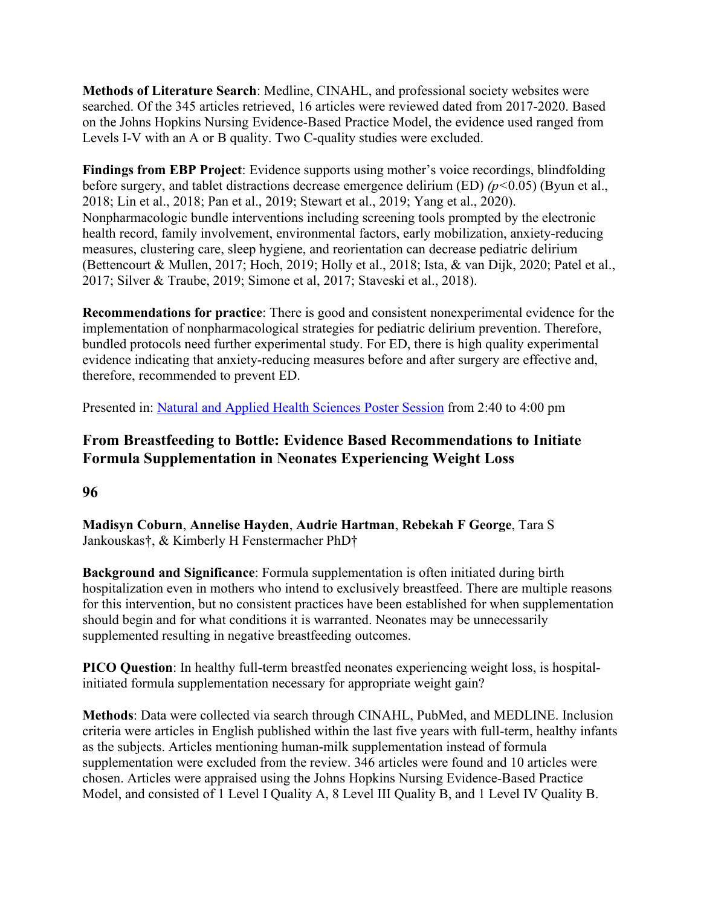**Methods of Literature Search**: Medline, CINAHL, and professional society websites were searched. Of the 345 articles retrieved, 16 articles were reviewed dated from 2017-2020. Based on the Johns Hopkins Nursing Evidence-Based Practice Model, the evidence used ranged from Levels I-V with an A or B quality. Two C-quality studies were excluded.

**Findings from EBP Project**: Evidence supports using mother's voice recordings, blindfolding before surgery, and tablet distractions decrease emergence delirium (ED) ($p<0.05$) (Byun et al., 2018; Lin et al., 2018; Pan et al., 2019; Stewart et al., 2019; Yang et al., 2020). Nonpharmacologic bundle interventions including screening tools prompted by the electronic health record, family involvement, environmental factors, early mobilization, anxiety-reducing measures, clustering care, sleep hygiene, and reorientation can decrease pediatric delirium (Bettencourt & Mullen, 2017; Hoch, 2019; Holly et al., 2018; Ista, & van Dijk, 2020; Patel et al., 2017; Silver & Traube, 2019; Simone et al, 2017; Staveski et al., 2018).

**Recommendations for practice**: There is good and consistent nonexperimental evidence for the implementation of nonpharmacological strategies for pediatric delirium prevention. Therefore, bundled protocols need further experimental study. For ED, there is high quality experimental evidence indicating that anxiety-reducing measures before and after surgery are effective and, therefore, recommended to prevent ED.

Presented in: [Natural and Applied Health Sciences Poster Session]() from 2:40 to 4:00 pm

## From Breastfeeding to Bottle: Evidence Based Recommendations to Initiate Formula Supplementation in Neonates Experiencing Weight Loss

**96**

**Madisyn Coburn**, **Annelise Hayden**, **Audrie Hartman**, **Rebekah F George**, Tara S Jankouskas†, & Kimberly H Fenstermacher PhD†

**Background and Significance**: Formula supplementation is often initiated during birth hospitalization even in mothers who intend to exclusively breastfeed. There are multiple reasons for this intervention, but no consistent practices have been established for when supplementation should begin and for what conditions it is warranted. Neonates may be unnecessarily supplemented resulting in negative breastfeeding outcomes.

**PICO Question**: In healthy full-term breastfed neonates experiencing weight loss, is hospital-initiated formula supplementation necessary for appropriate weight gain?

**Methods**: Data were collected via search through CINAHL, PubMed, and MEDLINE. Inclusion criteria were articles in English published within the last five years with full-term, healthy infants as the subjects. Articles mentioning human-milk supplementation instead of formula supplementation were excluded from the review. 346 articles were found and 10 articles were chosen. Articles were appraised using the Johns Hopkins Nursing Evidence-Based Practice Model, and consisted of 1 Level I Quality A, 8 Level III Quality B, and 1 Level IV Quality B.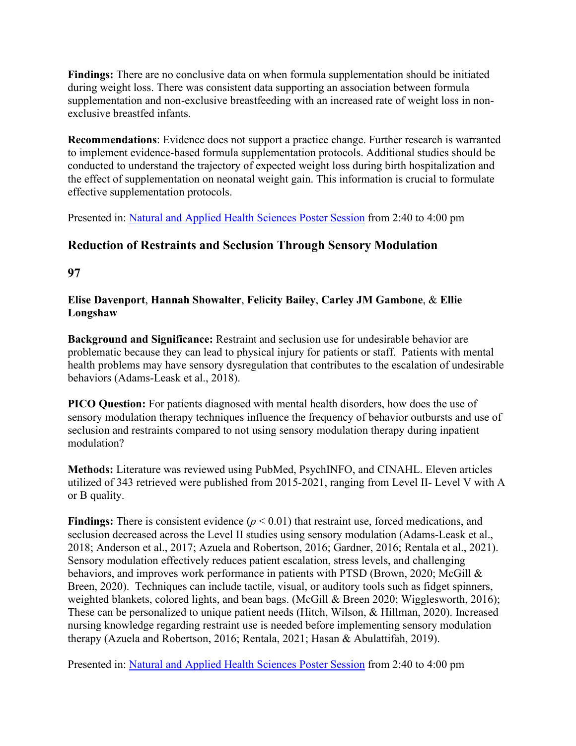**Findings:** There are no conclusive data on when formula supplementation should be initiated during weight loss. There was consistent data supporting an association between formula supplementation and non-exclusive breastfeeding with an increased rate of weight loss in non-exclusive breastfed infants.

**Recommendations**: Evidence does not support a practice change. Further research is warranted to implement evidence-based formula supplementation protocols. Additional studies should be conducted to understand the trajectory of expected weight loss during birth hospitalization and the effect of supplementation on neonatal weight gain. This information is crucial to formulate effective supplementation protocols.

Presented in: Natural and Applied Health Sciences Poster Session from 2:40 to 4:00 pm

## Reduction of Restraints and Seclusion Through Sensory Modulation

### 97

**Elise Davenport**, **Hannah Showalter**, **Felicity Bailey**, **Carley JM Gambone**, & **Ellie Longshaw**

**Background and Significance:** Restraint and seclusion use for undesirable behavior are problematic because they can lead to physical injury for patients or staff. Patients with mental health problems may have sensory dysregulation that contributes to the escalation of undesirable behaviors (Adams-Leask et al., 2018).

**PICO Question:** For patients diagnosed with mental health disorders, how does the use of sensory modulation therapy techniques influence the frequency of behavior outbursts and use of seclusion and restraints compared to not using sensory modulation therapy during inpatient modulation?

**Methods:** Literature was reviewed using PubMed, PsychINFO, and CINAHL. Eleven articles utilized of 343 retrieved were published from 2015-2021, ranging from Level II- Level V with A or B quality.

**Findings:** There is consistent evidence ($p < 0.01$) that restraint use, forced medications, and seclusion decreased across the Level II studies using sensory modulation (Adams-Leask et al., 2018; Anderson et al., 2017; Azuela and Robertson, 2016; Gardner, 2016; Rentala et al., 2021). Sensory modulation effectively reduces patient escalation, stress levels, and challenging behaviors, and improves work performance in patients with PTSD (Brown, 2020; McGill & Breen, 2020). Techniques can include tactile, visual, or auditory tools such as fidget spinners, weighted blankets, colored lights, and bean bags. (McGill & Breen 2020; Wigglesworth, 2016); These can be personalized to unique patient needs (Hitch, Wilson, & Hillman, 2020). Increased nursing knowledge regarding restraint use is needed before implementing sensory modulation therapy (Azuela and Robertson, 2016; Rentala, 2021; Hasan & Abulattifah, 2019).

Presented in: Natural and Applied Health Sciences Poster Session from 2:40 to 4:00 pm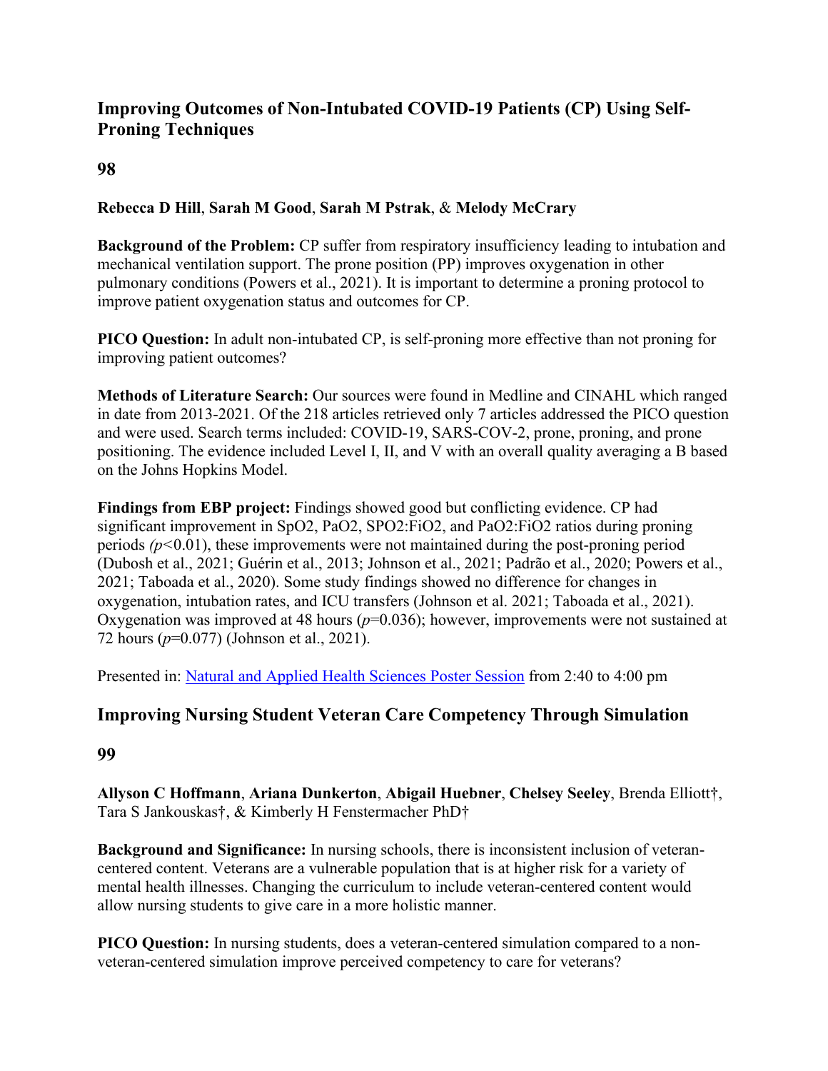## Improving Outcomes of Non-Intubated COVID-19 Patients (CP) Using Self-Proning Techniques

**98**

**Rebecca D Hill**, **Sarah M Good**, **Sarah M Pstrak**, & **Melody McCrary**

**Background of the Problem:** CP suffer from respiratory insufficiency leading to intubation and mechanical ventilation support. The prone position (PP) improves oxygenation in other pulmonary conditions (Powers et al., 2021). It is important to determine a proning protocol to improve patient oxygenation status and outcomes for CP.

**PICO Question:** In adult non-intubated CP, is self-proning more effective than not proning for improving patient outcomes?

**Methods of Literature Search:** Our sources were found in Medline and CINAHL which ranged in date from 2013-2021. Of the 218 articles retrieved only 7 articles addressed the PICO question and were used. Search terms included: COVID-19, SARS-COV-2, prone, proning, and prone positioning. The evidence included Level I, II, and V with an overall quality averaging a B based on the Johns Hopkins Model.

**Findings from EBP project:** Findings showed good but conflicting evidence. CP had significant improvement in SpO2, PaO2, SPO2:FiO2, and PaO2:FiO2 ratios during proning periods *(*$p<0.01$), these improvements were not maintained during the post-proning period (Dubosh et al., 2021; Guérin et al., 2013; Johnson et al., 2021; Padrão et al., 2020; Powers et al., 2021; Taboada et al., 2020). Some study findings showed no difference for changes in oxygenation, intubation rates, and ICU transfers (Johnson et al. 2021; Taboada et al., 2021). Oxygenation was improved at 48 hours ($p=0.036$); however, improvements were not sustained at 72 hours ($p=0.077$) (Johnson et al., 2021).

Presented in: Natural and Applied Health Sciences Poster Session from 2:40 to 4:00 pm

## Improving Nursing Student Veteran Care Competency Through Simulation

**99**

**Allyson C Hoffmann**, **Ariana Dunkerton**, **Abigail Huebner**, **Chelsey Seeley**, Brenda Elliott†, Tara S Jankouskas†, & Kimberly H Fenstermacher PhD†

**Background and Significance:** In nursing schools, there is inconsistent inclusion of veteran-centered content. Veterans are a vulnerable population that is at higher risk for a variety of mental health illnesses. Changing the curriculum to include veteran-centered content would allow nursing students to give care in a more holistic manner.

**PICO Question:** In nursing students, does a veteran-centered simulation compared to a non-veteran-centered simulation improve perceived competency to care for veterans?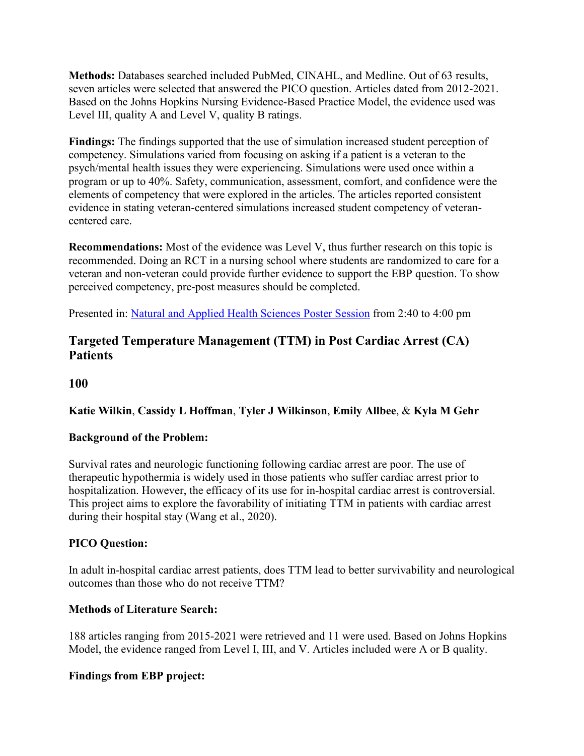**Methods:** Databases searched included PubMed, CINAHL, and Medline. Out of 63 results, seven articles were selected that answered the PICO question. Articles dated from 2012-2021. Based on the Johns Hopkins Nursing Evidence-Based Practice Model, the evidence used was Level III, quality A and Level V, quality B ratings.

**Findings:** The findings supported that the use of simulation increased student perception of competency. Simulations varied from focusing on asking if a patient is a veteran to the psych/mental health issues they were experiencing. Simulations were used once within a program or up to 40%. Safety, communication, assessment, comfort, and confidence were the elements of competency that were explored in the articles. The articles reported consistent evidence in stating veteran-centered simulations increased student competency of veteran-centered care.

**Recommendations:** Most of the evidence was Level V, thus further research on this topic is recommended. Doing an RCT in a nursing school where students are randomized to care for a veteran and non-veteran could provide further evidence to support the EBP question. To show perceived competency, pre-post measures should be completed.

Presented in: Natural and Applied Health Sciences Poster Session from 2:40 to 4:00 pm

## Targeted Temperature Management (TTM) in Post Cardiac Arrest (CA) Patients

### 100

**Katie Wilkin**, **Cassidy L Hoffman**, **Tyler J Wilkinson**, **Emily Allbee**, & **Kyla M Gehr**

#### Background of the Problem:

Survival rates and neurologic functioning following cardiac arrest are poor. The use of therapeutic hypothermia is widely used in those patients who suffer cardiac arrest prior to hospitalization. However, the efficacy of its use for in-hospital cardiac arrest is controversial. This project aims to explore the favorability of initiating TTM in patients with cardiac arrest during their hospital stay (Wang et al., 2020).

#### PICO Question:

In adult in-hospital cardiac arrest patients, does TTM lead to better survivability and neurological outcomes than those who do not receive TTM?

#### Methods of Literature Search:

188 articles ranging from 2015-2021 were retrieved and 11 were used. Based on Johns Hopkins Model, the evidence ranged from Level I, III, and V. Articles included were A or B quality.

#### Findings from EBP project: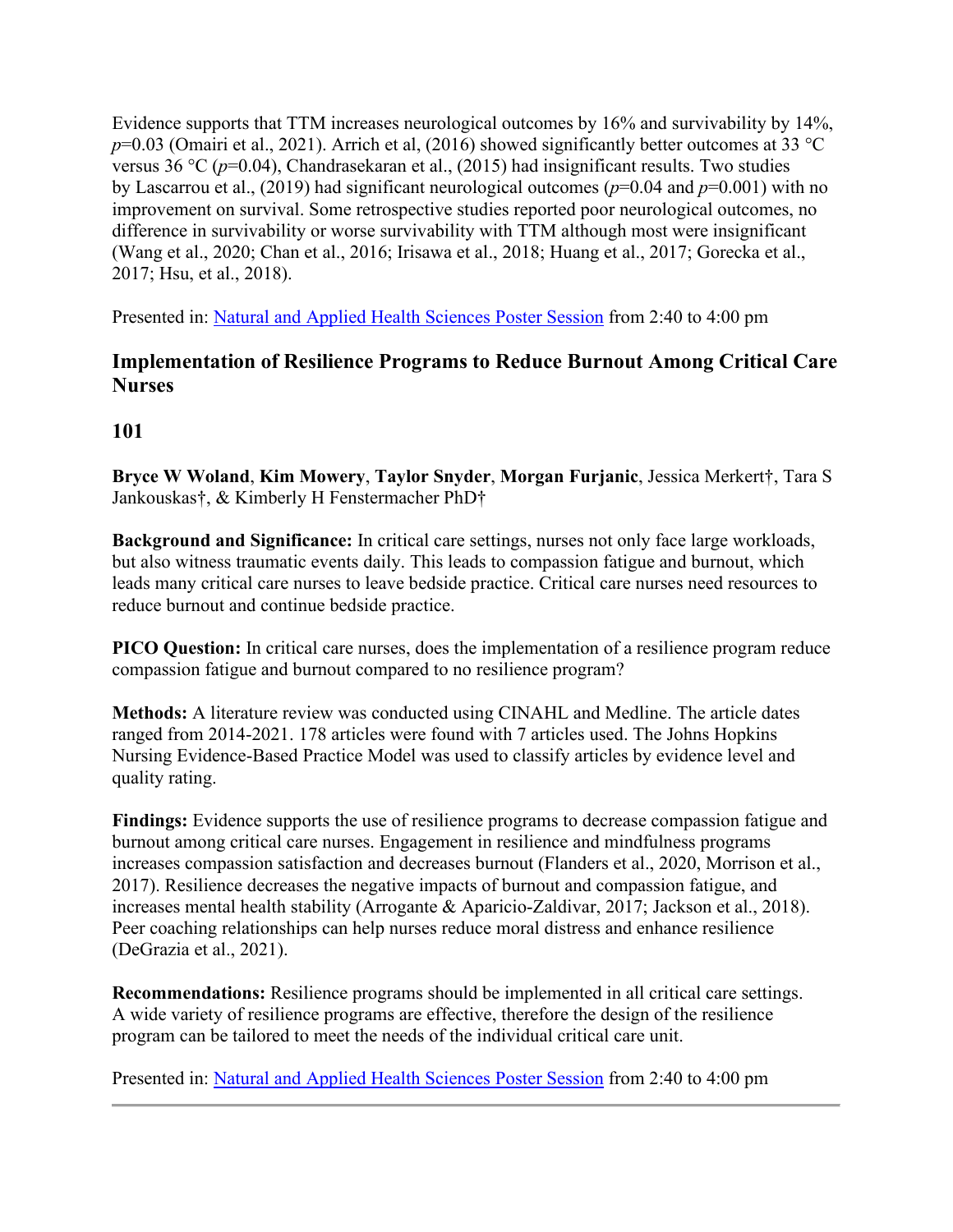Evidence supports that TTM increases neurological outcomes by 16% and survivability by 14%, *p*=0.03 (Omairi et al., 2021). Arrich et al, (2016) showed significantly better outcomes at 33 °C versus 36 °C (*p*=0.04), Chandrasekaran et al., (2015) had insignificant results. Two studies by Lascarrou et al., (2019) had significant neurological outcomes (*p*=0.04 and *p*=0.001) with no improvement on survival. Some retrospective studies reported poor neurological outcomes, no difference in survivability or worse survivability with TTM although most were insignificant (Wang et al., 2020; Chan et al., 2016; Irisawa et al., 2018; Huang et al., 2017; Gorecka et al., 2017; Hsu, et al., 2018).

Presented in: Natural and Applied Health Sciences Poster Session from 2:40 to 4:00 pm

### Implementation of Resilience Programs to Reduce Burnout Among Critical Care Nurses

### 101

**Bryce W Woland**, **Kim Mowery**, **Taylor Snyder**, **Morgan Furjanic**, Jessica Merkert†, Tara S Jankouskas†, & Kimberly H Fenstermacher PhD†

**Background and Significance:** In critical care settings, nurses not only face large workloads, but also witness traumatic events daily. This leads to compassion fatigue and burnout, which leads many critical care nurses to leave bedside practice. Critical care nurses need resources to reduce burnout and continue bedside practice.

**PICO Question:** In critical care nurses, does the implementation of a resilience program reduce compassion fatigue and burnout compared to no resilience program?

**Methods:** A literature review was conducted using CINAHL and Medline. The article dates ranged from 2014-2021. 178 articles were found with 7 articles used. The Johns Hopkins Nursing Evidence-Based Practice Model was used to classify articles by evidence level and quality rating.

**Findings:** Evidence supports the use of resilience programs to decrease compassion fatigue and burnout among critical care nurses. Engagement in resilience and mindfulness programs increases compassion satisfaction and decreases burnout (Flanders et al., 2020, Morrison et al., 2017). Resilience decreases the negative impacts of burnout and compassion fatigue, and increases mental health stability (Arrogante & Aparicio-Zaldivar, 2017; Jackson et al., 2018). Peer coaching relationships can help nurses reduce moral distress and enhance resilience (DeGrazia et al., 2021).

**Recommendations:** Resilience programs should be implemented in all critical care settings. A wide variety of resilience programs are effective, therefore the design of the resilience program can be tailored to meet the needs of the individual critical care unit.

Presented in: Natural and Applied Health Sciences Poster Session from 2:40 to 4:00 pm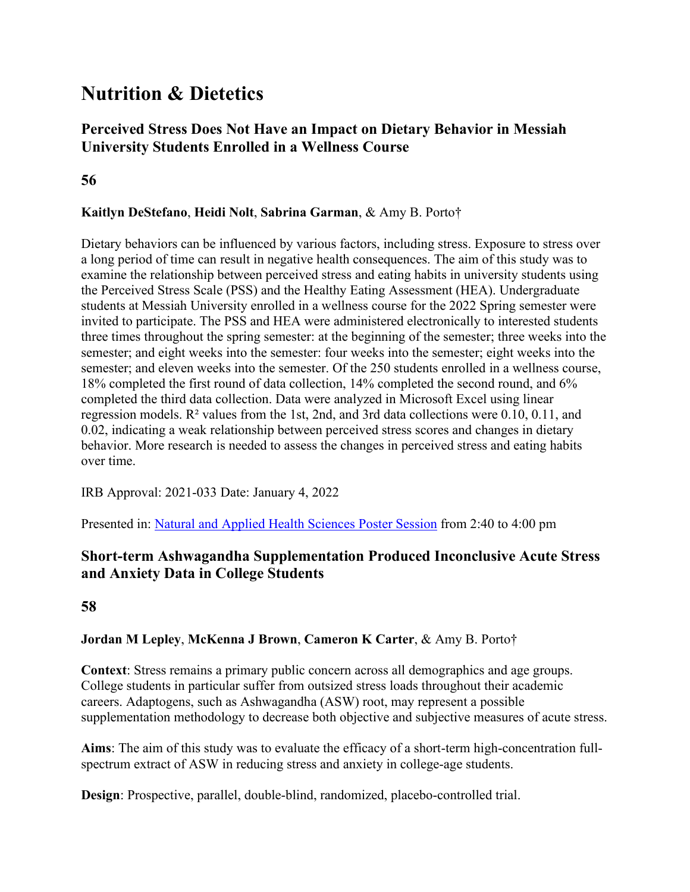# Nutrition & Dietetics

### Perceived Stress Does Not Have an Impact on Dietary Behavior in Messiah University Students Enrolled in a Wellness Course

**56**

**Kaitlyn DeStefano**, **Heidi Nolt**, **Sabrina Garman**, & Amy B. Porto†

Dietary behaviors can be influenced by various factors, including stress. Exposure to stress over a long period of time can result in negative health consequences. The aim of this study was to examine the relationship between perceived stress and eating habits in university students using the Perceived Stress Scale (PSS) and the Healthy Eating Assessment (HEA). Undergraduate students at Messiah University enrolled in a wellness course for the 2022 Spring semester were invited to participate. The PSS and HEA were administered electronically to interested students three times throughout the spring semester: at the beginning of the semester; three weeks into the semester; and eight weeks into the semester: four weeks into the semester; eight weeks into the semester; and eleven weeks into the semester. Of the 250 students enrolled in a wellness course, 18% completed the first round of data collection, 14% completed the second round, and 6% completed the third data collection. Data were analyzed in Microsoft Excel using linear regression models. $R^2$ values from the 1st, 2nd, and 3rd data collections were 0.10, 0.11, and 0.02, indicating a weak relationship between perceived stress scores and changes in dietary behavior. More research is needed to assess the changes in perceived stress and eating habits over time.

IRB Approval: 2021-033 Date: January 4, 2022

Presented in: Natural and Applied Health Sciences Poster Session from 2:40 to 4:00 pm

### Short-term Ashwagandha Supplementation Produced Inconclusive Acute Stress and Anxiety Data in College Students

**58**

**Jordan M Lepley**, **McKenna J Brown**, **Cameron K Carter**, & Amy B. Porto†

**Context**: Stress remains a primary public concern across all demographics and age groups. College students in particular suffer from outsized stress loads throughout their academic careers. Adaptogens, such as Ashwagandha (ASW) root, may represent a possible supplementation methodology to decrease both objective and subjective measures of acute stress.

**Aims**: The aim of this study was to evaluate the efficacy of a short-term high-concentration full-spectrum extract of ASW in reducing stress and anxiety in college-age students.

**Design**: Prospective, parallel, double-blind, randomized, placebo-controlled trial.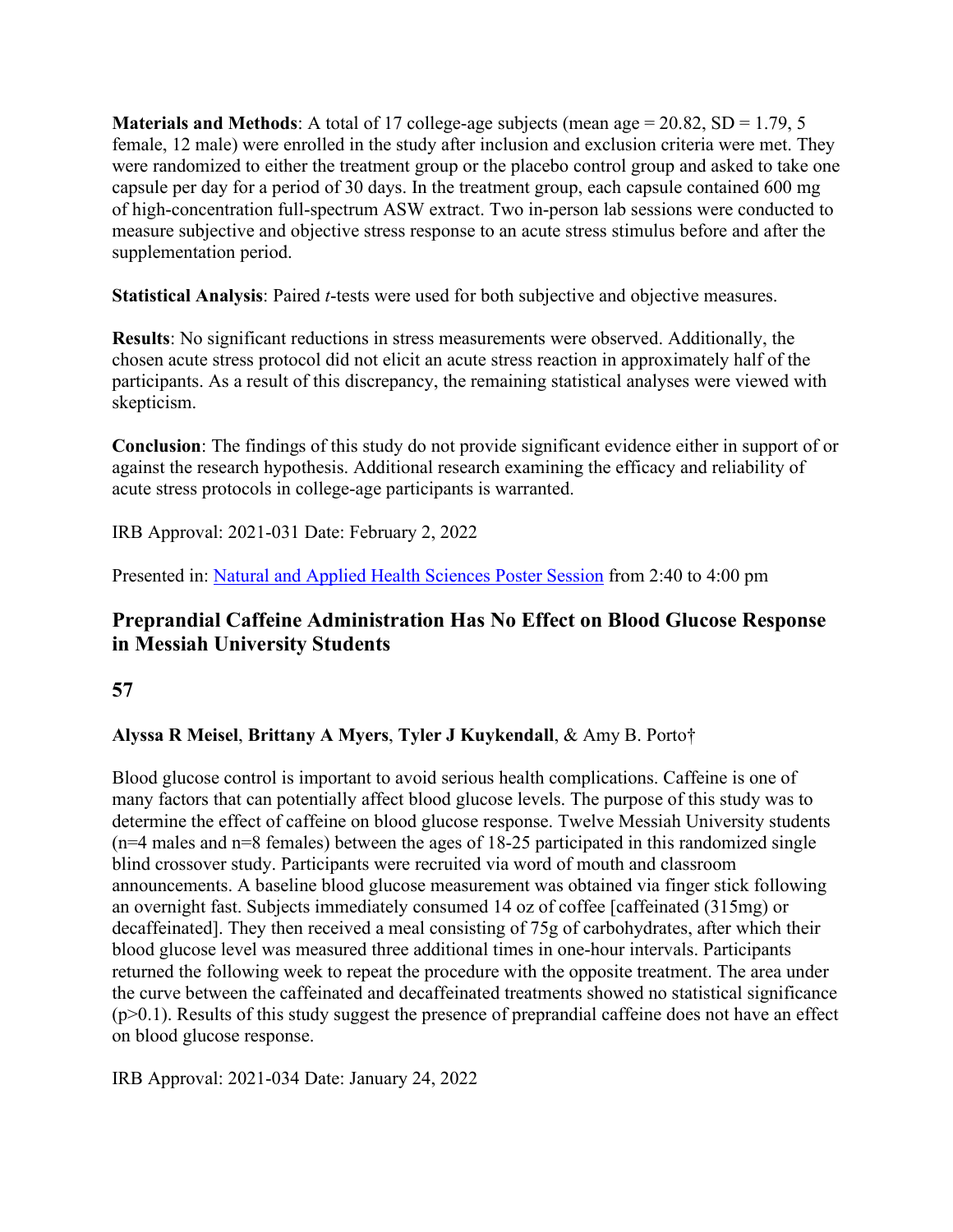**Materials and Methods**: A total of 17 college-age subjects (mean age = 20.82, SD = 1.79, 5 female, 12 male) were enrolled in the study after inclusion and exclusion criteria were met. They were randomized to either the treatment group or the placebo control group and asked to take one capsule per day for a period of 30 days. In the treatment group, each capsule contained 600 mg of high-concentration full-spectrum ASW extract. Two in-person lab sessions were conducted to measure subjective and objective stress response to an acute stress stimulus before and after the supplementation period.

**Statistical Analysis**: Paired *t*-tests were used for both subjective and objective measures.

**Results**: No significant reductions in stress measurements were observed. Additionally, the chosen acute stress protocol did not elicit an acute stress reaction in approximately half of the participants. As a result of this discrepancy, the remaining statistical analyses were viewed with skepticism.

**Conclusion**: The findings of this study do not provide significant evidence either in support of or against the research hypothesis. Additional research examining the efficacy and reliability of acute stress protocols in college-age participants is warranted.

IRB Approval: 2021-031 Date: February 2, 2022

Presented in: Natural and Applied Health Sciences Poster Session from 2:40 to 4:00 pm

## Preprandial Caffeine Administration Has No Effect on Blood Glucose Response in Messiah University Students

### 57

**Alyssa R Meisel**, **Brittany A Myers**, **Tyler J Kuykendall**, & Amy B. Porto†

Blood glucose control is important to avoid serious health complications. Caffeine is one of many factors that can potentially affect blood glucose levels. The purpose of this study was to determine the effect of caffeine on blood glucose response. Twelve Messiah University students (n=4 males and n=8 females) between the ages of 18-25 participated in this randomized single blind crossover study. Participants were recruited via word of mouth and classroom announcements. A baseline blood glucose measurement was obtained via finger stick following an overnight fast. Subjects immediately consumed 14 oz of coffee [caffeinated (315mg) or decaffeinated]. They then received a meal consisting of 75g of carbohydrates, after which their blood glucose level was measured three additional times in one-hour intervals. Participants returned the following week to repeat the procedure with the opposite treatment. The area under the curve between the caffeinated and decaffeinated treatments showed no statistical significance ($p>0.1$). Results of this study suggest the presence of preprandial caffeine does not have an effect on blood glucose response.

IRB Approval: 2021-034 Date: January 24, 2022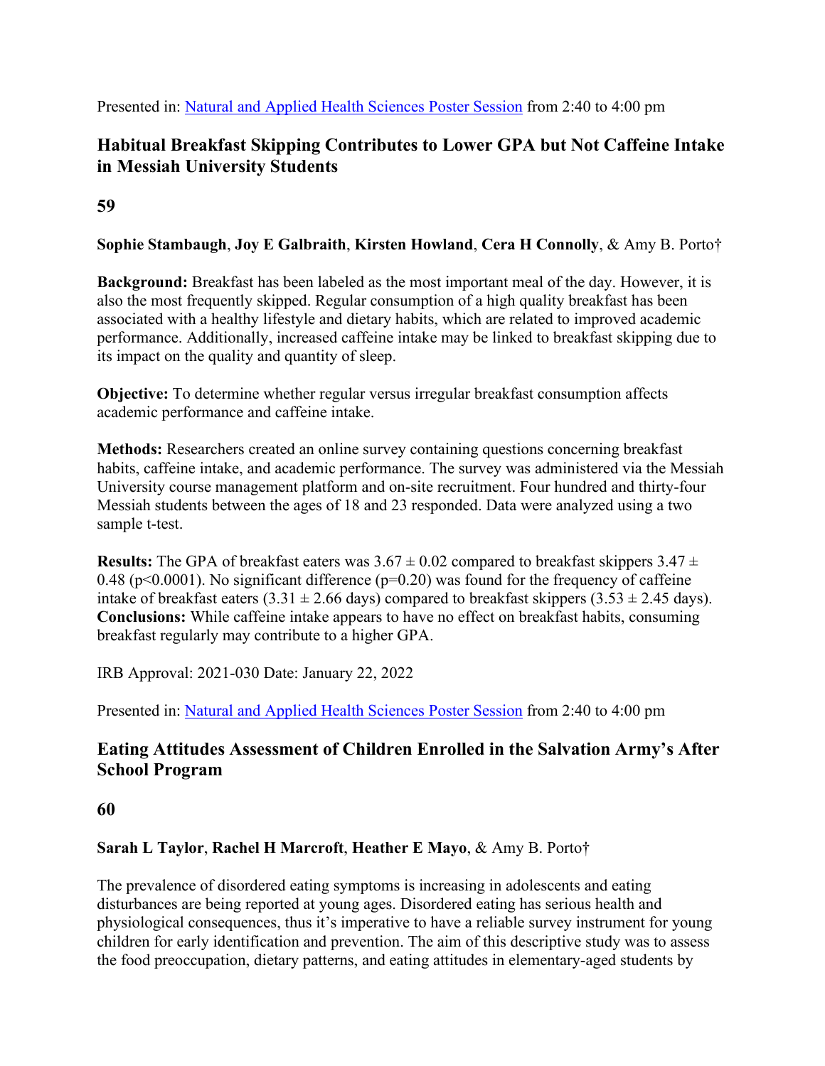Presented in: [Natural and Applied Health Sciences Poster Session](#) from 2:40 to 4:00 pm

## Habitual Breakfast Skipping Contributes to Lower GPA but Not Caffeine Intake in Messiah University Students

### 59

**Sophie Stambaugh**, **Joy E Galbraith**, **Kirsten Howland**, **Cera H Connolly**, & Amy B. Porto†

**Background:** Breakfast has been labeled as the most important meal of the day. However, it is also the most frequently skipped. Regular consumption of a high quality breakfast has been associated with a healthy lifestyle and dietary habits, which are related to improved academic performance. Additionally, increased caffeine intake may be linked to breakfast skipping due to its impact on the quality and quantity of sleep.

**Objective:** To determine whether regular versus irregular breakfast consumption affects academic performance and caffeine intake.

**Methods:** Researchers created an online survey containing questions concerning breakfast habits, caffeine intake, and academic performance. The survey was administered via the Messiah University course management platform and on-site recruitment. Four hundred and thirty-four Messiah students between the ages of 18 and 23 responded. Data were analyzed using a two sample t-test.

**Results:** The GPA of breakfast eaters was $3.67 \pm 0.02$ compared to breakfast skippers $3.47 \pm 0.48$ ($p<0.0001$). No significant difference ($p=0.20$) was found for the frequency of caffeine intake of breakfast eaters ($3.31 \pm 2.66$ days) compared to breakfast skippers ($3.53 \pm 2.45$ days).
**Conclusions:** While caffeine intake appears to have no effect on breakfast habits, consuming breakfast regularly may contribute to a higher GPA.

IRB Approval: 2021-030 Date: January 22, 2022

Presented in: [Natural and Applied Health Sciences Poster Session](#) from 2:40 to 4:00 pm

## Eating Attitudes Assessment of Children Enrolled in the Salvation Army's After School Program

### 60

**Sarah L Taylor**, **Rachel H Marcroft**, **Heather E Mayo**, & Amy B. Porto†

The prevalence of disordered eating symptoms is increasing in adolescents and eating disturbances are being reported at young ages. Disordered eating has serious health and physiological consequences, thus it's imperative to have a reliable survey instrument for young children for early identification and prevention. The aim of this descriptive study was to assess the food preoccupation, dietary patterns, and eating attitudes in elementary-aged students by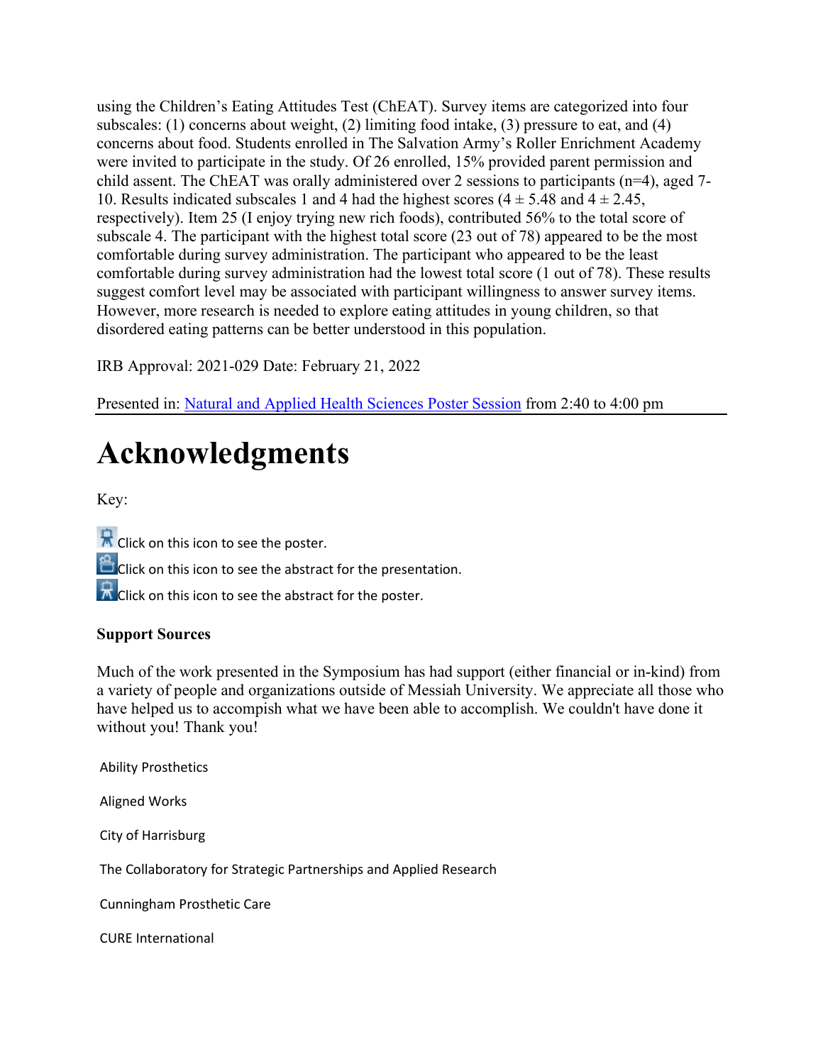using the Children's Eating Attitudes Test (ChEAT). Survey items are categorized into four subscales: (1) concerns about weight, (2) limiting food intake, (3) pressure to eat, and (4) concerns about food. Students enrolled in The Salvation Army's Roller Enrichment Academy were invited to participate in the study. Of 26 enrolled, 15% provided parent permission and child assent. The ChEAT was orally administered over 2 sessions to participants (n=4), aged 7-10. Results indicated subscales 1 and 4 had the highest scores ($4 \pm 5.48$ and $4 \pm 2.45$, respectively). Item 25 (I enjoy trying new rich foods), contributed 56% to the total score of subscale 4. The participant with the highest total score (23 out of 78) appeared to be the most comfortable during survey administration. The participant who appeared to be the least comfortable during survey administration had the lowest total score (1 out of 78). These results suggest comfort level may be associated with participant willingness to answer survey items. However, more research is needed to explore eating attitudes in young children, so that disordered eating patterns can be better understood in this population.

IRB Approval: 2021-029 Date: February 21, 2022

Presented in: Natural and Applied Health Sciences Poster Session from 2:40 to 4:00 pm

# Acknowledgments

Key:

Click on this icon to see the poster.

Click on this icon to see the abstract for the presentation.

Click on this icon to see the abstract for the poster.

### Support Sources

Much of the work presented in the Symposium has had support (either financial or in-kind) from a variety of people and organizations outside of Messiah University. We appreciate all those who have helped us to accompish what we have been able to accomplish. We couldn't have done it without you! Thank you!

Ability Prosthetics

Aligned Works

City of Harrisburg

The Collaboratory for Strategic Partnerships and Applied Research

Cunningham Prosthetic Care

CURE International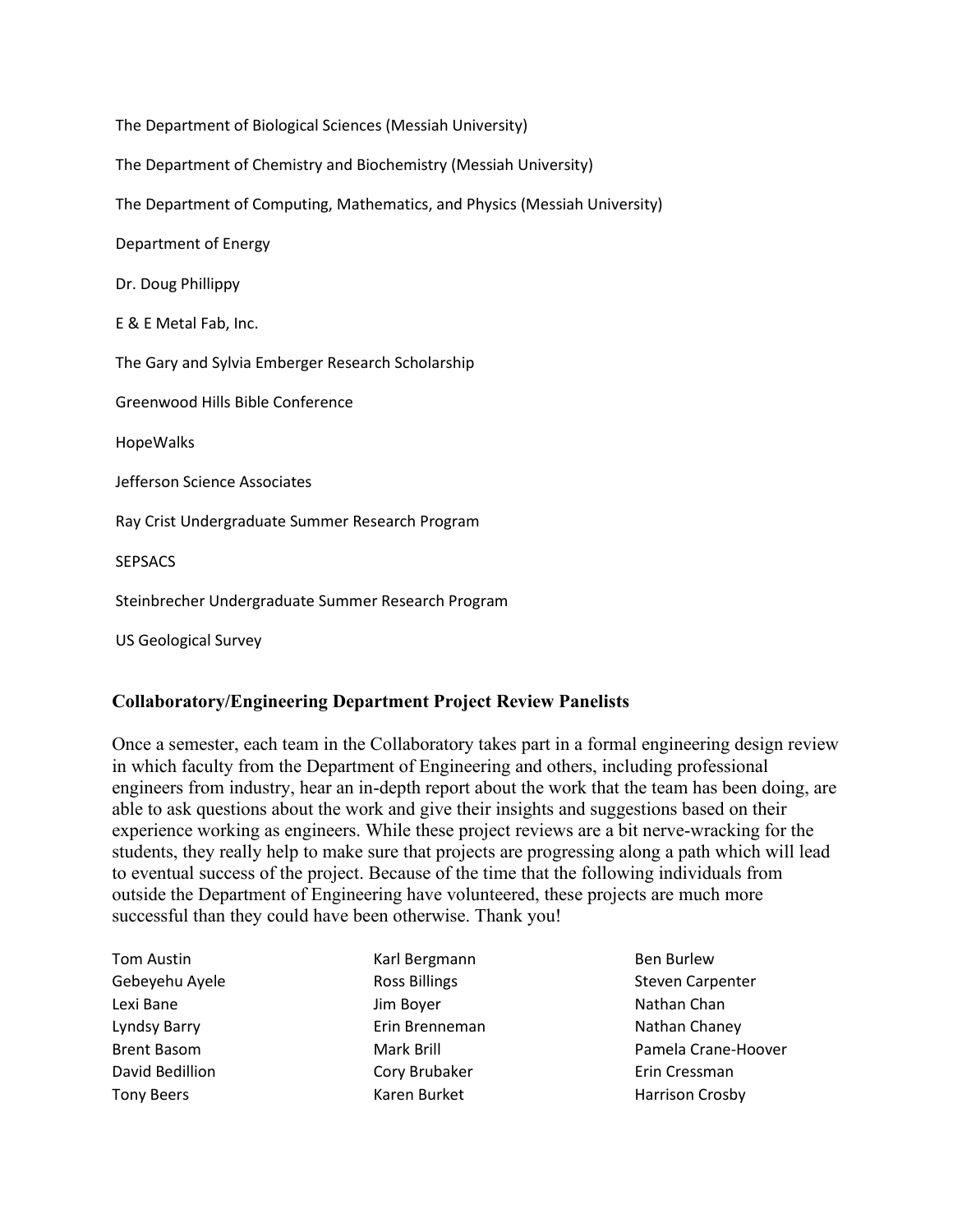The Department of Biological Sciences (Messiah University)

The Department of Chemistry and Biochemistry (Messiah University)

The Department of Computing, Mathematics, and Physics (Messiah University)

Department of Energy

Dr. Doug Phillippy

E & E Metal Fab, Inc.

The Gary and Sylvia Emberger Research Scholarship

Greenwood Hills Bible Conference

HopeWalks

Jefferson Science Associates

Ray Crist Undergraduate Summer Research Program

SEPSACS

Steinbrecher Undergraduate Summer Research Program

US Geological Survey

### Collaboratory/Engineering Department Project Review Panelists

Once a semester, each team in the Collaboratory takes part in a formal engineering design review in which faculty from the Department of Engineering and others, including professional engineers from industry, hear an in-depth report about the work that the team has been doing, are able to ask questions about the work and give their insights and suggestions based on their experience working as engineers. While these project reviews are a bit nerve-wracking for the students, they really help to make sure that projects are progressing along a path which will lead to eventual success of the project. Because of the time that the following individuals from outside the Department of Engineering have volunteered, these projects are much more successful than they could have been otherwise. Thank you!

Tom Austin
Gebeyehu Ayele
Lexi Bane
Lyndsy Barry
Brent Basom
David Bedillion
Tony Beers
Karl Bergmann
Ross Billings
Jim Boyer
Erin Brenneman
Mark Brill
Cory Brubaker
Karen Burket
Ben Burlew
Steven Carpenter
Nathan Chan
Nathan Chaney
Pamela Crane-Hoover
Erin Cressman
Harrison Crosby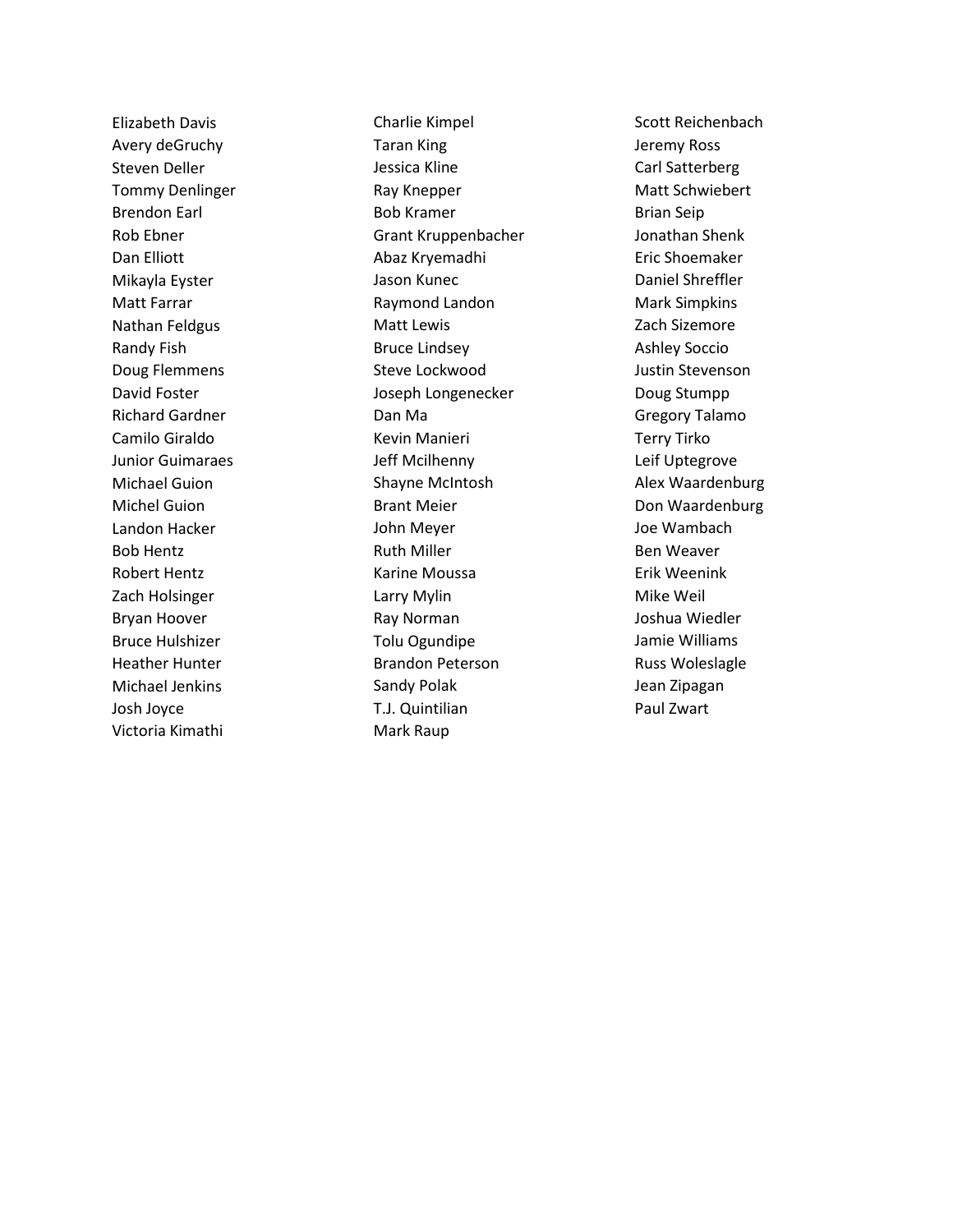Elizabeth Davis
Avery deGruchy
Steven Deller
Tommy Denlinger
Brendon Earl
Rob Ebner
Dan Elliott
Mikayla Eyster
Matt Farrar
Nathan Feldgus
Randy Fish
Doug Flemmens
David Foster
Richard Gardner
Camilo Giraldo
Junior Guimaraes
Michael Guion
Michel Guion
Landon Hacker
Bob Hentz
Robert Hentz
Zach Holsinger
Bryan Hoover
Bruce Hulshizer
Heather Hunter
Michael Jenkins
Josh Joyce
Victoria Kimathi

Charlie Kimpel
Taran King
Jessica Kline
Ray Knepper
Bob Kramer
Grant Kruppenbacher
Abaz Kryemadhi
Jason Kunec
Raymond Landon
Matt Lewis
Bruce Lindsey
Steve Lockwood
Joseph Longenecker
Dan Ma
Kevin Manieri
Jeff Mcilhenny
Shayne McIntosh
Brant Meier
John Meyer
Ruth Miller
Karine Moussa
Larry Mylin
Ray Norman
Tolu Ogundipe
Brandon Peterson
Sandy Polak
T.J. Quintilian
Mark Raup

Scott Reichenbach
Jeremy Ross
Carl Satterberg
Matt Schwiebert
Brian Seip
Jonathan Shenk
Eric Shoemaker
Daniel Shreffler
Mark Simpkins
Zach Sizemore
Ashley Soccio
Justin Stevenson
Doug Stumpp
Gregory Talamo
Terry Tirko
Leif Uptegrove
Alex Waardenburg
Don Waardenburg
Joe Wambach
Ben Weaver
Erik Weenink
Mike Weil
Joshua Wiedler
Jamie Williams
Russ Woleslagle
Jean Zipagan
Paul Zwart